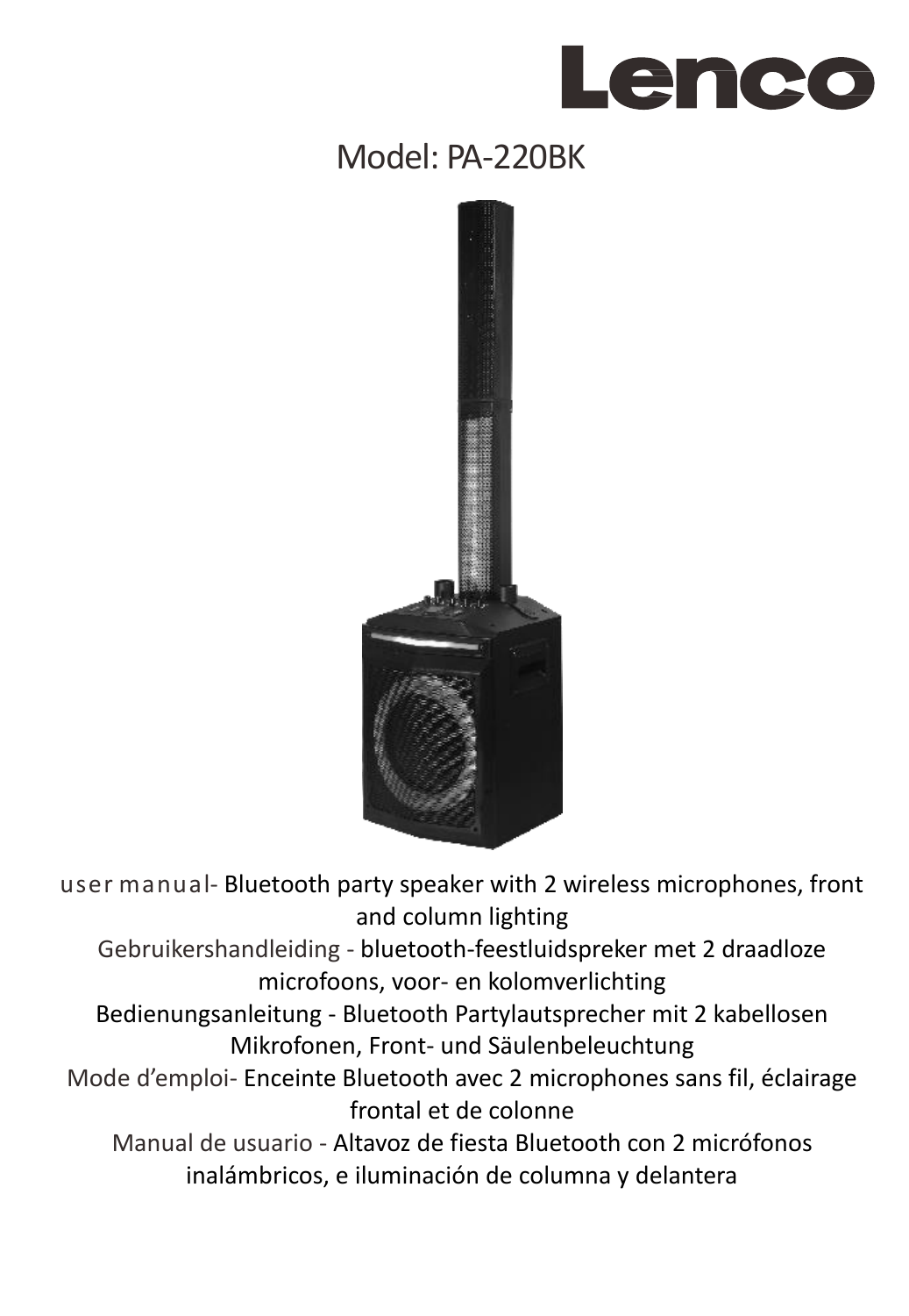# Lenco

## Model: PA-220BK

user manual- Bluetooth party speaker with 2 wireless microphones, front and column lighting

Gebruikershandleiding - bluetooth-feestluidspreker met 2 draadloze microfoons, voor- en kolomverlichting

Bedienungsanleitung - Bluetooth Partylautsprecher mit 2 kabellosen Mikrofonen, Front- und Säulenbeleuchtung

Mode d'emploi- Enceinte Bluetooth avec 2 microphones sans fil, éclairage frontal et de colonne

Manual de usuario - Altavoz de fiesta Bluetooth con 2 micrófonos inalámbricos, e iluminación de columna y delantera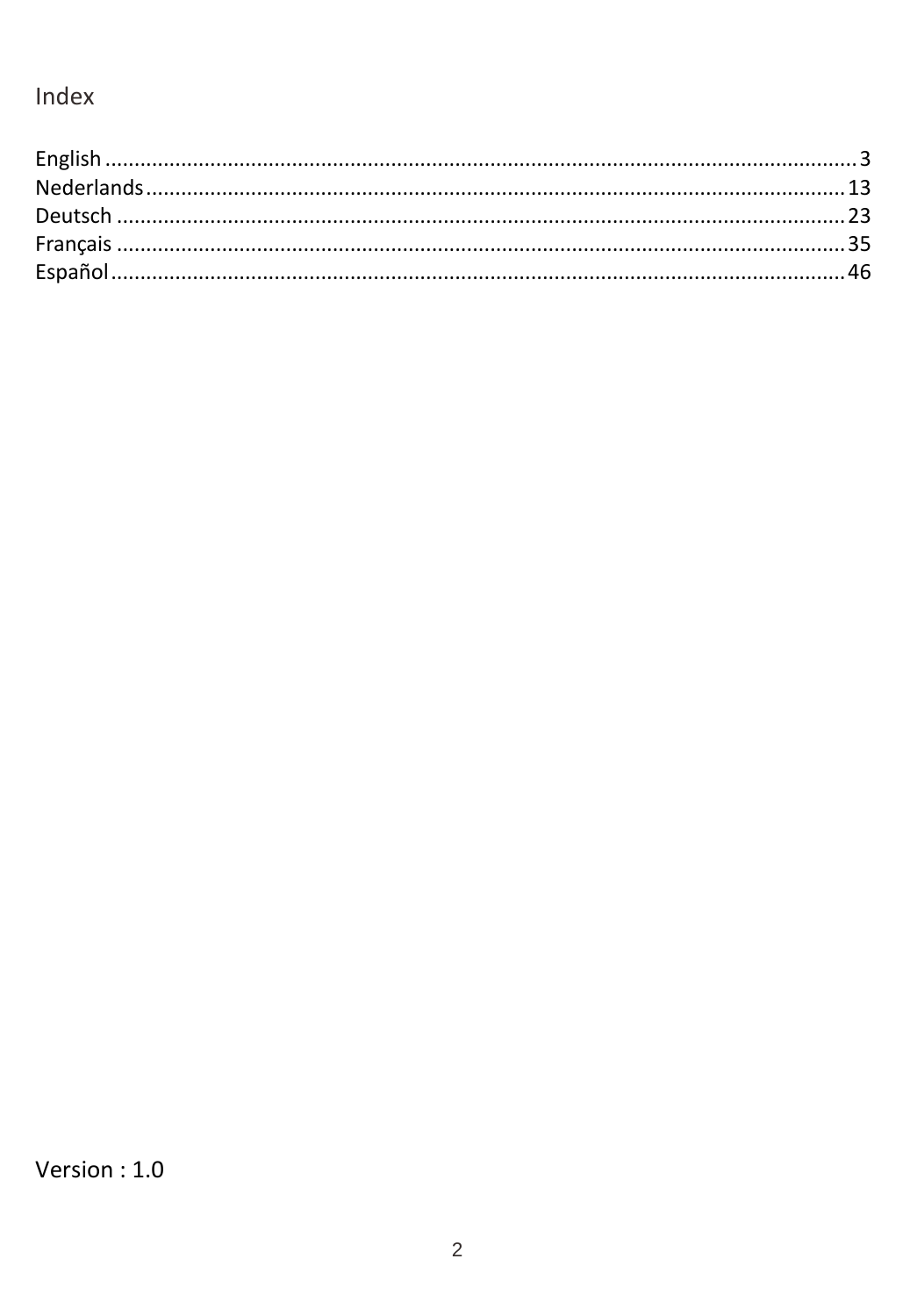# Index

English ........................................................................................................................ 3
Nederlands .................................................................................................................. 13
Deutsch ....................................................................................................................... 23
Français ....................................................................................................................... 35
Español ........................................................................................................................ 46

Version : 1.0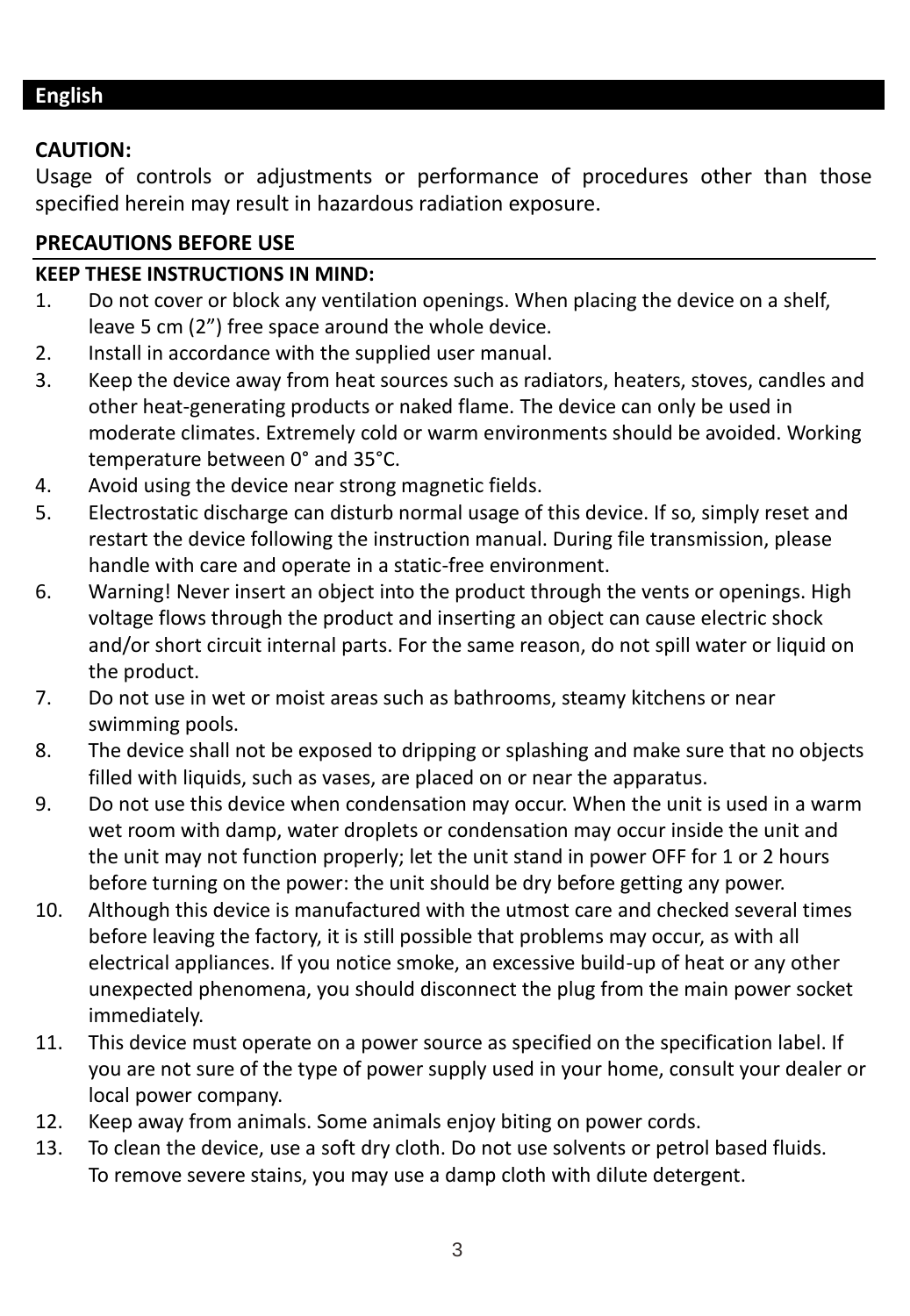## English

**CAUTION:**
Usage of controls or adjustments or performance of procedures other than those specified herein may result in hazardous radiation exposure.

**PRECAUTIONS BEFORE USE**

**KEEP THESE INSTRUCTIONS IN MIND:**

1. Do not cover or block any ventilation openings. When placing the device on a shelf, leave 5 cm (2") free space around the whole device.
2. Install in accordance with the supplied user manual.
3. Keep the device away from heat sources such as radiators, heaters, stoves, candles and other heat-generating products or naked flame. The device can only be used in moderate climates. Extremely cold or warm environments should be avoided. Working temperature between 0° and 35°C.
4. Avoid using the device near strong magnetic fields.
5. Electrostatic discharge can disturb normal usage of this device. If so, simply reset and restart the device following the instruction manual. During file transmission, please handle with care and operate in a static-free environment.
6. Warning! Never insert an object into the product through the vents or openings. High voltage flows through the product and inserting an object can cause electric shock and/or short circuit internal parts. For the same reason, do not spill water or liquid on the product.
7. Do not use in wet or moist areas such as bathrooms, steamy kitchens or near swimming pools.
8. The device shall not be exposed to dripping or splashing and make sure that no objects filled with liquids, such as vases, are placed on or near the apparatus.
9. Do not use this device when condensation may occur. When the unit is used in a warm wet room with damp, water droplets or condensation may occur inside the unit and the unit may not function properly; let the unit stand in power OFF for 1 or 2 hours before turning on the power: the unit should be dry before getting any power.
10. Although this device is manufactured with the utmost care and checked several times before leaving the factory, it is still possible that problems may occur, as with all electrical appliances. If you notice smoke, an excessive build-up of heat or any other unexpected phenomena, you should disconnect the plug from the main power socket immediately.
11. This device must operate on a power source as specified on the specification label. If you are not sure of the type of power supply used in your home, consult your dealer or local power company.
12. Keep away from animals. Some animals enjoy biting on power cords.
13. To clean the device, use a soft dry cloth. Do not use solvents or petrol based fluids. To remove severe stains, you may use a damp cloth with dilute detergent.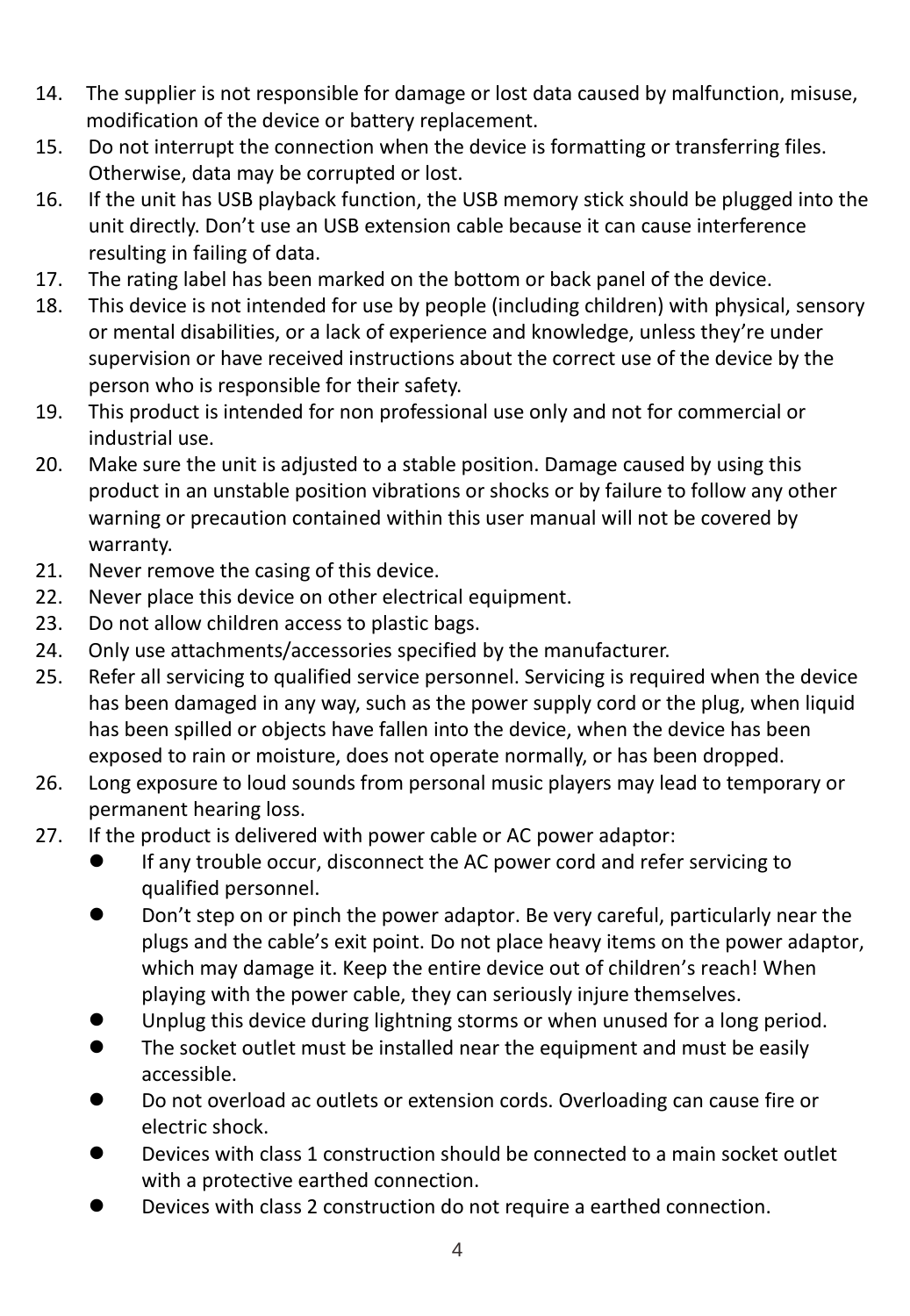14. The supplier is not responsible for damage or lost data caused by malfunction, misuse, modification of the device or battery replacement.
15. Do not interrupt the connection when the device is formatting or transferring files. Otherwise, data may be corrupted or lost.
16. If the unit has USB playback function, the USB memory stick should be plugged into the unit directly. Don't use an USB extension cable because it can cause interference resulting in failing of data.
17. The rating label has been marked on the bottom or back panel of the device.
18. This device is not intended for use by people (including children) with physical, sensory or mental disabilities, or a lack of experience and knowledge, unless they're under supervision or have received instructions about the correct use of the device by the person who is responsible for their safety.
19. This product is intended for non professional use only and not for commercial or industrial use.
20. Make sure the unit is adjusted to a stable position. Damage caused by using this product in an unstable position vibrations or shocks or by failure to follow any other warning or precaution contained within this user manual will not be covered by warranty.
21. Never remove the casing of this device.
22. Never place this device on other electrical equipment.
23. Do not allow children access to plastic bags.
24. Only use attachments/accessories specified by the manufacturer.
25. Refer all servicing to qualified service personnel. Servicing is required when the device has been damaged in any way, such as the power supply cord or the plug, when liquid has been spilled or objects have fallen into the device, when the device has been exposed to rain or moisture, does not operate normally, or has been dropped.
26. Long exposure to loud sounds from personal music players may lead to temporary or permanent hearing loss.
27. If the product is delivered with power cable or AC power adaptor:
    - If any trouble occur, disconnect the AC power cord and refer servicing to qualified personnel.
    - Don't step on or pinch the power adaptor. Be very careful, particularly near the plugs and the cable's exit point. Do not place heavy items on the power adaptor, which may damage it. Keep the entire device out of children's reach! When playing with the power cable, they can seriously injure themselves.
    - Unplug this device during lightning storms or when unused for a long period.
    - The socket outlet must be installed near the equipment and must be easily accessible.
    - Do not overload ac outlets or extension cords. Overloading can cause fire or electric shock.
    - Devices with class 1 construction should be connected to a main socket outlet with a protective earthed connection.
    - Devices with class 2 construction do not require a earthed connection.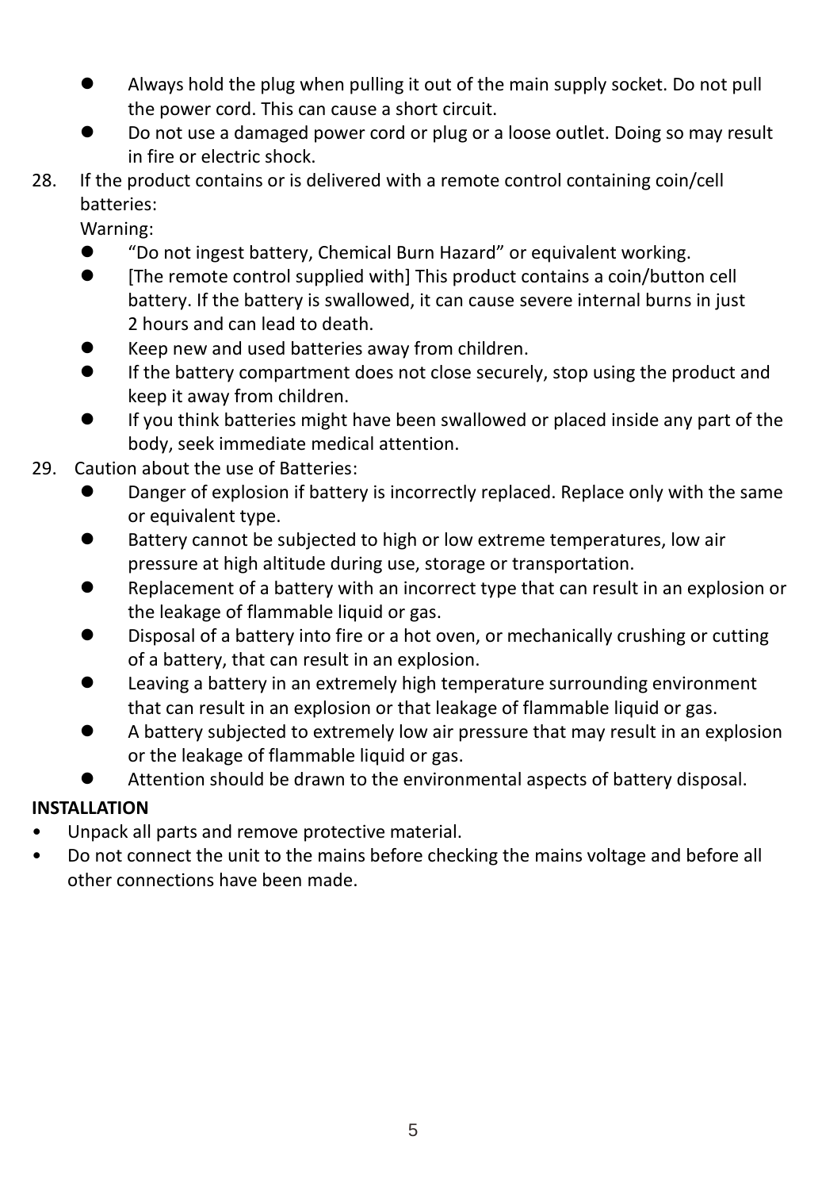- Always hold the plug when pulling it out of the main supply socket. Do not pull the power cord. This can cause a short circuit.
- Do not use a damaged power cord or plug or a loose outlet. Doing so may result in fire or electric shock.

28. If the product contains or is delivered with a remote control containing coin/cell batteries:
    Warning:
    - "Do not ingest battery, Chemical Burn Hazard" or equivalent working.
    - [The remote control supplied with] This product contains a coin/button cell battery. If the battery is swallowed, it can cause severe internal burns in just 2 hours and can lead to death.
    - Keep new and used batteries away from children.
    - If the battery compartment does not close securely, stop using the product and keep it away from children.
    - If you think batteries might have been swallowed or placed inside any part of the body, seek immediate medical attention.
29. Caution about the use of Batteries:
    - Danger of explosion if battery is incorrectly replaced. Replace only with the same or equivalent type.
    - Battery cannot be subjected to high or low extreme temperatures, low air pressure at high altitude during use, storage or transportation.
    - Replacement of a battery with an incorrect type that can result in an explosion or the leakage of flammable liquid or gas.
    - Disposal of a battery into fire or a hot oven, or mechanically crushing or cutting of a battery, that can result in an explosion.
    - Leaving a battery in an extremely high temperature surrounding environment that can result in an explosion or that leakage of flammable liquid or gas.
    - A battery subjected to extremely low air pressure that may result in an explosion or the leakage of flammable liquid or gas.
    - Attention should be drawn to the environmental aspects of battery disposal.

**INSTALLATION**

- Unpack all parts and remove protective material.
- Do not connect the unit to the mains before checking the mains voltage and before all other connections have been made.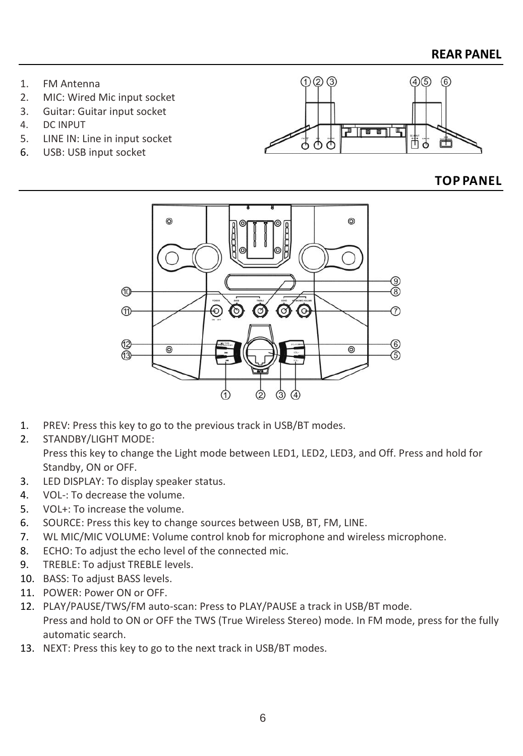## REAR PANEL

1. FM Antenna
2. MIC: Wired Mic input socket
3. Guitar: Guitar input socket
4. DC INPUT
5. LINE IN: Line in input socket
6. USB: USB input socket

## TOP PANEL

1. PREV: Press this key to go to the previous track in USB/BT modes.
2. STANDBY/LIGHT MODE:
   Press this key to change the Light mode between LED1, LED2, LED3, and Off. Press and hold for Standby, ON or OFF.
3. LED DISPLAY: To display speaker status.
4. VOL-: To decrease the volume.
5. VOL+: To increase the volume.
6. SOURCE: Press this key to change sources between USB, BT, FM, LINE.
7. WL MIC/MIC VOLUME: Volume control knob for microphone and wireless microphone.
8. ECHO: To adjust the echo level of the connected mic.
9. TREBLE: To adjust TREBLE levels.
10. BASS: To adjust BASS levels.
11. POWER: Power ON or OFF.
12. PLAY/PAUSE/TWS/FM auto-scan: Press to PLAY/PAUSE a track in USB/BT mode.
    Press and hold to ON or OFF the TWS (True Wireless Stereo) mode. In FM mode, press for the fully automatic search.
13. NEXT: Press this key to go to the next track in USB/BT modes.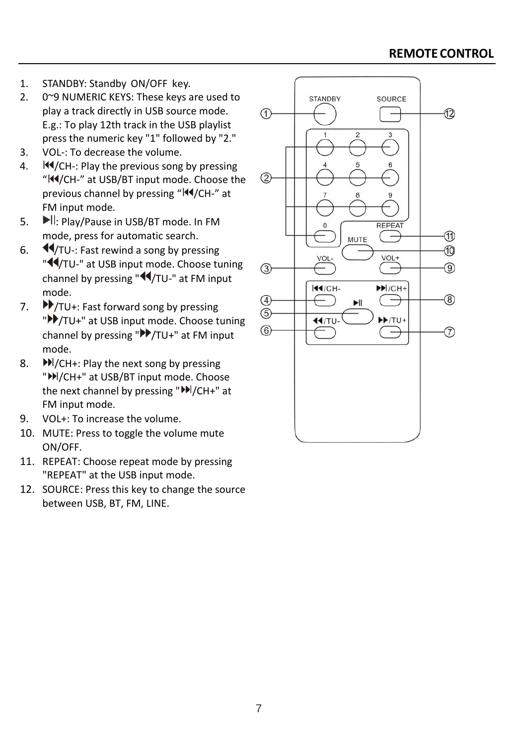## REMOTE CONTROL

1. STANDBY: Standby ON/OFF key.
2. 0~9 NUMERIC KEYS: These keys are used to play a track directly in USB source mode. E.g.: To play 12th track in the USB playlist press the numeric key "1" followed by "2."
3. VOL-: To decrease the volume.
4. ⏮/CH-: Play the previous song by pressing "⏮/CH-" at USB/BT input mode. Choose the previous channel by pressing "⏮/CH-" at FM input mode.
5. ⏯: Play/Pause in USB/BT mode. In FM mode, press for automatic search.
6. ⏪/TU-: Fast rewind a song by pressing "⏪/TU-" at USB input mode. Choose tuning channel by pressing "⏪/TU-" at FM input mode.
7. ⏩/TU+: Fast forward song by pressing "⏩/TU+" at USB input mode. Choose tuning channel by pressing "⏩/TU+" at FM input mode.
8. ⏭/CH+: Play the next song by pressing "⏭/CH+" at USB/BT input mode. Choose the next channel by pressing "⏭/CH+" at FM input mode.
9. VOL+: To increase the volume.
10. MUTE: Press to toggle the volume mute ON/OFF.
11. REPEAT: Choose repeat mode by pressing "REPEAT" at the USB input mode.
12. SOURCE: Press this key to change the source between USB, BT, FM, LINE.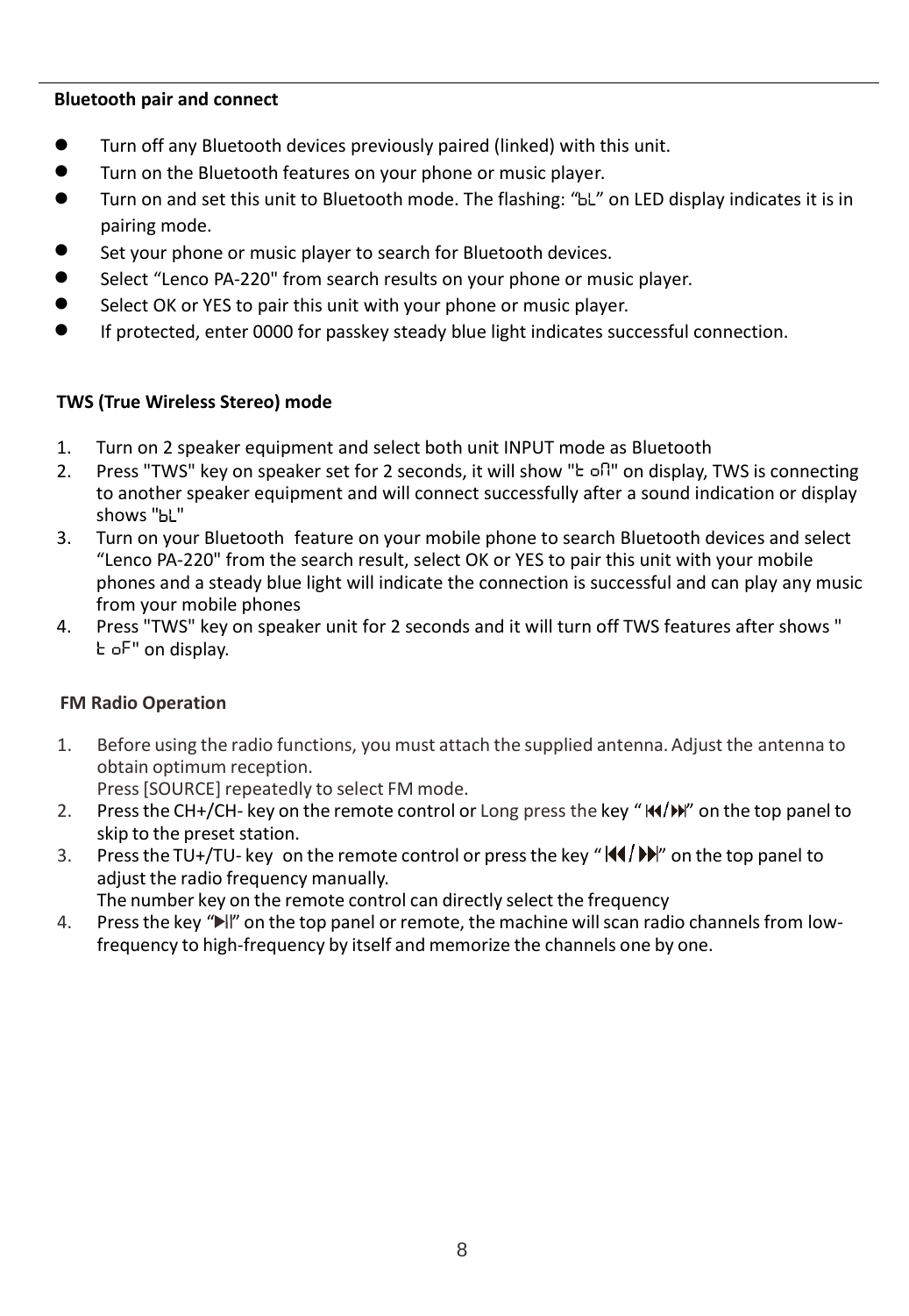**Bluetooth pair and connect**

- Turn off any Bluetooth devices previously paired (linked) with this unit.
- Turn on the Bluetooth features on your phone or music player.
- Turn on and set this unit to Bluetooth mode. The flashing: "bL" on LED display indicates it is in pairing mode.
- Set your phone or music player to search for Bluetooth devices.
- Select "Lenco PA-220" from search results on your phone or music player.
- Select OK or YES to pair this unit with your phone or music player.
- If protected, enter 0000 for passkey steady blue light indicates successful connection.

**TWS (True Wireless Stereo) mode**

1. Turn on 2 speaker equipment and select both unit INPUT mode as Bluetooth
2. Press "TWS" key on speaker set for 2 seconds, it will show "t on" on display, TWS is connecting to another speaker equipment and will connect successfully after a sound indication or display shows "bL"
3. Turn on your Bluetooth feature on your mobile phone to search Bluetooth devices and select "Lenco PA-220" from the search result, select OK or YES to pair this unit with your mobile phones and a steady blue light will indicate the connection is successful and can play any music from your mobile phones
4. Press "TWS" key on speaker unit for 2 seconds and it will turn off TWS features after shows " t oF" on display.

**FM Radio Operation**

1. Before using the radio functions, you must attach the supplied antenna. Adjust the antenna to obtain optimum reception.
   Press [SOURCE] repeatedly to select FM mode.
2. Press the CH+/CH- key on the remote control or Long press the key "⏮/⏭" on the top panel to skip to the preset station.
3. Press the TU+/TU- key on the remote control or press the key "⏮/⏭" on the top panel to adjust the radio frequency manually.
   The number key on the remote control can directly select the frequency
4. Press the key "⏯" on the top panel or remote, the machine will scan radio channels from low-frequency to high-frequency by itself and memorize the channels one by one.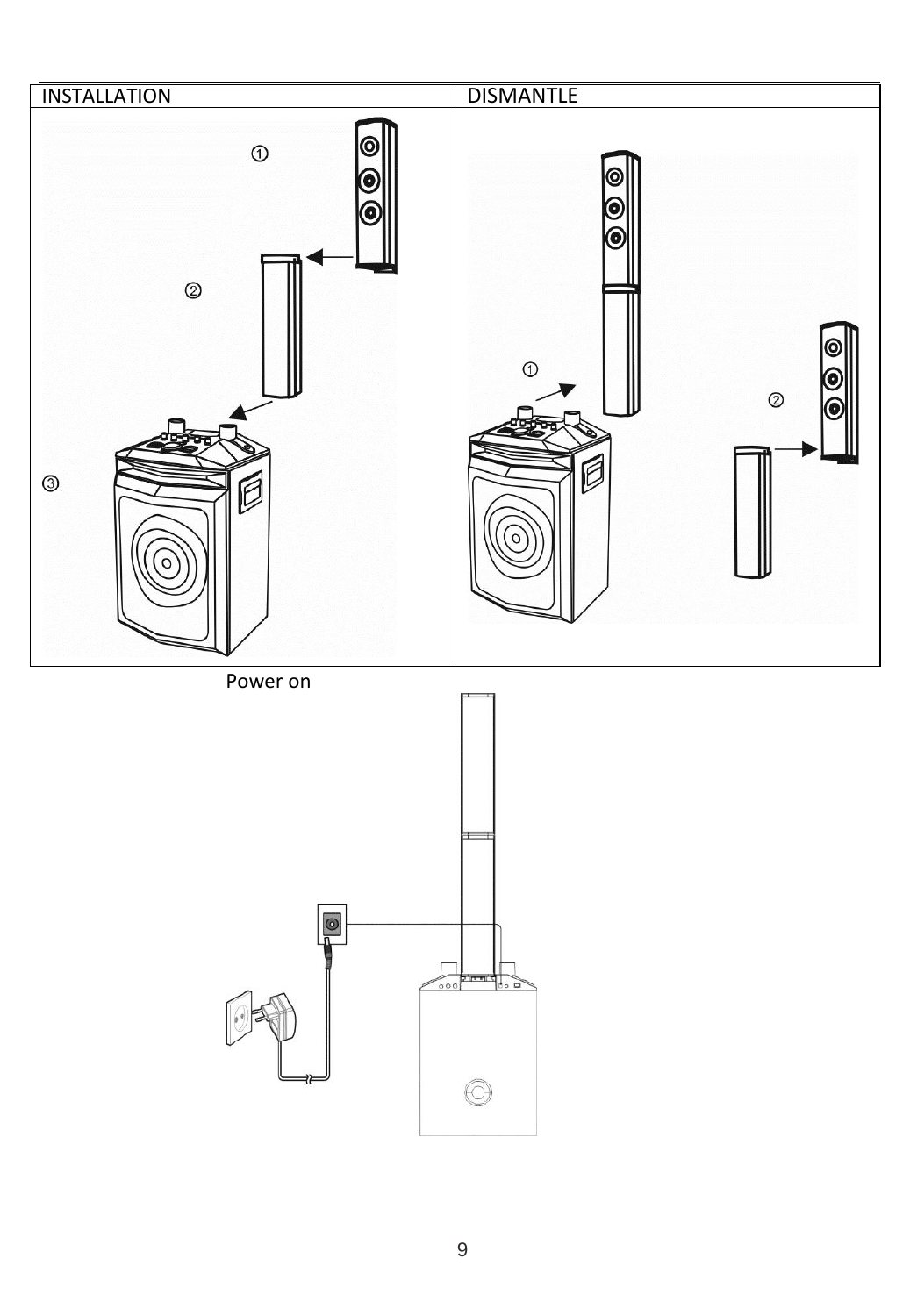| INSTALLATION | DISMANTLE |
| --- | --- |
| ① ② ③ | ① ② |

Power on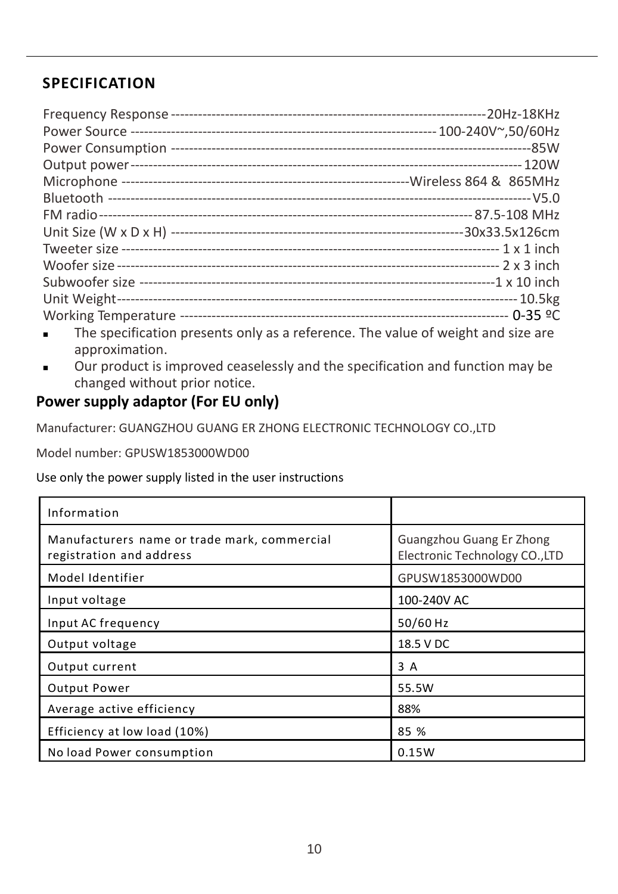## SPECIFICATION

Frequency Response ---------------------------------------------------------------------20Hz-18KHz
Power Source ------------------------------------------------------------------- 100-240V~,50/60Hz
Power Consumption -------------------------------------------------------------------------------85W
Output power------------------------------------------------------------------------------------- 120W
Microphone ---------------------------------------------------------------Wireless 864 & 865MHz
Bluetooth -------------------------------------------------------------------------------------------V5.0
FM radio---------------------------------------------------------------------------------- 87.5-108 MHz
Unit Size (W x D x H) ----------------------------------------------------------------30x33.5x126cm
Tweeter size ---------------------------------------------------------------------------------- 1 x 1 inch
Woofer size ----------------------------------------------------------------------------------- 2 x 3 inch
Subwoofer size ------------------------------------------------------------------------------1 x 10 inch
Unit Weight------------------------------------------------------------------------------------- 10.5kg
Working Temperature ------------------------------------------------------------------------ 0-35 ºC

- The specification presents only as a reference. The value of weight and size are approximation.
- Our product is improved ceaselessly and the specification and function may be changed without prior notice.

**Power supply adaptor (For EU only)**

Manufacturer: GUANGZHOU GUANG ER ZHONG ELECTRONIC TECHNOLOGY CO.,LTD

Model number: GPUSW1853000WD00

Use only the power supply listed in the user instructions

| Information | |
|---|---|
| Manufacturers name or trade mark, commercial registration and address | Guangzhou Guang Er Zhong Electronic Technology CO.,LTD |
| Model Identifier | GPUSW1853000WD00 |
| Input voltage | 100-240V AC |
| Input AC frequency | 50/60 Hz |
| Output voltage | 18.5 V DC |
| Output current | 3 A |
| Output Power | 55.5W |
| Average active efficiency | 88% |
| Efficiency at low load (10%) | 85 % |
| No load Power consumption | 0.15W |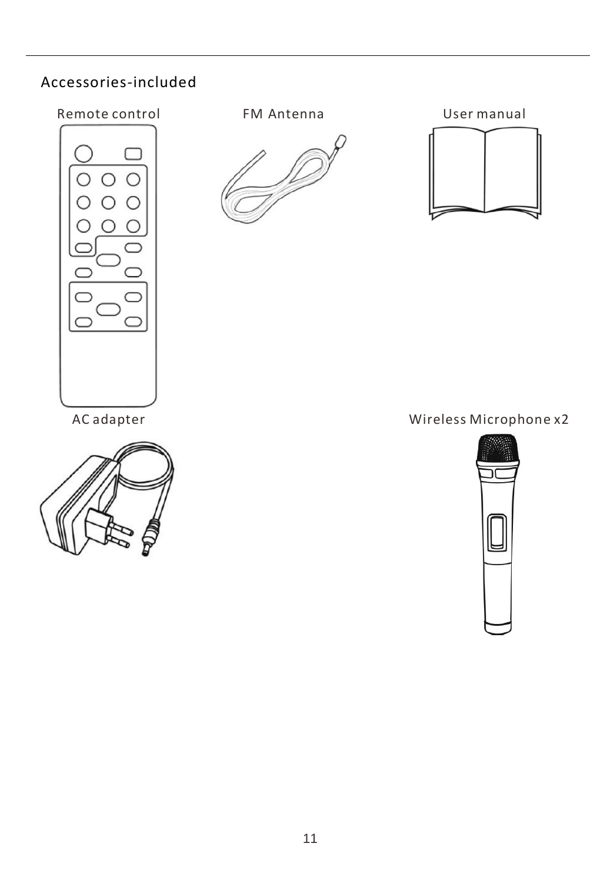## Accessories-included

Remote control

FM Antenna

User manual

AC adapter

Wireless Microphone x2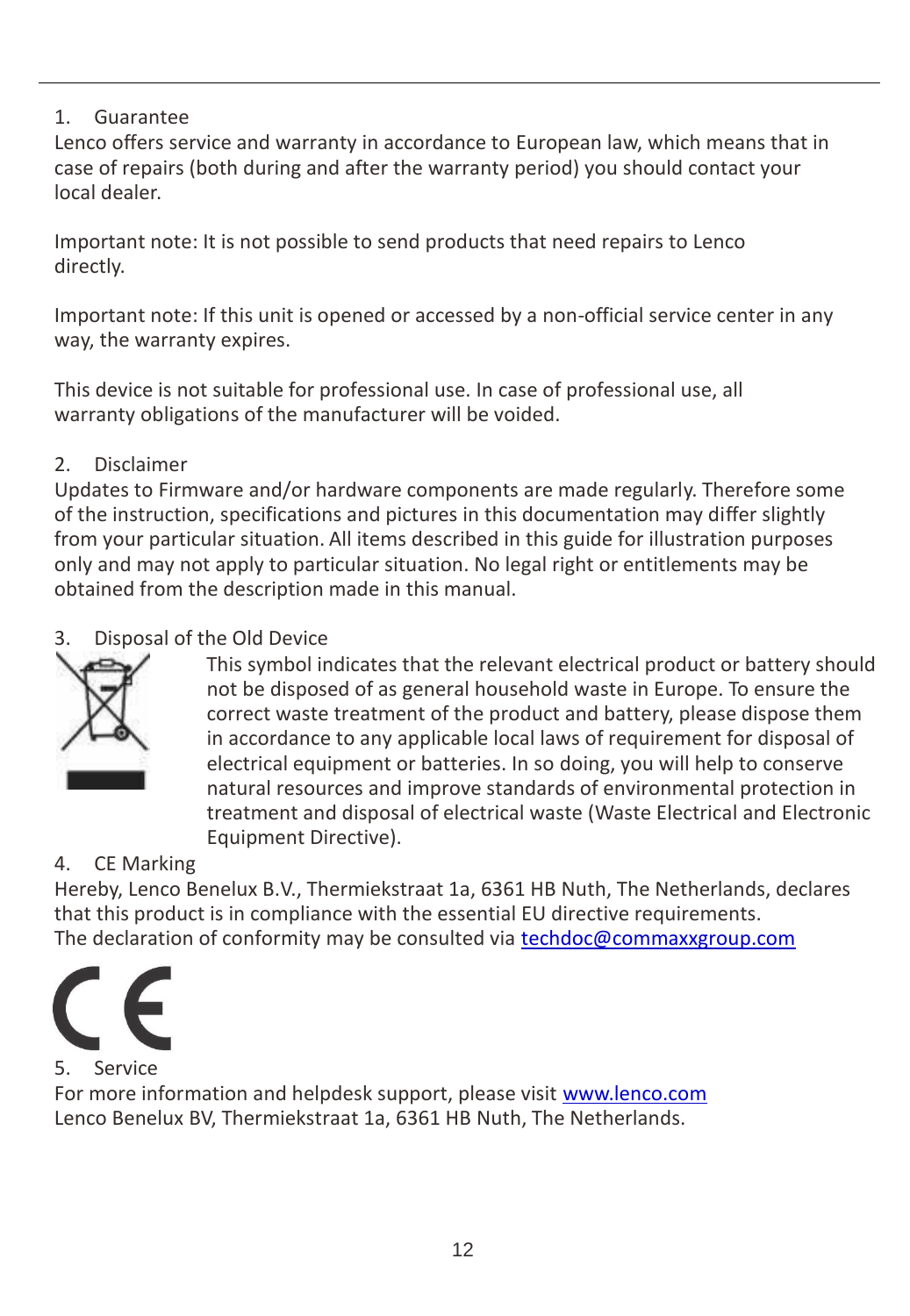## 1. Guarantee

Lenco offers service and warranty in accordance to European law, which means that in case of repairs (both during and after the warranty period) you should contact your local dealer.

Important note: It is not possible to send products that need repairs to Lenco directly.

Important note: If this unit is opened or accessed by a non-official service center in any way, the warranty expires.

This device is not suitable for professional use. In case of professional use, all warranty obligations of the manufacturer will be voided.

## 2. Disclaimer

Updates to Firmware and/or hardware components are made regularly. Therefore some of the instruction, specifications and pictures in this documentation may differ slightly from your particular situation. All items described in this guide for illustration purposes only and may not apply to particular situation. No legal right or entitlements may be obtained from the description made in this manual.

## 3. Disposal of the Old Device

This symbol indicates that the relevant electrical product or battery should not be disposed of as general household waste in Europe. To ensure the correct waste treatment of the product and battery, please dispose them in accordance to any applicable local laws of requirement for disposal of electrical equipment or batteries. In so doing, you will help to conserve natural resources and improve standards of environmental protection in treatment and disposal of electrical waste (Waste Electrical and Electronic Equipment Directive).

## 4. CE Marking

Hereby, Lenco Benelux B.V., Thermiekstraat 1a, 6361 HB Nuth, The Netherlands, declares that this product is in compliance with the essential EU directive requirements.
The declaration of conformity may be consulted via techdoc@commaxxgroup.com

## 5. Service

For more information and helpdesk support, please visit www.lenco.com
Lenco Benelux BV, Thermiekstraat 1a, 6361 HB Nuth, The Netherlands.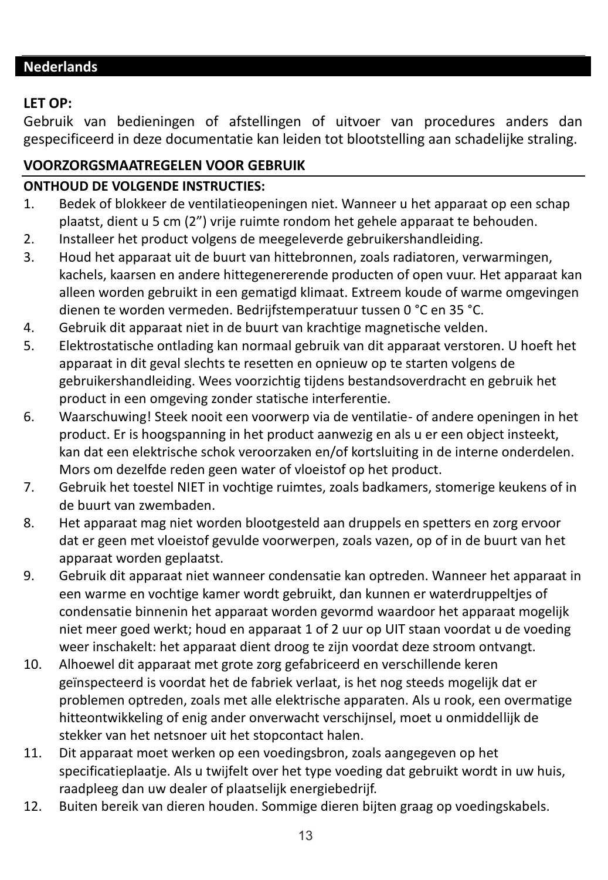## Nederlands

**LET OP:**
Gebruik van bedieningen of afstellingen of uitvoer van procedures anders dan gespecificeerd in deze documentatie kan leiden tot blootstelling aan schadelijke straling.

### VOORZORGSMAATREGELEN VOOR GEBRUIK

**ONTHOUD DE VOLGENDE INSTRUCTIES:**

1. Bedek of blokkeer de ventilatieopeningen niet. Wanneer u het apparaat op een schap plaatst, dient u 5 cm (2”) vrije ruimte rondom het gehele apparaat te behouden.
2. Installeer het product volgens de meegeleverde gebruikershandleiding.
3. Houd het apparaat uit de buurt van hittebronnen, zoals radiatoren, verwarmingen, kachels, kaarsen en andere hittegenererende producten of open vuur. Het apparaat kan alleen worden gebruikt in een gematigd klimaat. Extreem koude of warme omgevingen dienen te worden vermeden. Bedrijfstemperatuur tussen 0 °C en 35 °C.
4. Gebruik dit apparaat niet in de buurt van krachtige magnetische velden.
5. Elektrostatische ontlading kan normaal gebruik van dit apparaat verstoren. U hoeft het apparaat in dit geval slechts te resetten en opnieuw op te starten volgens de gebruikershandleiding. Wees voorzichtig tijdens bestandsoverdracht en gebruik het product in een omgeving zonder statische interferentie.
6. Waarschuwing! Steek nooit een voorwerp via de ventilatie- of andere openingen in het product. Er is hoogspanning in het product aanwezig en als u er een object insteekt, kan dat een elektrische schok veroorzaken en/of kortsluiting in de interne onderdelen. Mors om dezelfde reden geen water of vloeistof op het product.
7. Gebruik het toestel NIET in vochtige ruimtes, zoals badkamers, stomerige keukens of in de buurt van zwembaden.
8. Het apparaat mag niet worden blootgesteld aan druppels en spetters en zorg ervoor dat er geen met vloeistof gevulde voorwerpen, zoals vazen, op of in de buurt van het apparaat worden geplaatst.
9. Gebruik dit apparaat niet wanneer condensatie kan optreden. Wanneer het apparaat in een warme en vochtige kamer wordt gebruikt, dan kunnen er waterdruppeltjes of condensatie binnenin het apparaat worden gevormd waardoor het apparaat mogelijk niet meer goed werkt; houd en apparaat 1 of 2 uur op UIT staan voordat u de voeding weer inschakelt: het apparaat dient droog te zijn voordat deze stroom ontvangt.
10. Alhoewel dit apparaat met grote zorg gefabriceerd en verschillende keren geïnspecteerd is voordat het de fabriek verlaat, is het nog steeds mogelijk dat er problemen optreden, zoals met alle elektrische apparaten. Als u rook, een overmatige hitteontwikkeling of enig ander onverwacht verschijnsel, moet u onmiddellijk de stekker van het netsnoer uit het stopcontact halen.
11. Dit apparaat moet werken op een voedingsbron, zoals aangegeven op het specificatieplaatje. Als u twijfelt over het type voeding dat gebruikt wordt in uw huis, raadpleeg dan uw dealer of plaatselijk energiebedrijf.
12. Buiten bereik van dieren houden. Sommige dieren bijten graag op voedingskabels.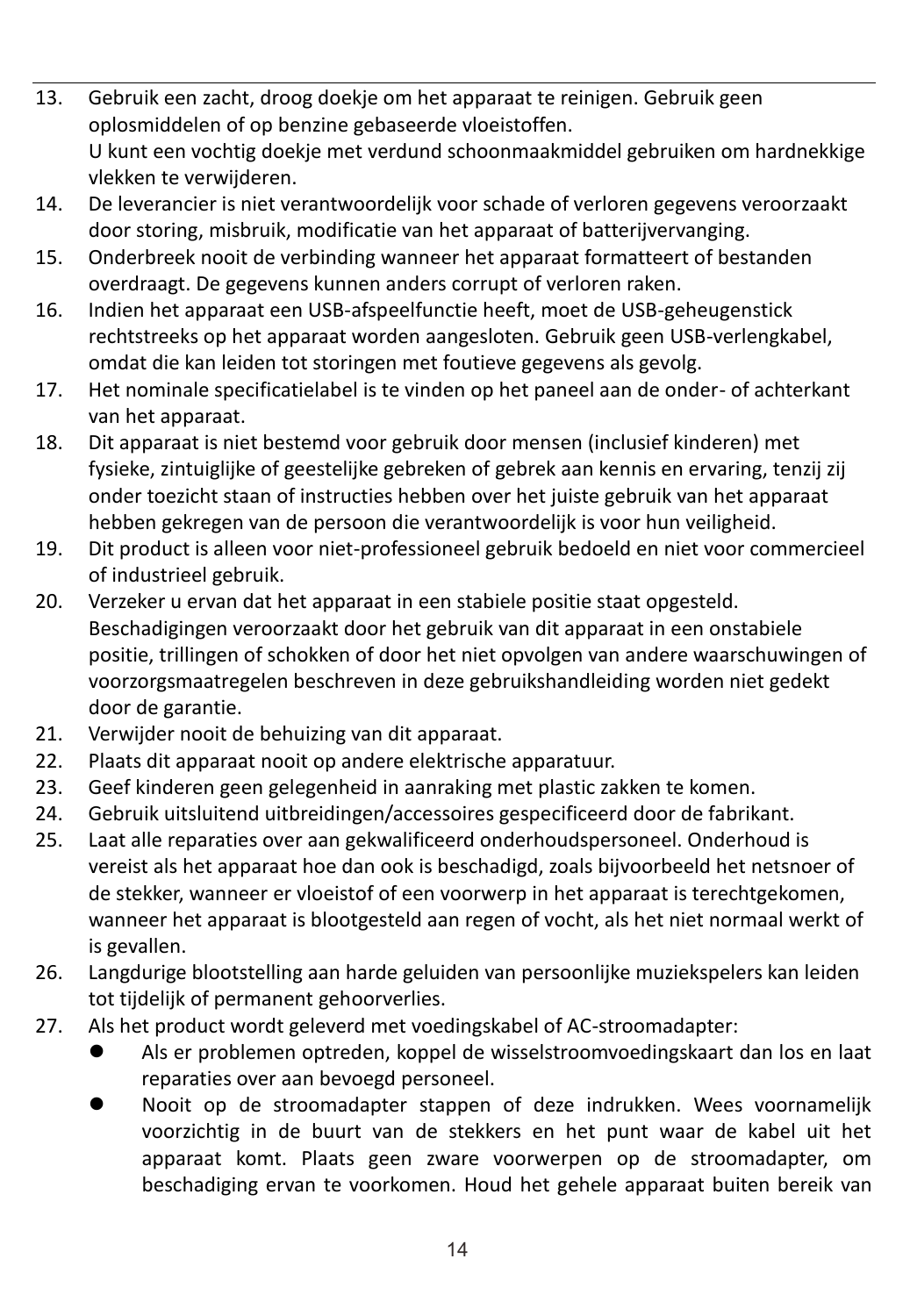13. Gebruik een zacht, droog doekje om het apparaat te reinigen. Gebruik geen oplosmiddelen of op benzine gebaseerde vloeistoffen.
    U kunt een vochtig doekje met verdund schoonmaakmiddel gebruiken om hardnekkige vlekken te verwijderen.
14. De leverancier is niet verantwoordelijk voor schade of verloren gegevens veroorzaakt door storing, misbruik, modificatie van het apparaat of batterijvervanging.
15. Onderbreek nooit de verbinding wanneer het apparaat formatteert of bestanden overdraagt. De gegevens kunnen anders corrupt of verloren raken.
16. Indien het apparaat een USB-afspeelfunctie heeft, moet de USB-geheugenstick rechtstreeks op het apparaat worden aangesloten. Gebruik geen USB-verlengkabel, omdat die kan leiden tot storingen met foutieve gegevens als gevolg.
17. Het nominale specificatielabel is te vinden op het paneel aan de onder- of achterkant van het apparaat.
18. Dit apparaat is niet bestemd voor gebruik door mensen (inclusief kinderen) met fysieke, zintuiglijke of geestelijke gebreken of gebrek aan kennis en ervaring, tenzij zij onder toezicht staan of instructies hebben over het juiste gebruik van het apparaat hebben gekregen van de persoon die verantwoordelijk is voor hun veiligheid.
19. Dit product is alleen voor niet-professioneel gebruik bedoeld en niet voor commercieel of industrieel gebruik.
20. Verzeker u ervan dat het apparaat in een stabiele positie staat opgesteld. Beschadigingen veroorzaakt door het gebruik van dit apparaat in een onstabiele positie, trillingen of schokken of door het niet opvolgen van andere waarschuwingen of voorzorgsmaatregelen beschreven in deze gebruikshandleiding worden niet gedekt door de garantie.
21. Verwijder nooit de behuizing van dit apparaat.
22. Plaats dit apparaat nooit op andere elektrische apparatuur.
23. Geef kinderen geen gelegenheid in aanraking met plastic zakken te komen.
24. Gebruik uitsluitend uitbreidingen/accessoires gespecificeerd door de fabrikant.
25. Laat alle reparaties over aan gekwalificeerd onderhoudspersoneel. Onderhoud is vereist als het apparaat hoe dan ook is beschadigd, zoals bijvoorbeeld het netsnoer of de stekker, wanneer er vloeistof of een voorwerp in het apparaat is terechtgekomen, wanneer het apparaat is blootgesteld aan regen of vocht, als het niet normaal werkt of is gevallen.
26. Langdurige blootstelling aan harde geluiden van persoonlijke muziekspelers kan leiden tot tijdelijk of permanent gehoorverlies.
27. Als het product wordt geleverd met voedingskabel of AC-stroomadapter:
    - Als er problemen optreden, koppel de wisselstroomvoedingskaart dan los en laat reparaties over aan bevoegd personeel.
    - Nooit op de stroomadapter stappen of deze indrukken. Wees voornamelijk voorzichtig in de buurt van de stekkers en het punt waar de kabel uit het apparaat komt. Plaats geen zware voorwerpen op de stroomadapter, om beschadiging ervan te voorkomen. Houd het gehele apparaat buiten bereik van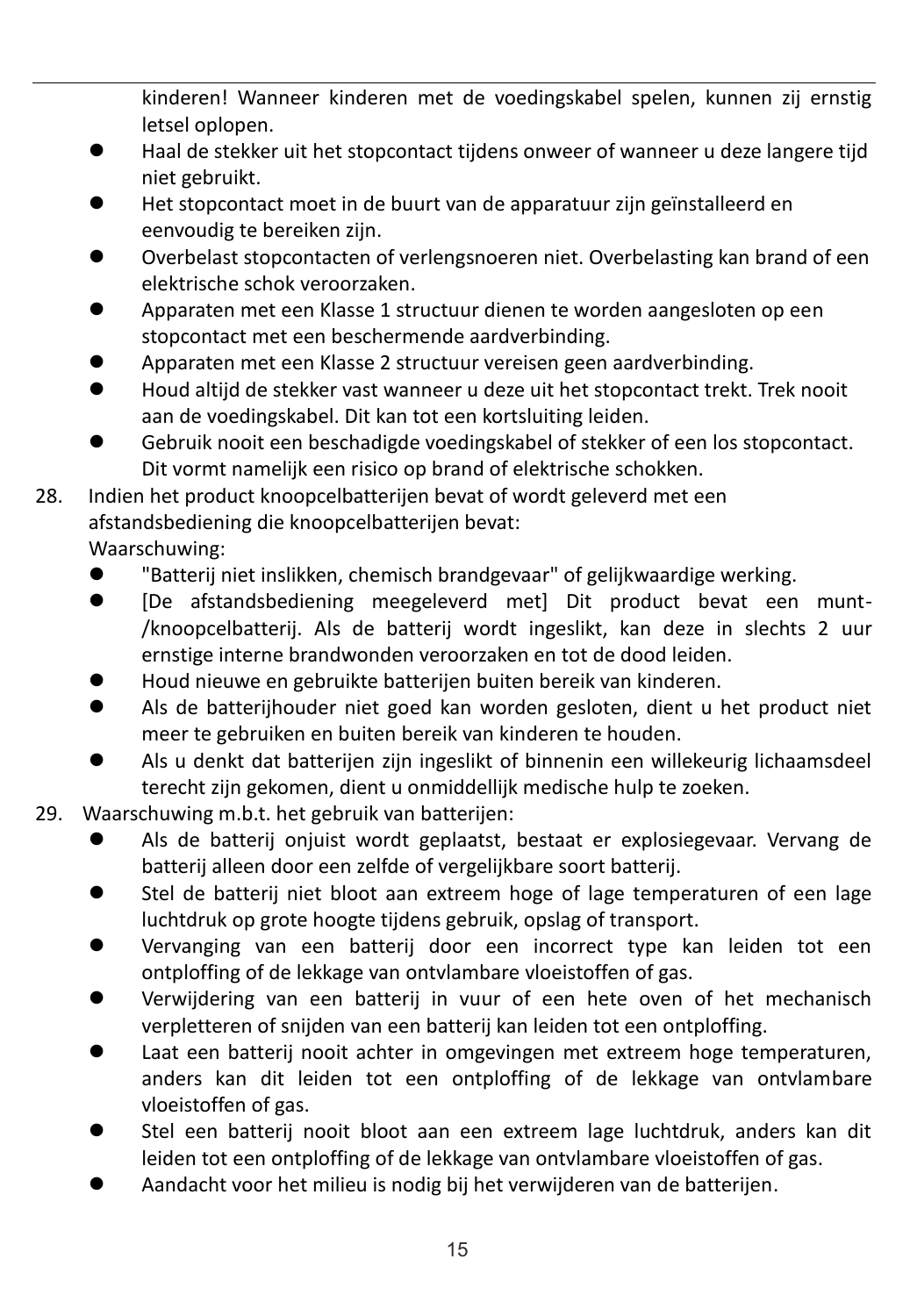kinderen! Wanneer kinderen met de voedingskabel spelen, kunnen zij ernstig letsel oplopen.

- Haal de stekker uit het stopcontact tijdens onweer of wanneer u deze langere tijd niet gebruikt.
- Het stopcontact moet in de buurt van de apparatuur zijn geïnstalleerd en eenvoudig te bereiken zijn.
- Overbelast stopcontacten of verlengsnoeren niet. Overbelasting kan brand of een elektrische schok veroorzaken.
- Apparaten met een Klasse 1 structuur dienen te worden aangesloten op een stopcontact met een beschermende aardverbinding.
- Apparaten met een Klasse 2 structuur vereisen geen aardverbinding.
- Houd altijd de stekker vast wanneer u deze uit het stopcontact trekt. Trek nooit aan de voedingskabel. Dit kan tot een kortsluiting leiden.
- Gebruik nooit een beschadigde voedingskabel of stekker of een los stopcontact. Dit vormt namelijk een risico op brand of elektrische schokken.

28. Indien het product knoopcelbatterijen bevat of wordt geleverd met een afstandsbediening die knoopcelbatterijen bevat:
    Waarschuwing:
    - "Batterij niet inslikken, chemisch brandgevaar" of gelijkwaardige werking.
    - [De afstandsbediening meegeleverd met] Dit product bevat een munt-/knoopcelbatterij. Als de batterij wordt ingeslikt, kan deze in slechts 2 uur ernstige interne brandwonden veroorzaken en tot de dood leiden.
    - Houd nieuwe en gebruikte batterijen buiten bereik van kinderen.
    - Als de batterijhouder niet goed kan worden gesloten, dient u het product niet meer te gebruiken en buiten bereik van kinderen te houden.
    - Als u denkt dat batterijen zijn ingeslikt of binnenin een willekeurig lichaamsdeel terecht zijn gekomen, dient u onmiddellijk medische hulp te zoeken.
29. Waarschuwing m.b.t. het gebruik van batterijen:
    - Als de batterij onjuist wordt geplaatst, bestaat er explosiegevaar. Vervang de batterij alleen door een zelfde of vergelijkbare soort batterij.
    - Stel de batterij niet bloot aan extreem hoge of lage temperaturen of een lage luchtdruk op grote hoogte tijdens gebruik, opslag of transport.
    - Vervanging van een batterij door een incorrect type kan leiden tot een ontploffing of de lekkage van ontvlambare vloeistoffen of gas.
    - Verwijdering van een batterij in vuur of een hete oven of het mechanisch verpletteren of snijden van een batterij kan leiden tot een ontploffing.
    - Laat een batterij nooit achter in omgevingen met extreem hoge temperaturen, anders kan dit leiden tot een ontploffing of de lekkage van ontvlambare vloeistoffen of gas.
    - Stel een batterij nooit bloot aan een extreem lage luchtdruk, anders kan dit leiden tot een ontploffing of de lekkage van ontvlambare vloeistoffen of gas.
    - Aandacht voor het milieu is nodig bij het verwijderen van de batterijen.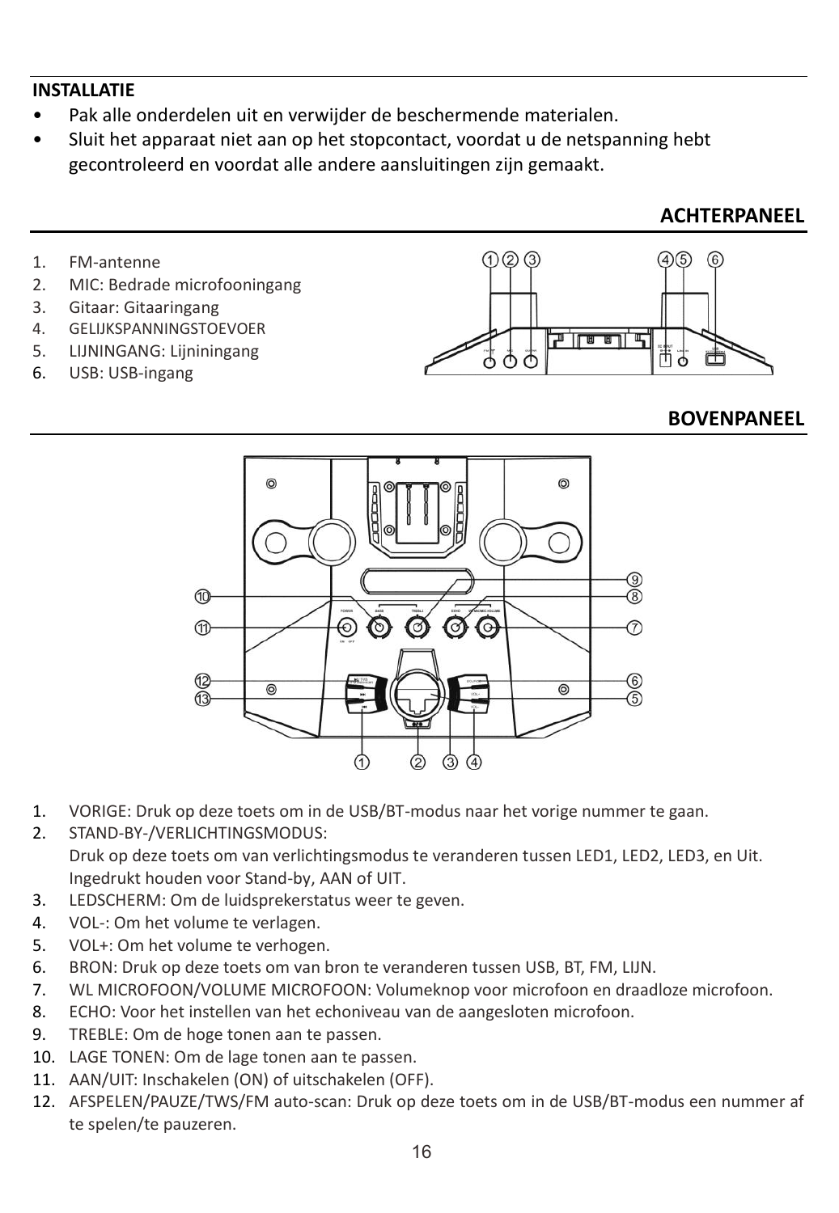**INSTALLATIE**

- Pak alle onderdelen uit en verwijder de beschermende materialen.
- Sluit het apparaat niet aan op het stopcontact, voordat u de netspanning hebt gecontroleerd en voordat alle andere aansluitingen zijn gemaakt.

## ACHTERPANEEL

1. FM-antenne
2. MIC: Bedrade microfooningang
3. Gitaar: Gitaaringang
4. GELIJKSPANNINGSTOEVOER
5. LIJNINGANG: Lijniningang
6. USB: USB-ingang

## BOVENPANEEL

1. VORIGE: Druk op deze toets om in de USB/BT-modus naar het vorige nummer te gaan.
2. STAND-BY-/VERLICHTINGSMODUS:
   Druk op deze toets om van verlichtingsmodus te veranderen tussen LED1, LED2, LED3, en Uit. Ingedrukt houden voor Stand-by, AAN of UIT.
3. LEDSCHERM: Om de luidsprekerstatus weer te geven.
4. VOL-: Om het volume te verlagen.
5. VOL+: Om het volume te verhogen.
6. BRON: Druk op deze toets om van bron te veranderen tussen USB, BT, FM, LIJN.
7. WL MICROFOON/VOLUME MICROFOON: Volumeknop voor microfoon en draadloze microfoon.
8. ECHO: Voor het instellen van het echoniveau van de aangesloten microfoon.
9. TREBLE: Om de hoge tonen aan te passen.
10. LAGE TONEN: Om de lage tonen aan te passen.
11. AAN/UIT: Inschakelen (ON) of uitschakelen (OFF).
12. AFSPELEN/PAUZE/TWS/FM auto-scan: Druk op deze toets om in de USB/BT-modus een nummer af te spelen/te pauzeren.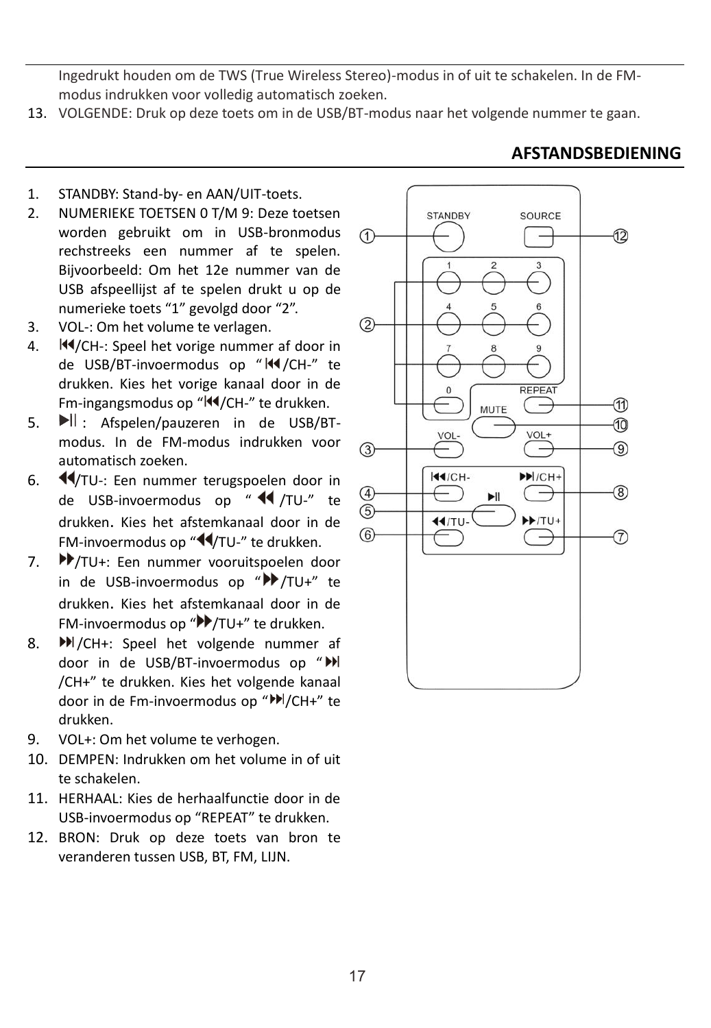Ingedrukt houden om de TWS (True Wireless Stereo)-modus in of uit te schakelen. In de FM-modus indrukken voor volledig automatisch zoeken.

13. VOLGENDE: Druk op deze toets om in de USB/BT-modus naar het volgende nummer te gaan.

## AFSTANDSBEDIENING

1. STANDBY: Stand-by- en AAN/UIT-toets.
2. NUMERIEKE TOETSEN 0 T/M 9: Deze toetsen worden gebruikt om in USB-bronmodus rechstreeks een nummer af te spelen. Bijvoorbeeld: Om het 12e nummer van de USB afspeellijst af te spelen drukt u op de numerieke toets “1” gevolgd door “2”.
3. VOL-: Om het volume te verlagen.
4. ⏮/CH-: Speel het vorige nummer af door in de USB/BT-invoermodus op “⏮/CH-” te drukken. Kies het vorige kanaal door in de Fm-ingangsmodus op “⏮/CH-” te drukken.
5. ⏯: Afspelen/pauzeren in de USB/BT-modus. In de FM-modus indrukken voor automatisch zoeken.
6. ⏪/TU-: Een nummer terugspoelen door in de USB-invoermodus op “⏪/TU-” te drukken. Kies het afstemkanaal door in de FM-invoermodus op “⏪/TU-” te drukken.
7. ⏩/TU+: Een nummer vooruitspoelen door in de USB-invoermodus op “⏩/TU+” te drukken. Kies het afstemkanaal door in de FM-invoermodus op “⏩/TU+” te drukken.
8. ⏭/CH+: Speel het volgende nummer af door in de USB/BT-invoermodus op “⏭/CH+” te drukken. Kies het volgende kanaal door in de Fm-invoermodus op “⏭/CH+” te drukken.
9. VOL+: Om het volume te verhogen.
10. DEMPEN: Indrukken om het volume in of uit te schakelen.
11. HERHAAL: Kies de herhaalfunctie door in de USB-invoermodus op “REPEAT” te drukken.
12. BRON: Druk op deze toets van bron te veranderen tussen USB, BT, FM, LIJN.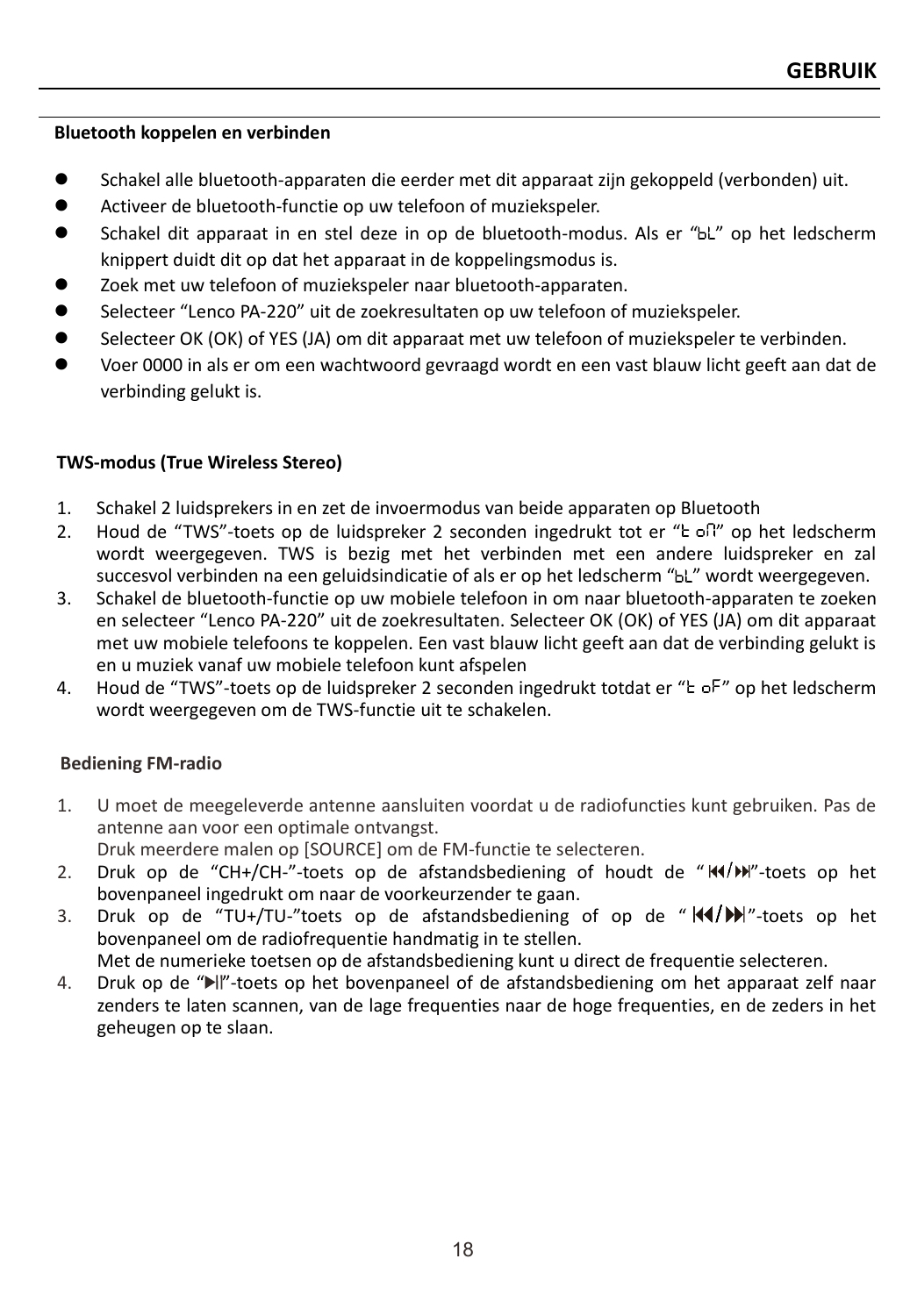## Bluetooth koppelen en verbinden

- Schakel alle bluetooth-apparaten die eerder met dit apparaat zijn gekoppeld (verbonden) uit.
- Activeer de bluetooth-functie op uw telefoon of muziekspeler.
- Schakel dit apparaat in en stel deze in op de bluetooth-modus. Als er "bL" op het ledscherm knippert duidt dit op dat het apparaat in de koppelingsmodus is.
- Zoek met uw telefoon of muziekspeler naar bluetooth-apparaten.
- Selecteer "Lenco PA-220" uit de zoekresultaten op uw telefoon of muziekspeler.
- Selecteer OK (OK) of YES (JA) om dit apparaat met uw telefoon of muziekspeler te verbinden.
- Voer 0000 in als er om een wachtwoord gevraagd wordt en een vast blauw licht geeft aan dat de verbinding gelukt is.

## TWS-modus (True Wireless Stereo)

1. Schakel 2 luidsprekers in en zet de invoermodus van beide apparaten op Bluetooth
2. Houd de "TWS"-toets op de luidspreker 2 seconden ingedrukt tot er "t on" op het ledscherm wordt weergegeven. TWS is bezig met het verbinden met een andere luidspreker en zal succesvol verbinden na een geluidsindicatie of als er op het ledscherm "bL" wordt weergegeven.
3. Schakel de bluetooth-functie op uw mobiele telefoon in om naar bluetooth-apparaten te zoeken en selecteer "Lenco PA-220" uit de zoekresultaten. Selecteer OK (OK) of YES (JA) om dit apparaat met uw mobiele telefoons te koppelen. Een vast blauw licht geeft aan dat de verbinding gelukt is en u muziek vanaf uw mobiele telefoon kunt afspelen
4. Houd de "TWS"-toets op de luidspreker 2 seconden ingedrukt totdat er "t oF" op het ledscherm wordt weergegeven om de TWS-functie uit te schakelen.

## Bediening FM-radio

1. U moet de meegeleverde antenne aansluiten voordat u de radiofuncties kunt gebruiken. Pas de antenne aan voor een optimale ontvangst.
   Druk meerdere malen op [SOURCE] om de FM-functie te selecteren.
2. Druk op de "CH+/CH-"-toets op de afstandsbediening of houdt de "⏮/⏭"-toets op het bovenpaneel ingedrukt om naar de voorkeurzender te gaan.
3. Druk op de "TU+/TU-"toets op de afstandsbediening of op de "⏮/⏭"-toets op het bovenpaneel om de radiofrequentie handmatig in te stellen.
   Met de numerieke toetsen op de afstandsbediening kunt u direct de frequentie selecteren.
4. Druk op de "⏯"-toets op het bovenpaneel of de afstandsbediening om het apparaat zelf naar zenders te laten scannen, van de lage frequenties naar de hoge frequenties, en de zeders in het geheugen op te slaan.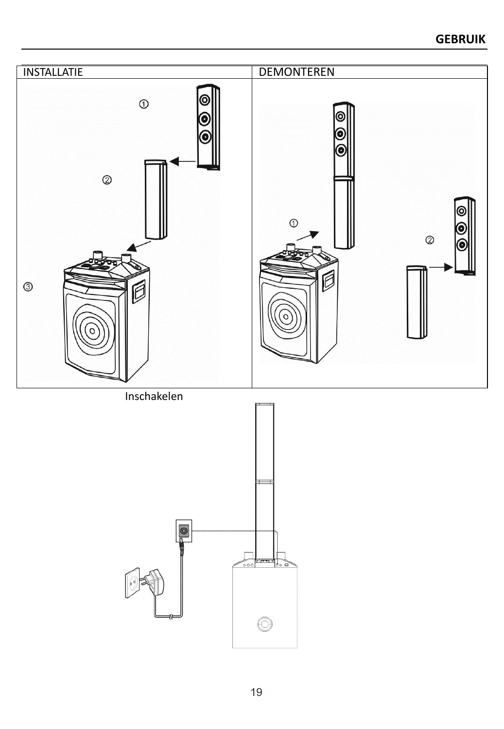| INSTALLATIE | DEMONTEREN |
| --- | --- |
| ① ② ③ | ① ② |

Inschakelen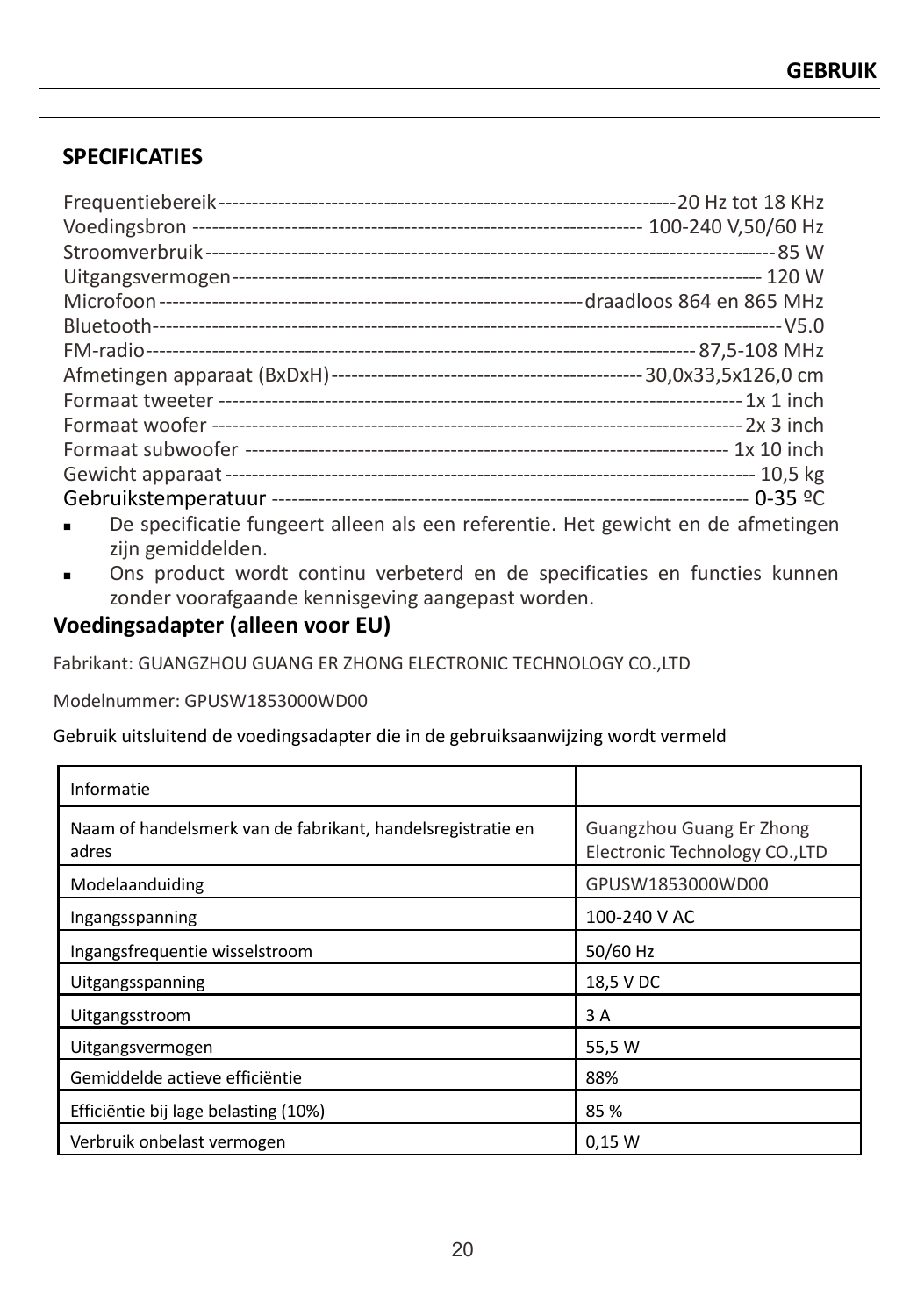## SPECIFICATIES

Frequentiebereik--------------------------------------------------------------------20 Hz tot 18 KHz
Voedingsbron ------------------------------------------------------------------- 100-240 V,50/60 Hz
Stroomverbruik------------------------------------------------------------------------------------85 W
Uitgangsvermogen-------------------------------------------------------------------------------- 120 W
Microfoon---------------------------------------------------------------draadloos 864 en 865 MHz
Bluetooth---------------------------------------------------------------------------------------------V5.0
FM-radio---------------------------------------------------------------------------------87,5-108 MHz
Afmetingen apparaat (BxDxH)----------------------------------------------30,0x33,5x126,0 cm
Formaat tweeter ------------------------------------------------------------------------------1x 1 inch
Formaat woofer -------------------------------------------------------------------------------2x 3 inch
Formaat subwoofer -------------------------------------------------------------------------1x 10 inch
Gewicht apparaat---------------------------------------------------------------------------------10,5 kg
Gebruikstemperatuur ------------------------------------------------------------------------- 0-35 ºC

- De specificatie fungeert alleen als een referentie. Het gewicht en de afmetingen zijn gemiddelden.
- Ons product wordt continu verbeterd en de specificaties en functies kunnen zonder voorafgaande kennisgeving aangepast worden.

## Voedingsadapter (alleen voor EU)

Fabrikant: GUANGZHOU GUANG ER ZHONG ELECTRONIC TECHNOLOGY CO.,LTD

Modelnummer: GPUSW1853000WD00

Gebruik uitsluitend de voedingsadapter die in de gebruiksaanwijzing wordt vermeld

| Informatie | |
|---|---|
| Naam of handelsmerk van de fabrikant, handelsregistratie en adres | Guangzhou Guang Er Zhong Electronic Technology CO.,LTD |
| Modelaanduiding | GPUSW1853000WD00 |
| Ingangsspanning | 100-240 V AC |
| Ingangsfrequentie wisselstroom | 50/60 Hz |
| Uitgangsspanning | 18,5 V DC |
| Uitgangsstroom | 3 A |
| Uitgangsvermogen | 55,5 W |
| Gemiddelde actieve efficiëntie | 88% |
| Efficiëntie bij lage belasting (10%) | 85 % |
| Verbruik onbelast vermogen | 0,15 W |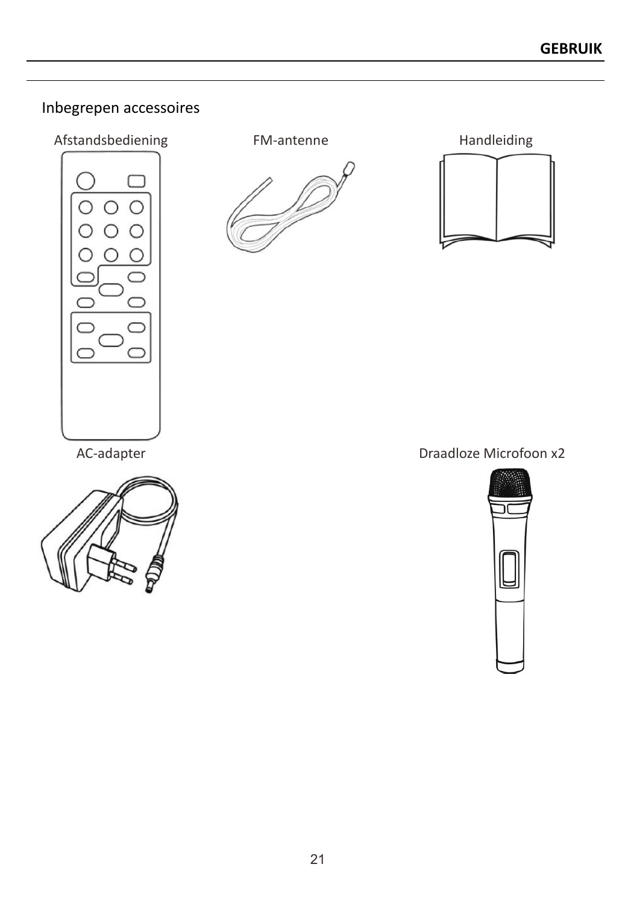## Inbegrepen accessoires

Afstandsbediening

FM-antenne

Handleiding

AC-adapter

Draadloze Microfoon x2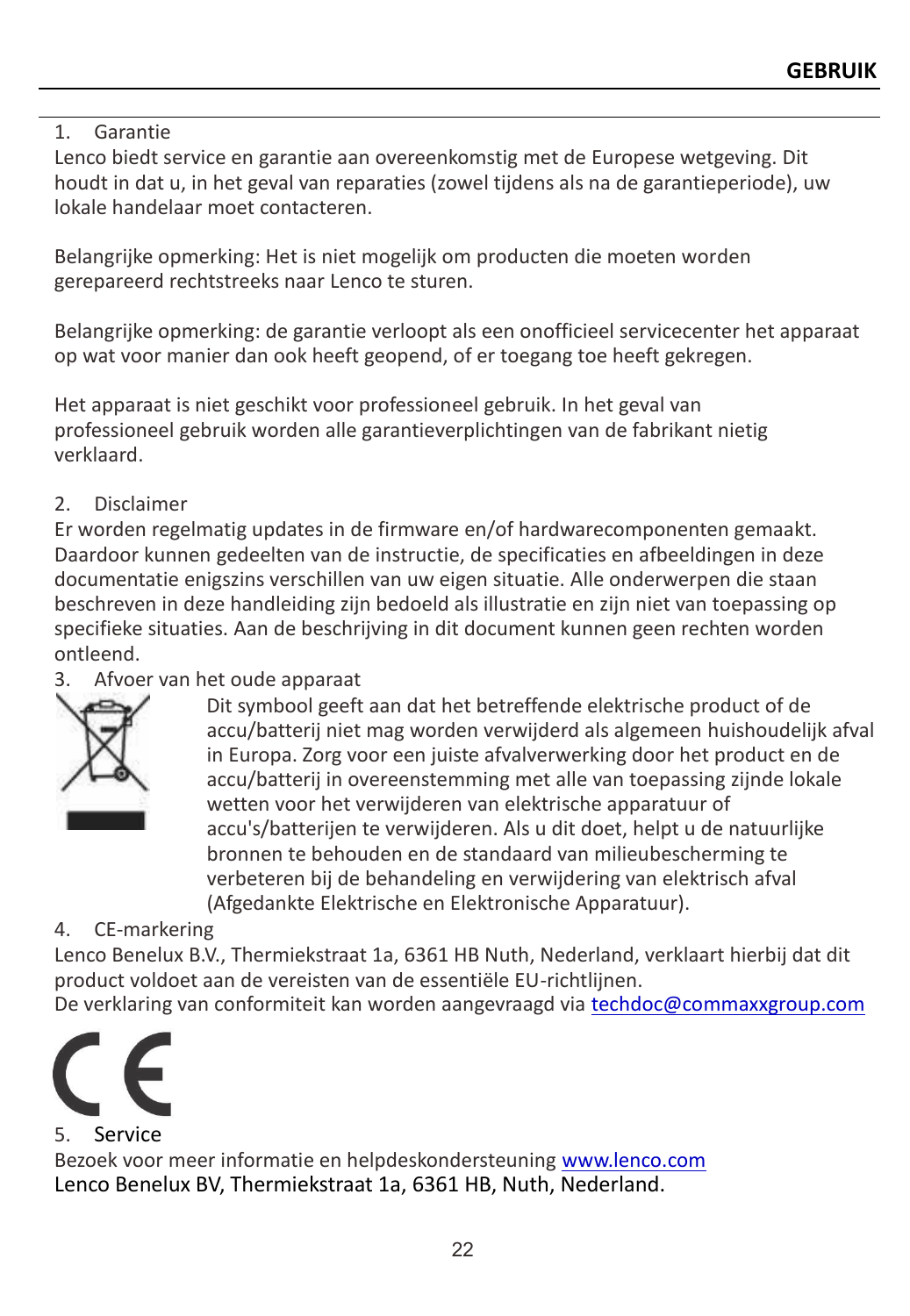## GEBRUIK

1. Garantie

Lenco biedt service en garantie aan overeenkomstig met de Europese wetgeving. Dit houdt in dat u, in het geval van reparaties (zowel tijdens als na de garantieperiode), uw lokale handelaar moet contacteren.

Belangrijke opmerking: Het is niet mogelijk om producten die moeten worden gerepareerd rechtstreeks naar Lenco te sturen.

Belangrijke opmerking: de garantie verloopt als een onofficieel servicecenter het apparaat op wat voor manier dan ook heeft geopend, of er toegang toe heeft gekregen.

Het apparaat is niet geschikt voor professioneel gebruik. In het geval van professioneel gebruik worden alle garantieverplichtingen van de fabrikant nietig verklaard.

2. Disclaimer

Er worden regelmatig updates in de firmware en/of hardwarecomponenten gemaakt. Daardoor kunnen gedeelten van de instructie, de specificaties en afbeeldingen in deze documentatie enigszins verschillen van uw eigen situatie. Alle onderwerpen die staan beschreven in deze handleiding zijn bedoeld als illustratie en zijn niet van toepassing op specifieke situaties. Aan de beschrijving in dit document kunnen geen rechten worden ontleend.

3. Afvoer van het oude apparaat

Dit symbool geeft aan dat het betreffende elektrische product of de accu/batterij niet mag worden verwijderd als algemeen huishoudelijk afval in Europa. Zorg voor een juiste afvalverwerking door het product en de accu/batterij in overeenstemming met alle van toepassing zijnde lokale wetten voor het verwijderen van elektrische apparatuur of accu's/batterijen te verwijderen. Als u dit doet, helpt u de natuurlijke bronnen te behouden en de standaard van milieubescherming te verbeteren bij de behandeling en verwijdering van elektrisch afval (Afgedankte Elektrische en Elektronische Apparatuur).

4. CE-markering

Lenco Benelux B.V., Thermiekstraat 1a, 6361 HB Nuth, Nederland, verklaart hierbij dat dit product voldoet aan de vereisten van de essentiële EU-richtlijnen.
De verklaring van conformiteit kan worden aangevraagd via techdoc@commaxxgroup.com

5. Service

Bezoek voor meer informatie en helpdeskondersteuning www.lenco.com
Lenco Benelux BV, Thermiekstraat 1a, 6361 HB, Nuth, Nederland.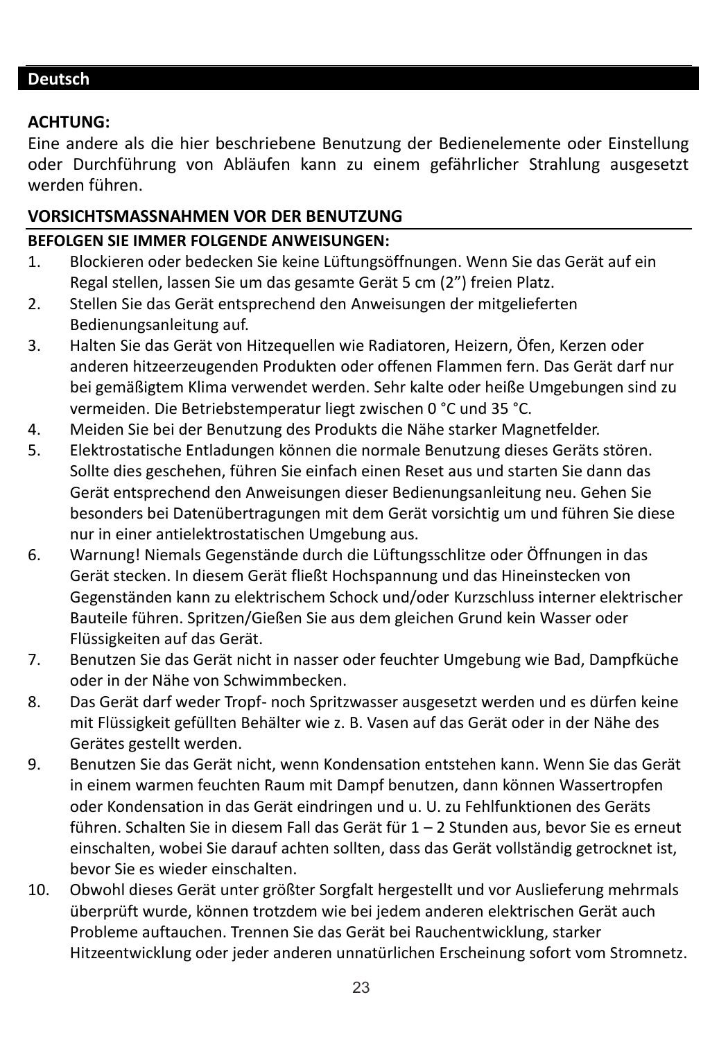## Deutsch

**ACHTUNG:**

Eine andere als die hier beschriebene Benutzung der Bedienelemente oder Einstellung oder Durchführung von Abläufen kann zu einem gefährlicher Strahlung ausgesetzt werden führen.

## VORSICHTSMASSNAHMEN VOR DER BENUTZUNG

**BEFOLGEN SIE IMMER FOLGENDE ANWEISUNGEN:**

1. Blockieren oder bedecken Sie keine Lüftungsöffnungen. Wenn Sie das Gerät auf ein Regal stellen, lassen Sie um das gesamte Gerät 5 cm (2”) freien Platz.
2. Stellen Sie das Gerät entsprechend den Anweisungen der mitgelieferten Bedienungsanleitung auf.
3. Halten Sie das Gerät von Hitzequellen wie Radiatoren, Heizern, Öfen, Kerzen oder anderen hitzeerzeugenden Produkten oder offenen Flammen fern. Das Gerät darf nur bei gemäßigtem Klima verwendet werden. Sehr kalte oder heiße Umgebungen sind zu vermeiden. Die Betriebstemperatur liegt zwischen 0 °C und 35 °C.
4. Meiden Sie bei der Benutzung des Produkts die Nähe starker Magnetfelder.
5. Elektrostatische Entladungen können die normale Benutzung dieses Geräts stören. Sollte dies geschehen, führen Sie einfach einen Reset aus und starten Sie dann das Gerät entsprechend den Anweisungen dieser Bedienungsanleitung neu. Gehen Sie besonders bei Datenübertragungen mit dem Gerät vorsichtig um und führen Sie diese nur in einer antielektrostatischen Umgebung aus.
6. Warnung! Niemals Gegenstände durch die Lüftungsschlitze oder Öffnungen in das Gerät stecken. In diesem Gerät fließt Hochspannung und das Hineinstecken von Gegenständen kann zu elektrischem Schock und/oder Kurzschluss interner elektrischer Bauteile führen. Spritzen/Gießen Sie aus dem gleichen Grund kein Wasser oder Flüssigkeiten auf das Gerät.
7. Benutzen Sie das Gerät nicht in nasser oder feuchter Umgebung wie Bad, Dampfküche oder in der Nähe von Schwimmbecken.
8. Das Gerät darf weder Tropf- noch Spritzwasser ausgesetzt werden und es dürfen keine mit Flüssigkeit gefüllten Behälter wie z. B. Vasen auf das Gerät oder in der Nähe des Gerätes gestellt werden.
9. Benutzen Sie das Gerät nicht, wenn Kondensation entstehen kann. Wenn Sie das Gerät in einem warmen feuchten Raum mit Dampf benutzen, dann können Wassertropfen oder Kondensation in das Gerät eindringen und u. U. zu Fehlfunktionen des Geräts führen. Schalten Sie in diesem Fall das Gerät für 1 – 2 Stunden aus, bevor Sie es erneut einschalten, wobei Sie darauf achten sollten, dass das Gerät vollständig getrocknet ist, bevor Sie es wieder einschalten.
10. Obwohl dieses Gerät unter größter Sorgfalt hergestellt und vor Auslieferung mehrmals überprüft wurde, können trotzdem wie bei jedem anderen elektrischen Gerät auch Probleme auftauchen. Trennen Sie das Gerät bei Rauchentwicklung, starker Hitzeentwicklung oder jeder anderen unnatürlichen Erscheinung sofort vom Stromnetz.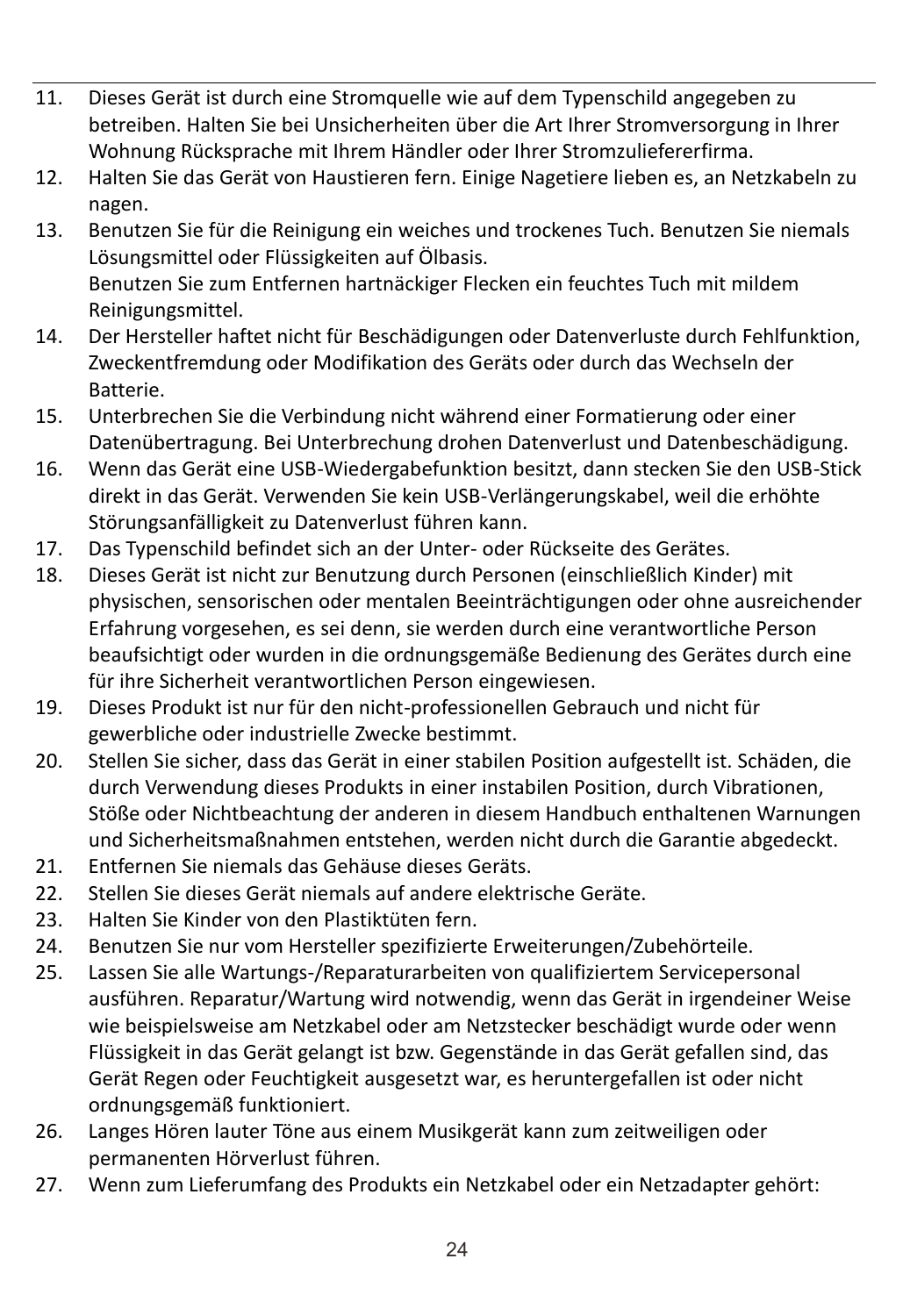11. Dieses Gerät ist durch eine Stromquelle wie auf dem Typenschild angegeben zu betreiben. Halten Sie bei Unsicherheiten über die Art Ihrer Stromversorgung in Ihrer Wohnung Rücksprache mit Ihrem Händler oder Ihrer Stromzuliefererfirma.
12. Halten Sie das Gerät von Haustieren fern. Einige Nagetiere lieben es, an Netzkabeln zu nagen.
13. Benutzen Sie für die Reinigung ein weiches und trockenes Tuch. Benutzen Sie niemals Lösungsmittel oder Flüssigkeiten auf Ölbasis.
    Benutzen Sie zum Entfernen hartnäckiger Flecken ein feuchtes Tuch mit mildem Reinigungsmittel.
14. Der Hersteller haftet nicht für Beschädigungen oder Datenverluste durch Fehlfunktion, Zweckentfremdung oder Modifikation des Geräts oder durch das Wechseln der Batterie.
15. Unterbrechen Sie die Verbindung nicht während einer Formatierung oder einer Datenübertragung. Bei Unterbrechung drohen Datenverlust und Datenbeschädigung.
16. Wenn das Gerät eine USB-Wiedergabefunktion besitzt, dann stecken Sie den USB-Stick direkt in das Gerät. Verwenden Sie kein USB-Verlängerungskabel, weil die erhöhte Störungsanfälligkeit zu Datenverlust führen kann.
17. Das Typenschild befindet sich an der Unter- oder Rückseite des Gerätes.
18. Dieses Gerät ist nicht zur Benutzung durch Personen (einschließlich Kinder) mit physischen, sensorischen oder mentalen Beeinträchtigungen oder ohne ausreichender Erfahrung vorgesehen, es sei denn, sie werden durch eine verantwortliche Person beaufsichtigt oder wurden in die ordnungsgemäße Bedienung des Gerätes durch eine für ihre Sicherheit verantwortlichen Person eingewiesen.
19. Dieses Produkt ist nur für den nicht-professionellen Gebrauch und nicht für gewerbliche oder industrielle Zwecke bestimmt.
20. Stellen Sie sicher, dass das Gerät in einer stabilen Position aufgestellt ist. Schäden, die durch Verwendung dieses Produkts in einer instabilen Position, durch Vibrationen, Stöße oder Nichtbeachtung der anderen in diesem Handbuch enthaltenen Warnungen und Sicherheitsmaßnahmen entstehen, werden nicht durch die Garantie abgedeckt.
21. Entfernen Sie niemals das Gehäuse dieses Geräts.
22. Stellen Sie dieses Gerät niemals auf andere elektrische Geräte.
23. Halten Sie Kinder von den Plastiktüten fern.
24. Benutzen Sie nur vom Hersteller spezifizierte Erweiterungen/Zubehörteile.
25. Lassen Sie alle Wartungs-/Reparaturarbeiten von qualifiziertem Servicepersonal ausführen. Reparatur/Wartung wird notwendig, wenn das Gerät in irgendeiner Weise wie beispielsweise am Netzkabel oder am Netzstecker beschädigt wurde oder wenn Flüssigkeit in das Gerät gelangt ist bzw. Gegenstände in das Gerät gefallen sind, das Gerät Regen oder Feuchtigkeit ausgesetzt war, es heruntergefallen ist oder nicht ordnungsgemäß funktioniert.
26. Langes Hören lauter Töne aus einem Musikgerät kann zum zeitweiligen oder permanenten Hörverlust führen.
27. Wenn zum Lieferumfang des Produkts ein Netzkabel oder ein Netzadapter gehört: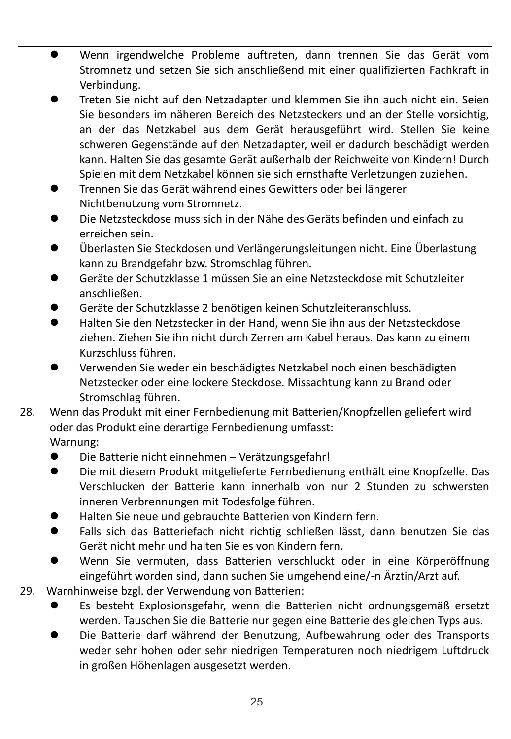- Wenn irgendwelche Probleme auftreten, dann trennen Sie das Gerät vom Stromnetz und setzen Sie sich anschließend mit einer qualifizierten Fachkraft in Verbindung.
- Treten Sie nicht auf den Netzadapter und klemmen Sie ihn auch nicht ein. Seien Sie besonders im näheren Bereich des Netzsteckers und an der Stelle vorsichtig, an der das Netzkabel aus dem Gerät herausgeführt wird. Stellen Sie keine schweren Gegenstände auf den Netzadapter, weil er dadurch beschädigt werden kann. Halten Sie das gesamte Gerät außerhalb der Reichweite von Kindern! Durch Spielen mit dem Netzkabel können sie sich ernsthafte Verletzungen zuziehen.
- Trennen Sie das Gerät während eines Gewitters oder bei längerer Nichtbenutzung vom Stromnetz.
- Die Netzsteckdose muss sich in der Nähe des Geräts befinden und einfach zu erreichen sein.
- Überlasten Sie Steckdosen und Verlängerungsleitungen nicht. Eine Überlastung kann zu Brandgefahr bzw. Stromschlag führen.
- Geräte der Schutzklasse 1 müssen Sie an eine Netzsteckdose mit Schutzleiter anschließen.
- Geräte der Schutzklasse 2 benötigen keinen Schutzleiteranschluss.
- Halten Sie den Netzstecker in der Hand, wenn Sie ihn aus der Netzsteckdose ziehen. Ziehen Sie ihn nicht durch Zerren am Kabel heraus. Das kann zu einem Kurzschluss führen.
- Verwenden Sie weder ein beschädigtes Netzkabel noch einen beschädigten Netzstecker oder eine lockere Steckdose. Missachtung kann zu Brand oder Stromschlag führen.

28. Wenn das Produkt mit einer Fernbedienung mit Batterien/Knopfzellen geliefert wird oder das Produkt eine derartige Fernbedienung umfasst:
    Warnung:
    - Die Batterie nicht einnehmen – Verätzungsgefahr!
    - Die mit diesem Produkt mitgelieferte Fernbedienung enthält eine Knopfzelle. Das Verschlucken der Batterie kann innerhalb von nur 2 Stunden zu schwersten inneren Verbrennungen mit Todesfolge führen.
    - Halten Sie neue und gebrauchte Batterien von Kindern fern.
    - Falls sich das Batteriefach nicht richtig schließen lässt, dann benutzen Sie das Gerät nicht mehr und halten Sie es von Kindern fern.
    - Wenn Sie vermuten, dass Batterien verschluckt oder in eine Körperöffnung eingeführt worden sind, dann suchen Sie umgehend eine/-n Ärztin/Arzt auf.
29. Warnhinweise bzgl. der Verwendung von Batterien:
    - Es besteht Explosionsgefahr, wenn die Batterien nicht ordnungsgemäß ersetzt werden. Tauschen Sie die Batterie nur gegen eine Batterie des gleichen Typs aus.
    - Die Batterie darf während der Benutzung, Aufbewahrung oder des Transports weder sehr hohen oder sehr niedrigen Temperaturen noch niedrigem Luftdruck in großen Höhenlagen ausgesetzt werden.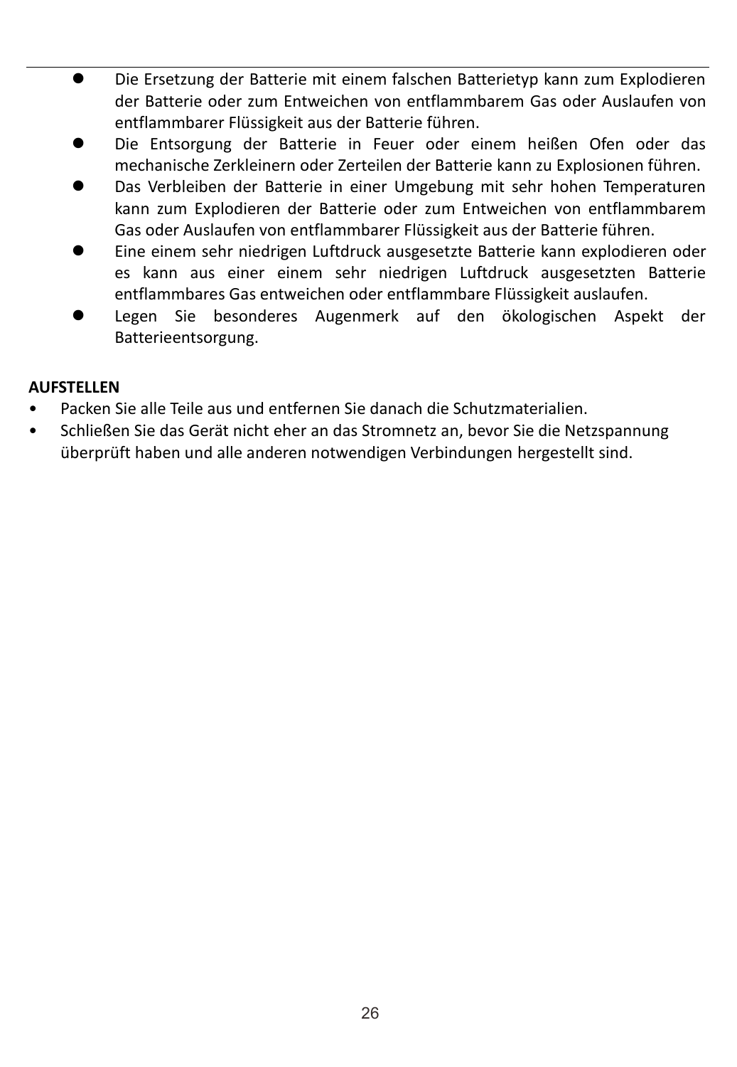- Die Ersetzung der Batterie mit einem falschen Batterietyp kann zum Explodieren der Batterie oder zum Entweichen von entflammbarem Gas oder Auslaufen von entflammbarer Flüssigkeit aus der Batterie führen.
- Die Entsorgung der Batterie in Feuer oder einem heißen Ofen oder das mechanische Zerkleinern oder Zerteilen der Batterie kann zu Explosionen führen.
- Das Verbleiben der Batterie in einer Umgebung mit sehr hohen Temperaturen kann zum Explodieren der Batterie oder zum Entweichen von entflammbarem Gas oder Auslaufen von entflammbarer Flüssigkeit aus der Batterie führen.
- Eine einem sehr niedrigen Luftdruck ausgesetzte Batterie kann explodieren oder es kann aus einer einem sehr niedrigen Luftdruck ausgesetzten Batterie entflammbares Gas entweichen oder entflammbare Flüssigkeit auslaufen.
- Legen Sie besonderes Augenmerk auf den ökologischen Aspekt der Batterieentsorgung.

**AUFSTELLEN**

- Packen Sie alle Teile aus und entfernen Sie danach die Schutzmaterialien.
- Schließen Sie das Gerät nicht eher an das Stromnetz an, bevor Sie die Netzspannung überprüft haben und alle anderen notwendigen Verbindungen hergestellt sind.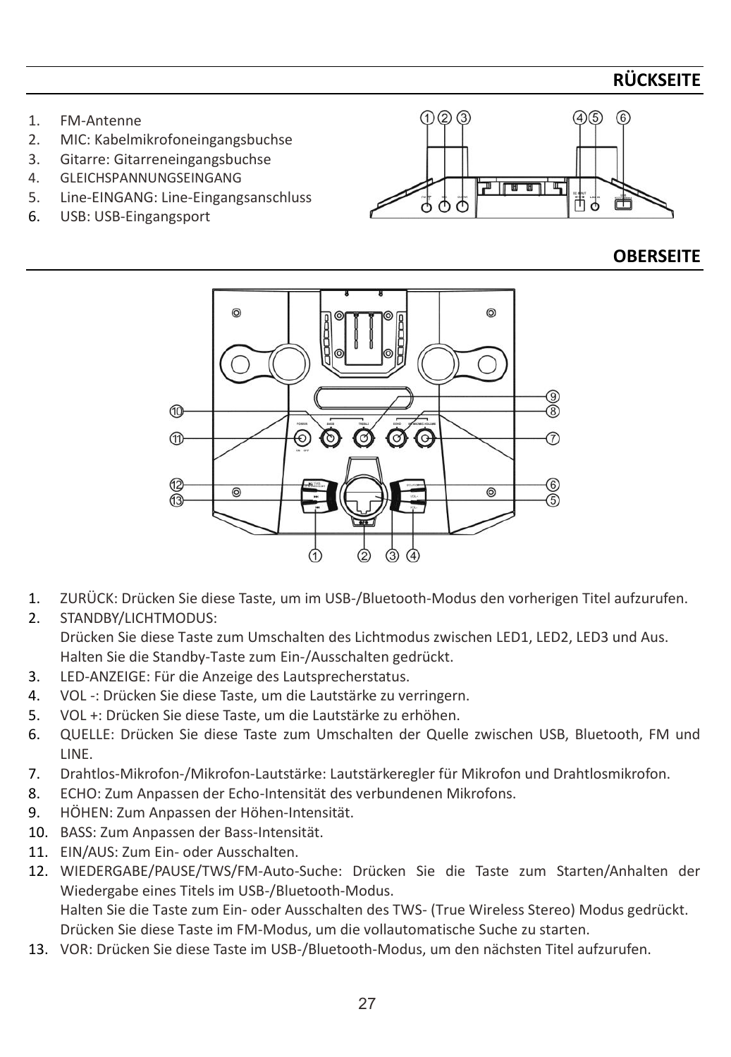## RÜCKSEITE

1. FM-Antenne
2. MIC: Kabelmikrofoneingangsbuchse
3. Gitarre: Gitarreneingangsbuchse
4. GLEICHSPANNUNGSEINGANG
5. Line-EINGANG: Line-Eingangsanschluss
6. USB: USB-Eingangsport

## OBERSEITE

1. ZURÜCK: Drücken Sie diese Taste, um im USB-/Bluetooth-Modus den vorherigen Titel aufzurufen.
2. STANDBY/LICHTMODUS:
   Drücken Sie diese Taste zum Umschalten des Lichtmodus zwischen LED1, LED2, LED3 und Aus.
   Halten Sie die Standby-Taste zum Ein-/Ausschalten gedrückt.
3. LED-ANZEIGE: Für die Anzeige des Lautsprecherstatus.
4. VOL -: Drücken Sie diese Taste, um die Lautstärke zu verringern.
5. VOL +: Drücken Sie diese Taste, um die Lautstärke zu erhöhen.
6. QUELLE: Drücken Sie diese Taste zum Umschalten der Quelle zwischen USB, Bluetooth, FM und LINE.
7. Drahtlos-Mikrofon-/Mikrofon-Lautstärke: Lautstärkeregler für Mikrofon und Drahtlosmikrofon.
8. ECHO: Zum Anpassen der Echo-Intensität des verbundenen Mikrofons.
9. HÖHEN: Zum Anpassen der Höhen-Intensität.
10. BASS: Zum Anpassen der Bass-Intensität.
11. EIN/AUS: Zum Ein- oder Ausschalten.
12. WIEDERGABE/PAUSE/TWS/FM-Auto-Suche: Drücken Sie die Taste zum Starten/Anhalten der Wiedergabe eines Titels im USB-/Bluetooth-Modus.
    Halten Sie die Taste zum Ein- oder Ausschalten des TWS- (True Wireless Stereo) Modus gedrückt.
    Drücken Sie diese Taste im FM-Modus, um die vollautomatische Suche zu starten.
13. VOR: Drücken Sie diese Taste im USB-/Bluetooth-Modus, um den nächsten Titel aufzurufen.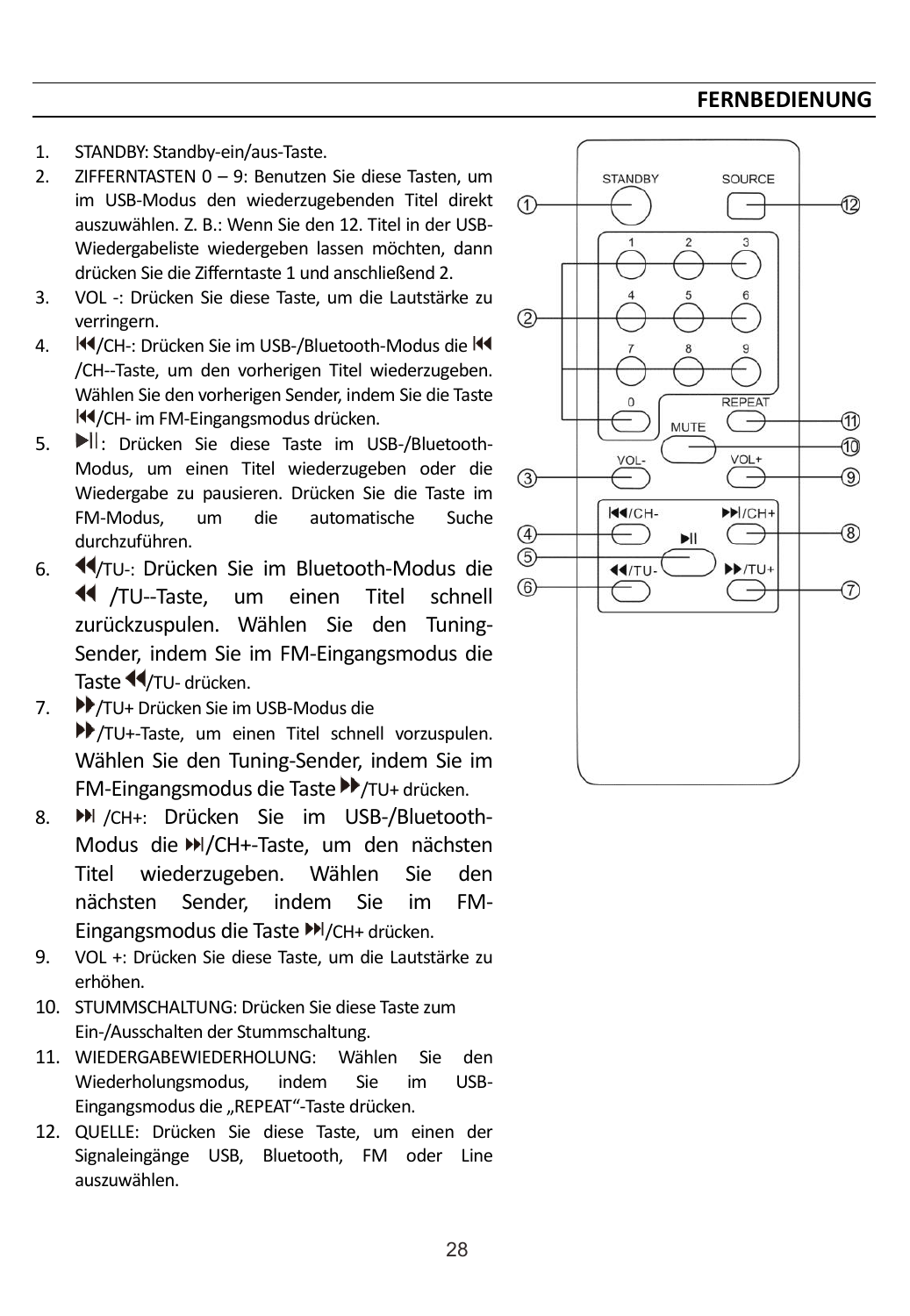## FERNBEDIENUNG

1. STANDBY: Standby-ein/aus-Taste.
2. ZIFFERNTASTEN 0 – 9: Benutzen Sie diese Tasten, um im USB-Modus den wiederzugebenden Titel direkt auszuwählen. Z. B.: Wenn Sie den 12. Titel in der USB-Wiedergabeliste wiedergeben lassen möchten, dann drücken Sie die Zifferntaste 1 und anschließend 2.
3. VOL -: Drücken Sie diese Taste, um die Lautstärke zu verringern.
4. ⏮/CH-: Drücken Sie im USB-/Bluetooth-Modus die ⏮/CH--Taste, um den vorherigen Titel wiederzugeben. Wählen Sie den vorherigen Sender, indem Sie die Taste ⏮/CH- im FM-Eingangsmodus drücken.
5. ⏯: Drücken Sie diese Taste im USB-/Bluetooth-Modus, um einen Titel wiederzugeben oder die Wiedergabe zu pausieren. Drücken Sie die Taste im FM-Modus, um die automatische Suche durchzuführen.
6. ⏪/TU-: Drücken Sie im Bluetooth-Modus die ⏪ /TU--Taste, um einen Titel schnell zurückzuspulen. Wählen Sie den Tuning-Sender, indem Sie im FM-Eingangsmodus die Taste ⏪/TU- drücken.
7. ⏩/TU+ Drücken Sie im USB-Modus die ⏩/TU+-Taste, um einen Titel schnell vorzuspulen. Wählen Sie den Tuning-Sender, indem Sie im FM-Eingangsmodus die Taste ⏩/TU+ drücken.
8. ⏭ /CH+: Drücken Sie im USB-/Bluetooth-Modus die ⏭/CH+-Taste, um den nächsten Titel wiederzugeben. Wählen Sie den nächsten Sender, indem Sie im FM-Eingangsmodus die Taste ⏭/CH+ drücken.
9. VOL +: Drücken Sie diese Taste, um die Lautstärke zu erhöhen.
10. STUMMSCHALTUNG: Drücken Sie diese Taste zum Ein-/Ausschalten der Stummschaltung.
11. WIEDERGABEWIEDERHOLUNG: Wählen Sie den Wiederholungsmodus, indem Sie im USB-Eingangsmodus die „REPEAT"-Taste drücken.
12. QUELLE: Drücken Sie diese Taste, um einen der Signaleingänge USB, Bluetooth, FM oder Line auszuwählen.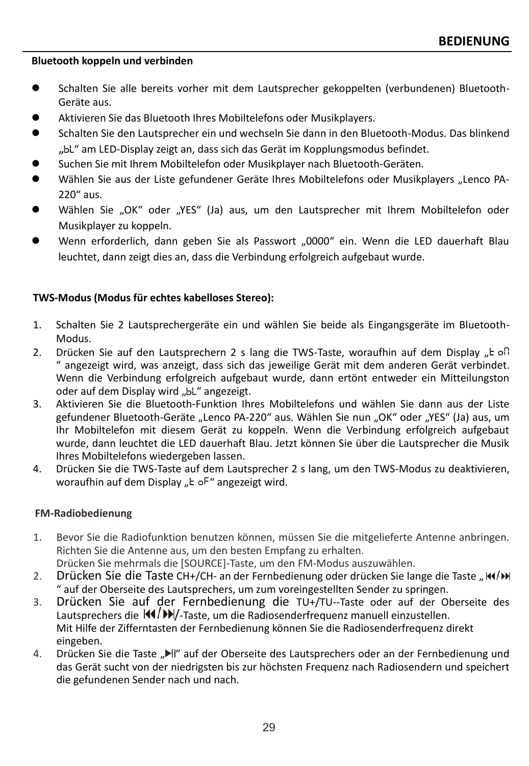## BEDIENUNG

**Bluetooth koppeln und verbinden**

- Schalten Sie alle bereits vorher mit dem Lautsprecher gekoppelten (verbundenen) Bluetooth-Geräte aus.
- Aktivieren Sie das Bluetooth Ihres Mobiltelefons oder Musikplayers.
- Schalten Sie den Lautsprecher ein und wechseln Sie dann in den Bluetooth-Modus. Das blinkend „bL“ am LED-Display zeigt an, dass sich das Gerät im Kopplungsmodus befindet.
- Suchen Sie mit Ihrem Mobiltelefon oder Musikplayer nach Bluetooth-Geräten.
- Wählen Sie aus der Liste gefundener Geräte Ihres Mobiltelefons oder Musikplayers „Lenco PA-220“ aus.
- Wählen Sie „OK“ oder „YES“ (Ja) aus, um den Lautsprecher mit Ihrem Mobiltelefon oder Musikplayer zu koppeln.
- Wenn erforderlich, dann geben Sie als Passwort „0000“ ein. Wenn die LED dauerhaft Blau leuchtet, dann zeigt dies an, dass die Verbindung erfolgreich aufgebaut wurde.

**TWS-Modus (Modus für echtes kabelloses Stereo):**

1. Schalten Sie 2 Lautsprechergeräte ein und wählen Sie beide als Eingangsgeräte im Bluetooth-Modus.
2. Drücken Sie auf den Lautsprechern 2 s lang die TWS-Taste, woraufhin auf dem Display „t on“ angezeigt wird, was anzeigt, dass sich das jeweilige Gerät mit dem anderen Gerät verbindet. Wenn die Verbindung erfolgreich aufgebaut wurde, dann ertönt entweder ein Mitteilungston oder auf dem Display wird „bL“ angezeigt.
3. Aktivieren Sie die Bluetooth-Funktion Ihres Mobiltelefons und wählen Sie dann aus der Liste gefundener Bluetooth-Geräte „Lenco PA-220“ aus. Wählen Sie nun „OK“ oder „YES“ (Ja) aus, um Ihr Mobiltelefon mit diesem Gerät zu koppeln. Wenn die Verbindung erfolgreich aufgebaut wurde, dann leuchtet die LED dauerhaft Blau. Jetzt können Sie über die Lautsprecher die Musik Ihres Mobiltelefons wiedergeben lassen.
4. Drücken Sie die TWS-Taste auf dem Lautsprecher 2 s lang, um den TWS-Modus zu deaktivieren, woraufhin auf dem Display „t oF“ angezeigt wird.

**FM-Radiobedienung**

1. Bevor Sie die Radiofunktion benutzen können, müssen Sie die mitgelieferte Antenne anbringen. Richten Sie die Antenne aus, um den besten Empfang zu erhalten.
   Drücken Sie mehrmals die [SOURCE]-Taste, um den FM-Modus auszuwählen.
2. Drücken Sie die Taste CH+/CH- an der Fernbedienung oder drücken Sie lange die Taste „⏮/⏭“ auf der Oberseite des Lautsprechers, um zum voreingestellten Sender zu springen.
3. Drücken Sie auf der Fernbedienung die TU+/TU--Taste oder auf der Oberseite des Lautsprechers die ⏮/⏭/-Taste, um die Radiosenderfrequenz manuell einzustellen.
   Mit Hilfe der Zifferntasten der Fernbedienung können Sie die Radiosenderfrequenz direkt eingeben.
4. Drücken Sie die Taste „⏯“ auf der Oberseite des Lautsprechers oder an der Fernbedienung und das Gerät sucht von der niedrigsten bis zur höchsten Frequenz nach Radiosendern und speichert die gefundenen Sender nach und nach.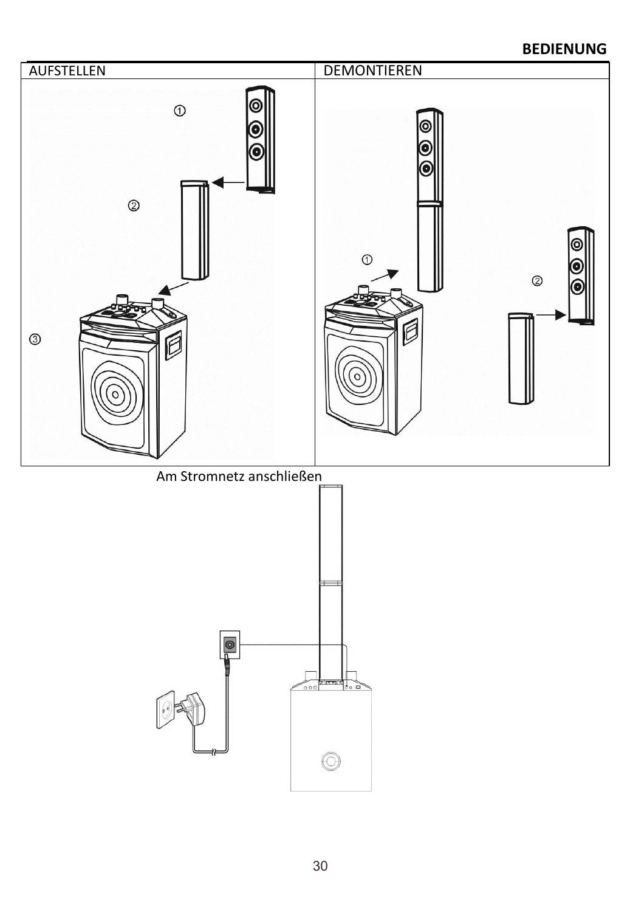## BEDIENUNG

| AUFSTELLEN | DEMONTIEREN |
| --- | --- |
| ① ② ③ | ① ② |

Am Stromnetz anschließen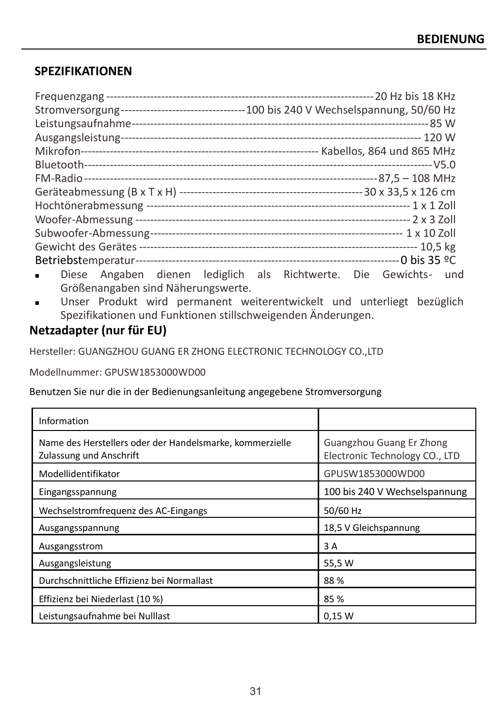## SPEZIFIKATIONEN

Frequenzgang ------------------------------------------------------------------------ 20 Hz bis 18 KHz
Stromversorgung ---------------------------------- 100 bis 240 V Wechselspannung, 50/60 Hz
Leistungsaufnahme ---------------------------------------------------------------------------- 85 W
Ausgangsleistung ---------------------------------------------------------------------------- 120 W
Mikrofon ----------------------------------------------------------------- Kabellos, 864 und 865 MHz
Bluetooth ------------------------------------------------------------------------------------------ V5.0
FM-Radio --------------------------------------------------------------------------------- 87,5 – 108 MHz
Geräteabmessung (B x T x H) ------------------------------------------------ 30 x 33,5 x 126 cm
Hochtönerabmessung ---------------------------------------------------------------------- 1 x 1 Zoll
Woofer-Abmessung ------------------------------------------------------------------------ 2 x 3 Zoll
Subwoofer-Abmessung ------------------------------------------------------------------ 1 x 10 Zoll
Gewicht des Gerätes ------------------------------------------------------------------------ 10,5 kg
Betriebstemperatur ------------------------------------------------------------------------ 0 bis 35 ºC

- Diese Angaben dienen lediglich als Richtwerte. Die Gewichts- und Größenangaben sind Näherungswerte.
- Unser Produkt wird permanent weiterentwickelt und unterliegt bezüglich Spezifikationen und Funktionen stillschweigenden Änderungen.

## Netzadapter (nur für EU)

Hersteller: GUANGZHOU GUANG ER ZHONG ELECTRONIC TECHNOLOGY CO.,LTD

Modellnummer: GPUSW1853000WD00

Benutzen Sie nur die in der Bedienungsanleitung angegebene Stromversorgung

| Information | |
|---|---|
| Name des Herstellers oder der Handelsmarke, kommerzielle Zulassung und Anschrift | Guangzhou Guang Er Zhong Electronic Technology CO., LTD |
| Modellidentifikator | GPUSW1853000WD00 |
| Eingangsspannung | 100 bis 240 V Wechselspannung |
| Wechselstromfrequenz des AC-Eingangs | 50/60 Hz |
| Ausgangsspannung | 18,5 V Gleichspannung |
| Ausgangsstrom | 3 A |
| Ausgangsleistung | 55,5 W |
| Durchschnittliche Effizienz bei Normallast | 88 % |
| Effizienz bei Niederlast (10 %) | 85 % |
| Leistungsaufnahme bei Nulllast | 0,15 W |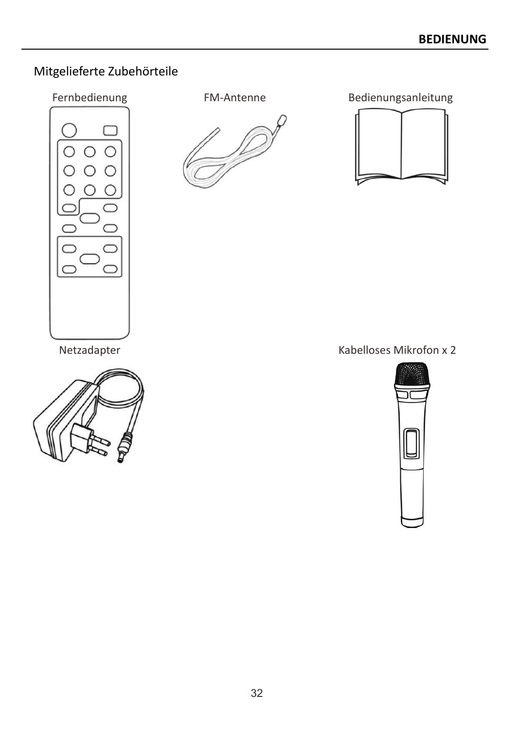## Mitgelieferte Zubehörteile

Fernbedienung

FM-Antenne

Bedienungsanleitung

Netzadapter

Kabelloses Mikrofon x 2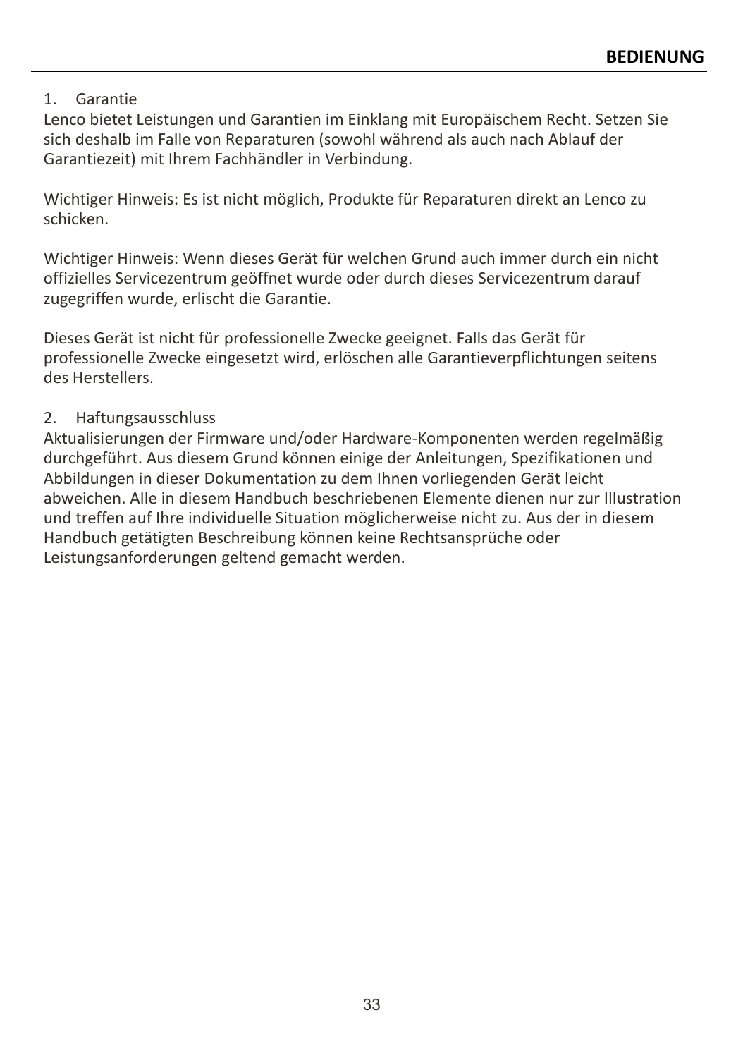1. Garantie

Lenco bietet Leistungen und Garantien im Einklang mit Europäischem Recht. Setzen Sie sich deshalb im Falle von Reparaturen (sowohl während als auch nach Ablauf der Garantiezeit) mit Ihrem Fachhändler in Verbindung.

Wichtiger Hinweis: Es ist nicht möglich, Produkte für Reparaturen direkt an Lenco zu schicken.

Wichtiger Hinweis: Wenn dieses Gerät für welchen Grund auch immer durch ein nicht offizielles Servicezentrum geöffnet wurde oder durch dieses Servicezentrum darauf zugegriffen wurde, erlischt die Garantie.

Dieses Gerät ist nicht für professionelle Zwecke geeignet. Falls das Gerät für professionelle Zwecke eingesetzt wird, erlöschen alle Garantieverpflichtungen seitens des Herstellers.

2. Haftungsausschluss

Aktualisierungen der Firmware und/oder Hardware-Komponenten werden regelmäßig durchgeführt. Aus diesem Grund können einige der Anleitungen, Spezifikationen und Abbildungen in dieser Dokumentation zu dem Ihnen vorliegenden Gerät leicht abweichen. Alle in diesem Handbuch beschriebenen Elemente dienen nur zur Illustration und treffen auf Ihre individuelle Situation möglicherweise nicht zu. Aus der in diesem Handbuch getätigten Beschreibung können keine Rechtsansprüche oder Leistungsanforderungen geltend gemacht werden.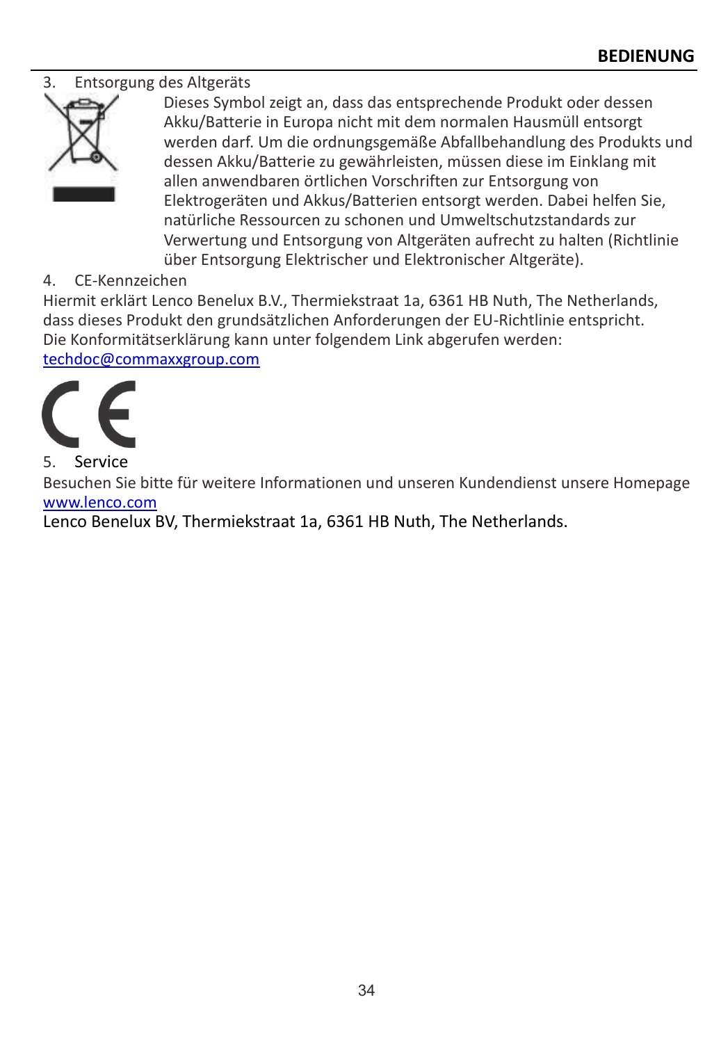3. Entsorgung des Altgeräts

Dieses Symbol zeigt an, dass das entsprechende Produkt oder dessen Akku/Batterie in Europa nicht mit dem normalen Hausmüll entsorgt werden darf. Um die ordnungsgemäße Abfallbehandlung des Produkts und dessen Akku/Batterie zu gewährleisten, müssen diese im Einklang mit allen anwendbaren örtlichen Vorschriften zur Entsorgung von Elektrogeräten und Akkus/Batterien entsorgt werden. Dabei helfen Sie, natürliche Ressourcen zu schonen und Umweltschutzstandards zur Verwertung und Entsorgung von Altgeräten aufrecht zu halten (Richtlinie über Entsorgung Elektrischer und Elektronischer Altgeräte).

4. CE-Kennzeichen

Hiermit erklärt Lenco Benelux B.V., Thermiekstraat 1a, 6361 HB Nuth, The Netherlands, dass dieses Produkt den grundsätzlichen Anforderungen der EU-Richtlinie entspricht.
Die Konformitätserklärung kann unter folgendem Link abgerufen werden:
techdoc@commaxxgroup.com

5. Service

Besuchen Sie bitte für weitere Informationen und unseren Kundendienst unsere Homepage www.lenco.com
Lenco Benelux BV, Thermiekstraat 1a, 6361 HB Nuth, The Netherlands.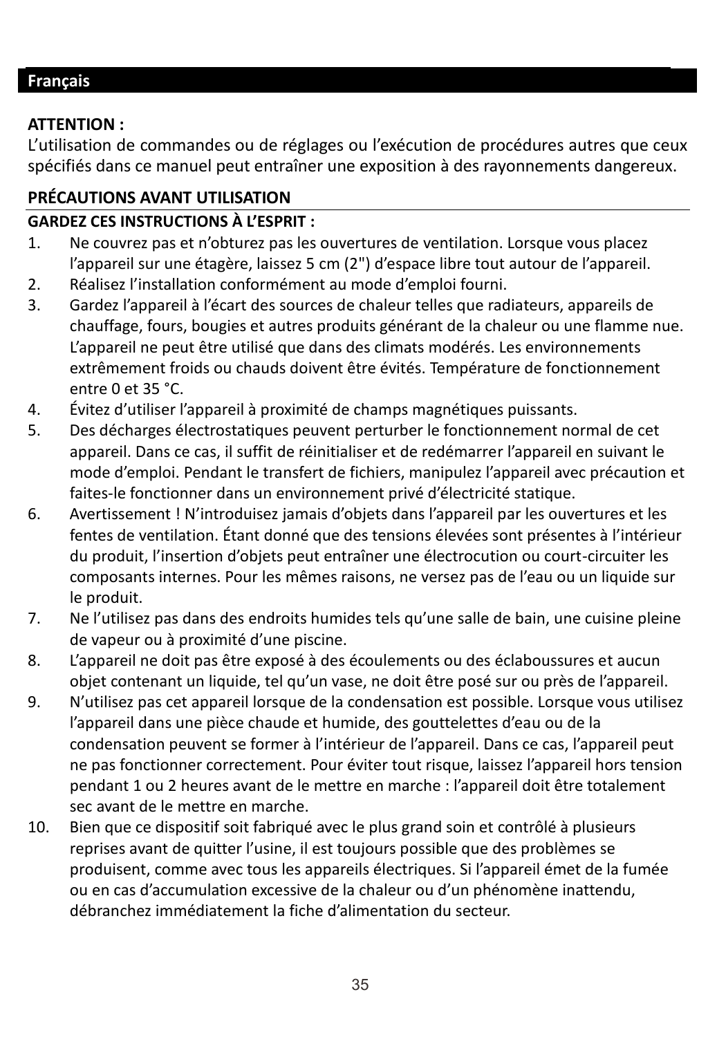## Français

**ATTENTION :**
L’utilisation de commandes ou de réglages ou l’exécution de procédures autres que ceux spécifiés dans ce manuel peut entraîner une exposition à des rayonnements dangereux.

### PRÉCAUTIONS AVANT UTILISATION

**GARDEZ CES INSTRUCTIONS À L’ESPRIT :**

1. Ne couvrez pas et n’obturez pas les ouvertures de ventilation. Lorsque vous placez l’appareil sur une étagère, laissez 5 cm (2") d’espace libre tout autour de l’appareil.
2. Réalisez l’installation conformément au mode d’emploi fourni.
3. Gardez l’appareil à l’écart des sources de chaleur telles que radiateurs, appareils de chauffage, fours, bougies et autres produits générant de la chaleur ou une flamme nue. L’appareil ne peut être utilisé que dans des climats modérés. Les environnements extrêmement froids ou chauds doivent être évités. Température de fonctionnement entre 0 et 35 °C.
4. Évitez d’utiliser l’appareil à proximité de champs magnétiques puissants.
5. Des décharges électrostatiques peuvent perturber le fonctionnement normal de cet appareil. Dans ce cas, il suffit de réinitialiser et de redémarrer l’appareil en suivant le mode d’emploi. Pendant le transfert de fichiers, manipulez l’appareil avec précaution et faites-le fonctionner dans un environnement privé d’électricité statique.
6. Avertissement ! N’introduisez jamais d’objets dans l’appareil par les ouvertures et les fentes de ventilation. Étant donné que des tensions élevées sont présentes à l’intérieur du produit, l’insertion d’objets peut entraîner une électrocution ou court-circuiter les composants internes. Pour les mêmes raisons, ne versez pas de l’eau ou un liquide sur le produit.
7. Ne l’utilisez pas dans des endroits humides tels qu’une salle de bain, une cuisine pleine de vapeur ou à proximité d’une piscine.
8. L’appareil ne doit pas être exposé à des écoulements ou des éclaboussures et aucun objet contenant un liquide, tel qu’un vase, ne doit être posé sur ou près de l’appareil.
9. N’utilisez pas cet appareil lorsque de la condensation est possible. Lorsque vous utilisez l’appareil dans une pièce chaude et humide, des gouttelettes d’eau ou de la condensation peuvent se former à l’intérieur de l’appareil. Dans ce cas, l’appareil peut ne pas fonctionner correctement. Pour éviter tout risque, laissez l’appareil hors tension pendant 1 ou 2 heures avant de le mettre en marche : l’appareil doit être totalement sec avant de le mettre en marche.
10. Bien que ce dispositif soit fabriqué avec le plus grand soin et contrôlé à plusieurs reprises avant de quitter l’usine, il est toujours possible que des problèmes se produisent, comme avec tous les appareils électriques. Si l’appareil émet de la fumée ou en cas d’accumulation excessive de la chaleur ou d’un phénomène inattendu, débranchez immédiatement la fiche d’alimentation du secteur.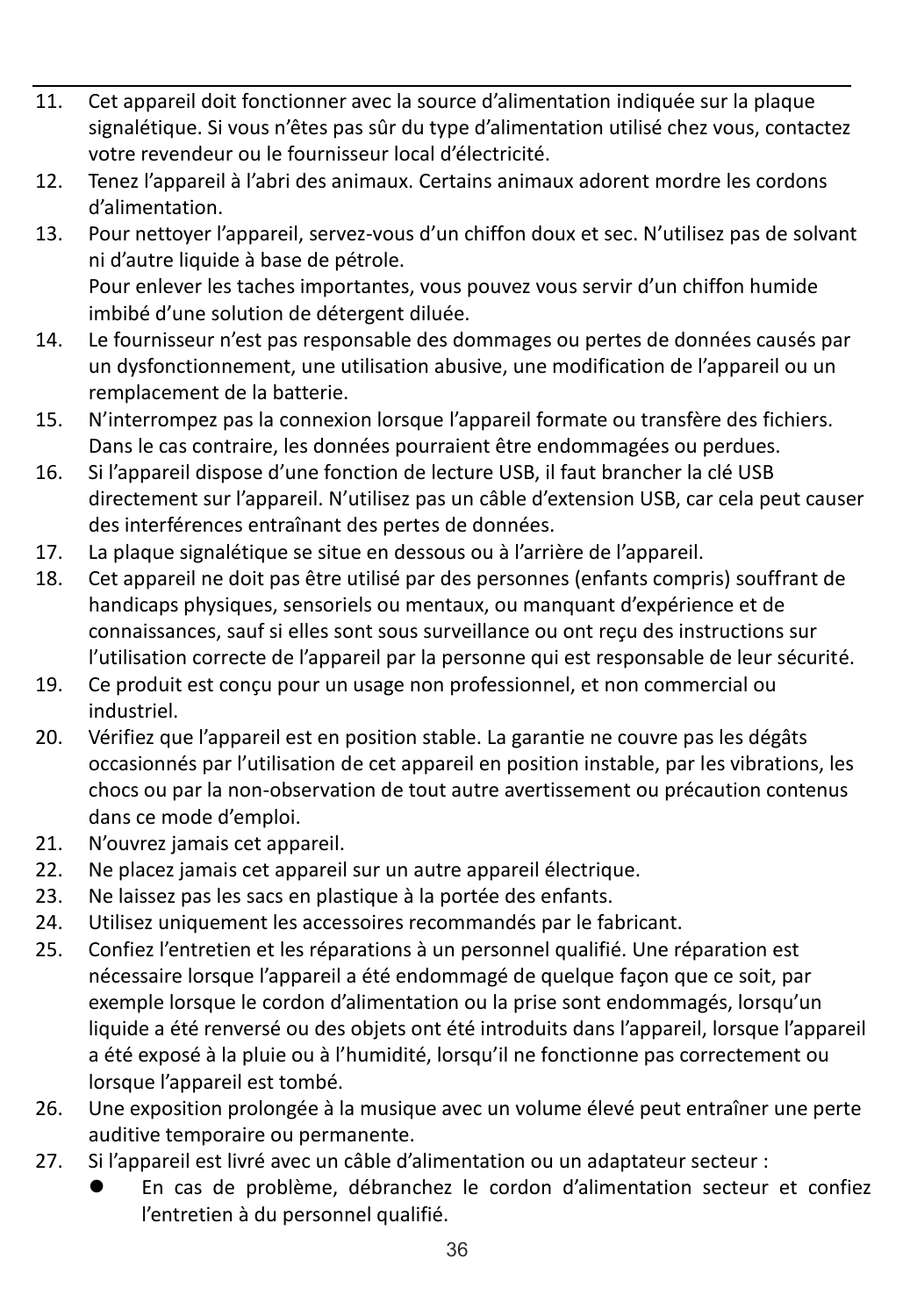11. Cet appareil doit fonctionner avec la source d'alimentation indiquée sur la plaque signalétique. Si vous n'êtes pas sûr du type d'alimentation utilisé chez vous, contactez votre revendeur ou le fournisseur local d'électricité.
12. Tenez l'appareil à l'abri des animaux. Certains animaux adorent mordre les cordons d'alimentation.
13. Pour nettoyer l'appareil, servez-vous d'un chiffon doux et sec. N'utilisez pas de solvant ni d'autre liquide à base de pétrole.
    Pour enlever les taches importantes, vous pouvez vous servir d'un chiffon humide imbibé d'une solution de détergent diluée.
14. Le fournisseur n'est pas responsable des dommages ou pertes de données causés par un dysfonctionnement, une utilisation abusive, une modification de l'appareil ou un remplacement de la batterie.
15. N'interrompez pas la connexion lorsque l'appareil formate ou transfère des fichiers. Dans le cas contraire, les données pourraient être endommagées ou perdues.
16. Si l'appareil dispose d'une fonction de lecture USB, il faut brancher la clé USB directement sur l'appareil. N'utilisez pas un câble d'extension USB, car cela peut causer des interférences entraînant des pertes de données.
17. La plaque signalétique se situe en dessous ou à l'arrière de l'appareil.
18. Cet appareil ne doit pas être utilisé par des personnes (enfants compris) souffrant de handicaps physiques, sensoriels ou mentaux, ou manquant d'expérience et de connaissances, sauf si elles sont sous surveillance ou ont reçu des instructions sur l'utilisation correcte de l'appareil par la personne qui est responsable de leur sécurité.
19. Ce produit est conçu pour un usage non professionnel, et non commercial ou industriel.
20. Vérifiez que l'appareil est en position stable. La garantie ne couvre pas les dégâts occasionnés par l'utilisation de cet appareil en position instable, par les vibrations, les chocs ou par la non-observation de tout autre avertissement ou précaution contenus dans ce mode d'emploi.
21. N'ouvrez jamais cet appareil.
22. Ne placez jamais cet appareil sur un autre appareil électrique.
23. Ne laissez pas les sacs en plastique à la portée des enfants.
24. Utilisez uniquement les accessoires recommandés par le fabricant.
25. Confiez l'entretien et les réparations à un personnel qualifié. Une réparation est nécessaire lorsque l'appareil a été endommagé de quelque façon que ce soit, par exemple lorsque le cordon d'alimentation ou la prise sont endommagés, lorsqu'un liquide a été renversé ou des objets ont été introduits dans l'appareil, lorsque l'appareil a été exposé à la pluie ou à l'humidité, lorsqu'il ne fonctionne pas correctement ou lorsque l'appareil est tombé.
26. Une exposition prolongée à la musique avec un volume élevé peut entraîner une perte auditive temporaire ou permanente.
27. Si l'appareil est livré avec un câble d'alimentation ou un adaptateur secteur :
    - En cas de problème, débranchez le cordon d'alimentation secteur et confiez l'entretien à du personnel qualifié.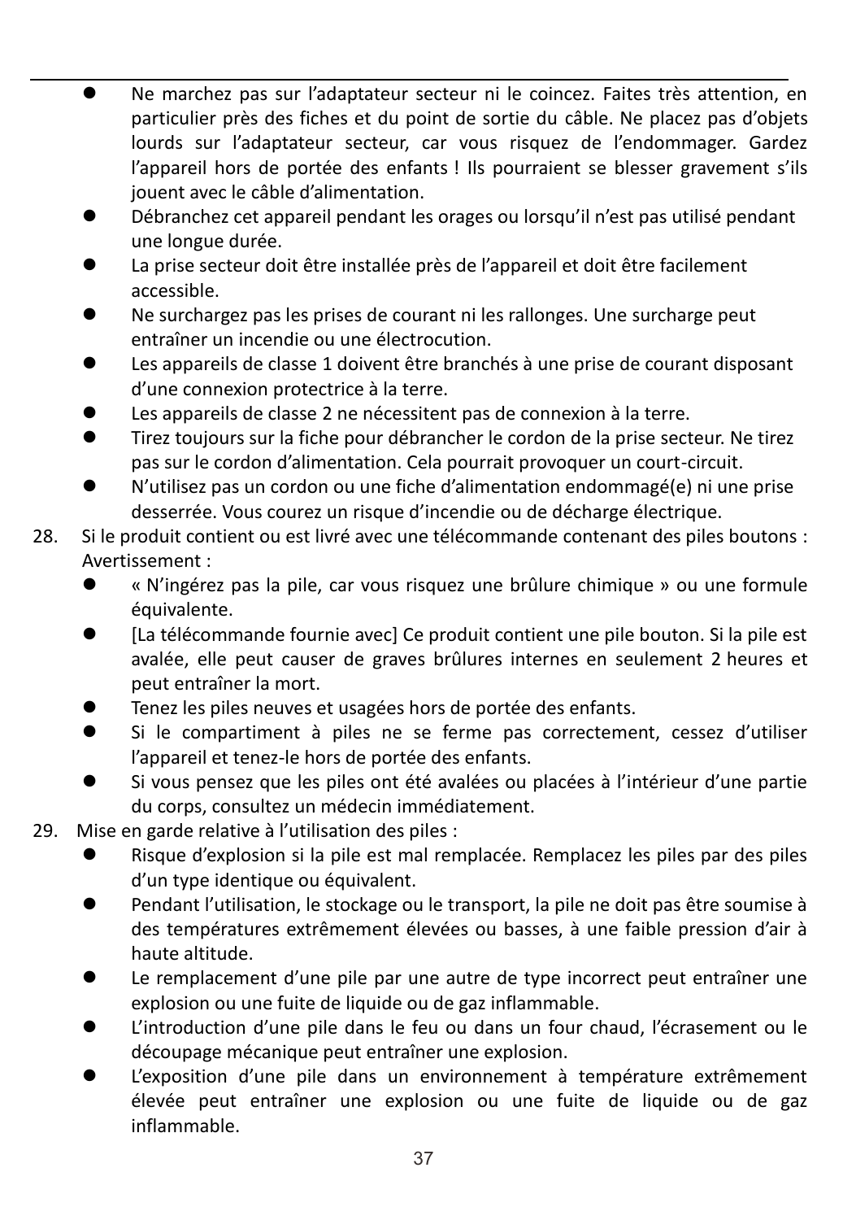- Ne marchez pas sur l'adaptateur secteur ni le coincez. Faites très attention, en particulier près des fiches et du point de sortie du câble. Ne placez pas d'objets lourds sur l'adaptateur secteur, car vous risquez de l'endommager. Gardez l'appareil hors de portée des enfants ! Ils pourraient se blesser gravement s'ils jouent avec le câble d'alimentation.
- Débranchez cet appareil pendant les orages ou lorsqu'il n'est pas utilisé pendant une longue durée.
- La prise secteur doit être installée près de l'appareil et doit être facilement accessible.
- Ne surchargez pas les prises de courant ni les rallonges. Une surcharge peut entraîner un incendie ou une électrocution.
- Les appareils de classe 1 doivent être branchés à une prise de courant disposant d'une connexion protectrice à la terre.
- Les appareils de classe 2 ne nécessitent pas de connexion à la terre.
- Tirez toujours sur la fiche pour débrancher le cordon de la prise secteur. Ne tirez pas sur le cordon d'alimentation. Cela pourrait provoquer un court-circuit.
- N'utilisez pas un cordon ou une fiche d'alimentation endommagé(e) ni une prise desserrée. Vous courez un risque d'incendie ou de décharge électrique.

28. Si le produit contient ou est livré avec une télécommande contenant des piles boutons : Avertissement :
    - « N'ingérez pas la pile, car vous risquez une brûlure chimique » ou une formule équivalente.
    - [La télécommande fournie avec] Ce produit contient une pile bouton. Si la pile est avalée, elle peut causer de graves brûlures internes en seulement 2 heures et peut entraîner la mort.
    - Tenez les piles neuves et usagées hors de portée des enfants.
    - Si le compartiment à piles ne se ferme pas correctement, cessez d'utiliser l'appareil et tenez-le hors de portée des enfants.
    - Si vous pensez que les piles ont été avalées ou placées à l'intérieur d'une partie du corps, consultez un médecin immédiatement.
29. Mise en garde relative à l'utilisation des piles :
    - Risque d'explosion si la pile est mal remplacée. Remplacez les piles par des piles d'un type identique ou équivalent.
    - Pendant l'utilisation, le stockage ou le transport, la pile ne doit pas être soumise à des températures extrêmement élevées ou basses, à une faible pression d'air à haute altitude.
    - Le remplacement d'une pile par une autre de type incorrect peut entraîner une explosion ou une fuite de liquide ou de gaz inflammable.
    - L'introduction d'une pile dans le feu ou dans un four chaud, l'écrasement ou le découpage mécanique peut entraîner une explosion.
    - L'exposition d'une pile dans un environnement à température extrêmement élevée peut entraîner une explosion ou une fuite de liquide ou de gaz inflammable.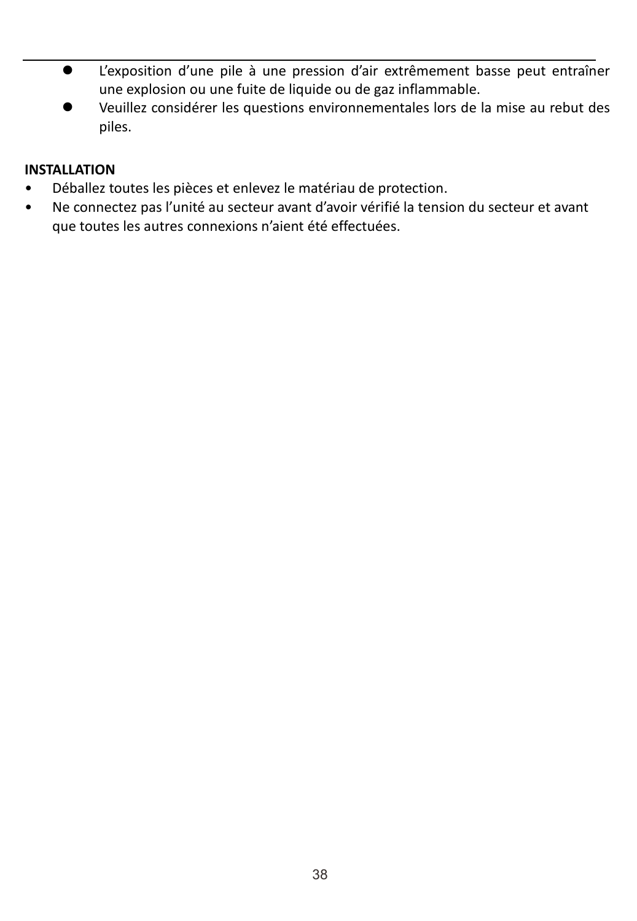- L'exposition d'une pile à une pression d'air extrêmement basse peut entraîner une explosion ou une fuite de liquide ou de gaz inflammable.
- Veuillez considérer les questions environnementales lors de la mise au rebut des piles.

**INSTALLATION**

- Déballez toutes les pièces et enlevez le matériau de protection.
- Ne connectez pas l'unité au secteur avant d'avoir vérifié la tension du secteur et avant que toutes les autres connexions n'aient été effectuées.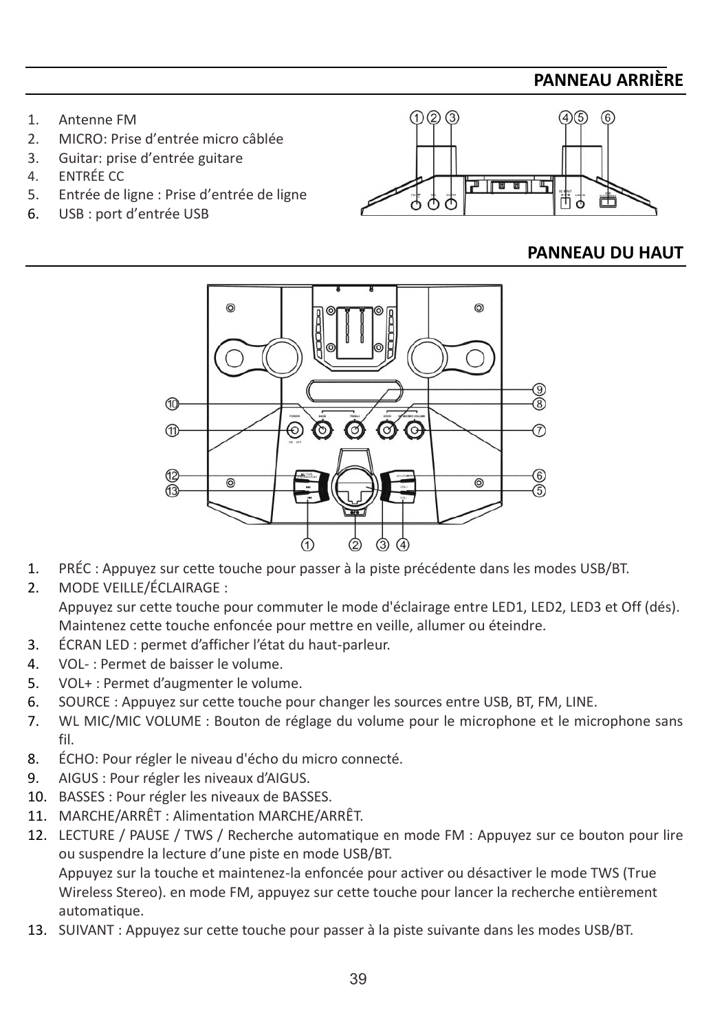## PANNEAU ARRIÈRE

1. Antenne FM
2. MICRO: Prise d'entrée micro câblée
3. Guitar: prise d'entrée guitare
4. ENTRÉE CC
5. Entrée de ligne : Prise d'entrée de ligne
6. USB : port d'entrée USB

## PANNEAU DU HAUT

1. PRÉC : Appuyez sur cette touche pour passer à la piste précédente dans les modes USB/BT.
2. MODE VEILLE/ÉCLAIRAGE :
   Appuyez sur cette touche pour commuter le mode d'éclairage entre LED1, LED2, LED3 et Off (dés). Maintenez cette touche enfoncée pour mettre en veille, allumer ou éteindre.
3. ÉCRAN LED : permet d'afficher l'état du haut-parleur.
4. VOL- : Permet de baisser le volume.
5. VOL+ : Permet d'augmenter le volume.
6. SOURCE : Appuyez sur cette touche pour changer les sources entre USB, BT, FM, LINE.
7. WL MIC/MIC VOLUME : Bouton de réglage du volume pour le microphone et le microphone sans fil.
8. ÉCHO: Pour régler le niveau d'écho du micro connecté.
9. AIGUS : Pour régler les niveaux d'AIGUS.
10. BASSES : Pour régler les niveaux de BASSES.
11. MARCHE/ARRÊT : Alimentation MARCHE/ARRÊT.
12. LECTURE / PAUSE / TWS / Recherche automatique en mode FM : Appuyez sur ce bouton pour lire ou suspendre la lecture d'une piste en mode USB/BT.
    Appuyez sur la touche et maintenez-la enfoncée pour activer ou désactiver le mode TWS (True Wireless Stereo). en mode FM, appuyez sur cette touche pour lancer la recherche entièrement automatique.
13. SUIVANT : Appuyez sur cette touche pour passer à la piste suivante dans les modes USB/BT.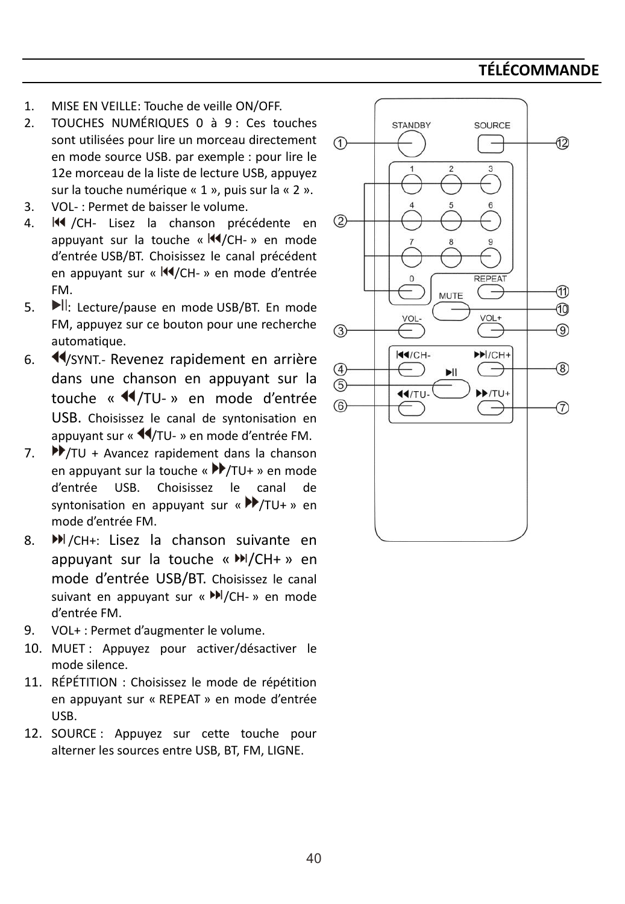## TÉLÉCOMMANDE

1. MISE EN VEILLE: Touche de veille ON/OFF.
2. TOUCHES NUMÉRIQUES 0 à 9 : Ces touches sont utilisées pour lire un morceau directement en mode source USB. par exemple : pour lire le 12e morceau de la liste de lecture USB, appuyez sur la touche numérique « 1 », puis sur la « 2 ».
3. VOL- : Permet de baisser le volume.
4. ⏮ /CH- Lisez la chanson précédente en appuyant sur la touche « ⏮/CH- » en mode d'entrée USB/BT. Choisissez le canal précédent en appuyant sur « ⏮/CH- » en mode d'entrée FM.
5. ▶||: Lecture/pause en mode USB/BT. En mode FM, appuyez sur ce bouton pour une recherche automatique.
6. ⏪/SYNT.- Revenez rapidement en arrière dans une chanson en appuyant sur la touche « ⏪/TU- » en mode d'entrée USB. Choisissez le canal de syntonisation en appuyant sur « ⏪/TU- » en mode d'entrée FM.
7. ⏩/TU + Avancez rapidement dans la chanson en appuyant sur la touche « ⏩/TU+ » en mode d'entrée USB. Choisissez le canal de syntonisation en appuyant sur « ⏩/TU+ » en mode d'entrée FM.
8. ⏭ /CH+: Lisez la chanson suivante en appuyant sur la touche « ⏭/CH+ » en mode d'entrée USB/BT. Choisissez le canal suivant en appuyant sur « ⏭/CH- » en mode d'entrée FM.
9. VOL+ : Permet d'augmenter le volume.
10. MUET : Appuyez pour activer/désactiver le mode silence.
11. RÉPÉTITION : Choisissez le mode de répétition en appuyant sur « REPEAT » en mode d'entrée USB.
12. SOURCE : Appuyez sur cette touche pour alterner les sources entre USB, BT, FM, LIGNE.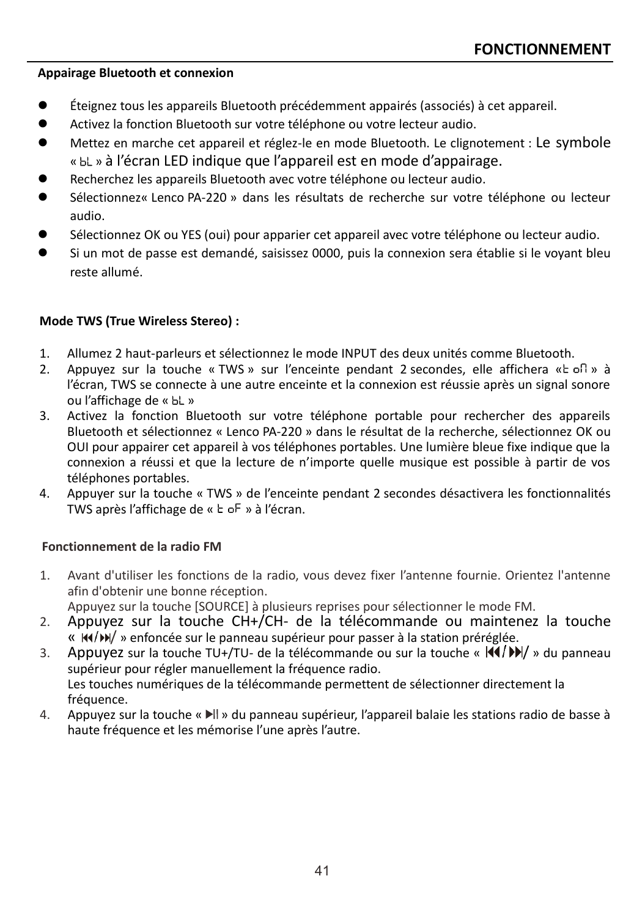## FONCTIONNEMENT

### Appairage Bluetooth et connexion

- Éteignez tous les appareils Bluetooth précédemment appairés (associés) à cet appareil.
- Activez la fonction Bluetooth sur votre téléphone ou votre lecteur audio.
- Mettez en marche cet appareil et réglez-le en mode Bluetooth. Le clignotement : Le symbole « bL » à l’écran LED indique que l’appareil est en mode d’appairage.
- Recherchez les appareils Bluetooth avec votre téléphone ou lecteur audio.
- Sélectionnez« Lenco PA-220 » dans les résultats de recherche sur votre téléphone ou lecteur audio.
- Sélectionnez OK ou YES (oui) pour apparier cet appareil avec votre téléphone ou lecteur audio.
- Si un mot de passe est demandé, saisissez 0000, puis la connexion sera établie si le voyant bleu reste allumé.

### Mode TWS (True Wireless Stereo) :

1. Allumez 2 haut-parleurs et sélectionnez le mode INPUT des deux unités comme Bluetooth.
2. Appuyez sur la touche « TWS » sur l’enceinte pendant 2 secondes, elle affichera «t on » à l’écran, TWS se connecte à une autre enceinte et la connexion est réussie après un signal sonore ou l’affichage de « bL »
3. Activez la fonction Bluetooth sur votre téléphone portable pour rechercher des appareils Bluetooth et sélectionnez « Lenco PA-220 » dans le résultat de la recherche, sélectionnez OK ou OUI pour appairer cet appareil à vos téléphones portables. Une lumière bleue fixe indique que la connexion a réussi et que la lecture de n’importe quelle musique est possible à partir de vos téléphones portables.
4. Appuyer sur la touche « TWS » de l’enceinte pendant 2 secondes désactivera les fonctionnalités TWS après l’affichage de « t oF » à l’écran.

### Fonctionnement de la radio FM

1. Avant d'utiliser les fonctions de la radio, vous devez fixer l’antenne fournie. Orientez l'antenne afin d'obtenir une bonne réception.
   Appuyez sur la touche [SOURCE] à plusieurs reprises pour sélectionner le mode FM.
2. Appuyez sur la touche CH+/CH- de la télécommande ou maintenez la touche « ⏮/⏭/ » enfoncée sur le panneau supérieur pour passer à la station préréglée.
3. Appuyez sur la touche TU+/TU- de la télécommande ou sur la touche « ⏮/⏭/ » du panneau supérieur pour régler manuellement la fréquence radio.
   Les touches numériques de la télécommande permettent de sélectionner directement la fréquence.
4. Appuyez sur la touche « ⏯ » du panneau supérieur, l’appareil balaie les stations radio de basse à haute fréquence et les mémorise l’une après l’autre.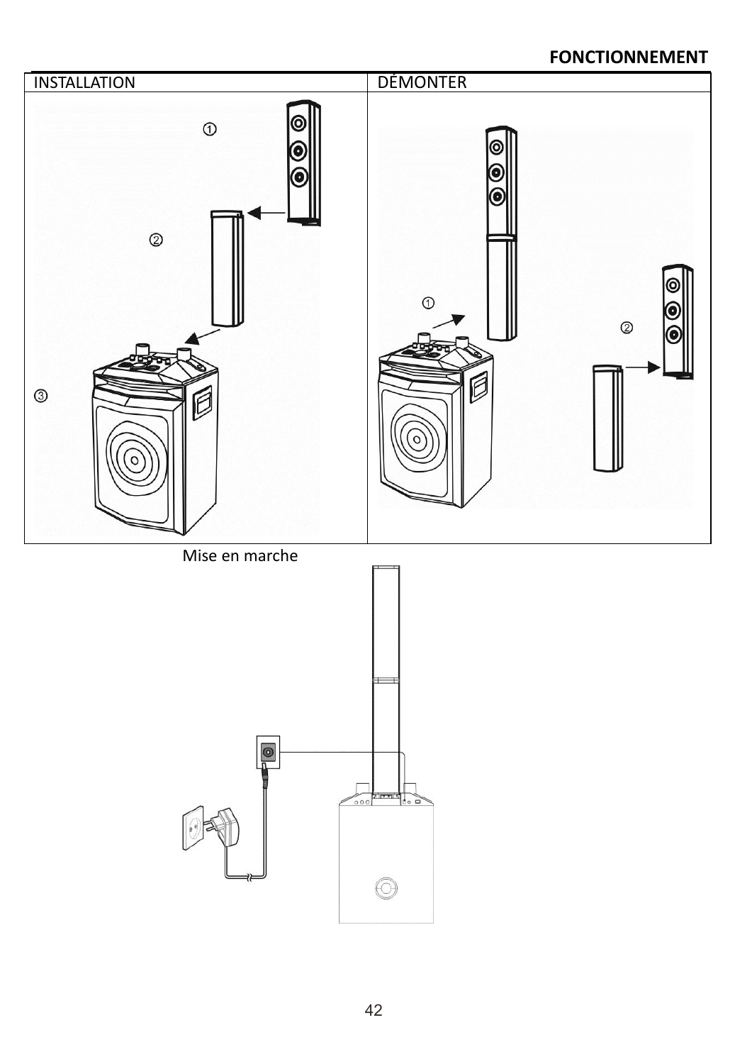## FONCTIONNEMENT

| INSTALLATION | DÉMONTER |
| --- | --- |
| ① ② ③ | ① ② |

Mise en marche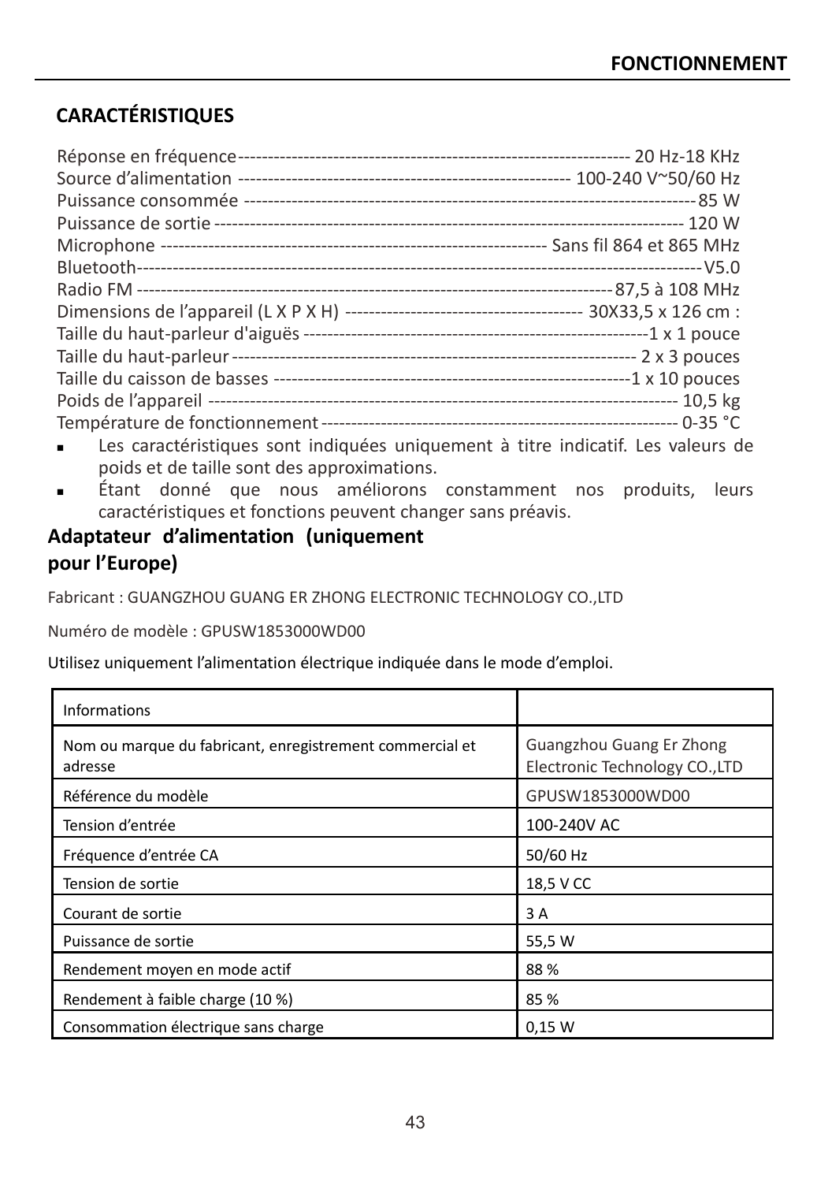## CARACTÉRISTIQUES

Réponse en fréquence------------------------------------------------------------------ 20 Hz-18 KHz
Source d'alimentation ------------------------------------------------------- 100-240 V~50/60 Hz
Puissance consommée ---------------------------------------------------------------------------85 W
Puissance de sortie --------------------------------------------------------------------------- 120 W
Microphone --------------------------------------------------------------- Sans fil 864 et 865 MHz
Bluetooth-------------------------------------------------------------------------------------------V5.0
Radio FM ---------------------------------------------------------------------------87,5 à 108 MHz
Dimensions de l'appareil (L X P X H) --------------------------------------- 30X33,5 x 126 cm :
Taille du haut-parleur d'aiguës ---------------------------------------------------------1 x 1 pouce
Taille du haut-parleur ------------------------------------------------------------------- 2 x 3 pouces
Taille du caisson de basses -----------------------------------------------------------1 x 10 pouces
Poids de l'appareil ----------------------------------------------------------------------------- 10,5 kg
Température de fonctionnement ---------------------------------------------------------- 0-35 °C

- Les caractéristiques sont indiquées uniquement à titre indicatif. Les valeurs de poids et de taille sont des approximations.
- Étant donné que nous améliorons constamment nos produits, leurs caractéristiques et fonctions peuvent changer sans préavis.

## Adaptateur d'alimentation (uniquement pour l'Europe)

Fabricant : GUANGZHOU GUANG ER ZHONG ELECTRONIC TECHNOLOGY CO.,LTD

Numéro de modèle : GPUSW1853000WD00

Utilisez uniquement l'alimentation électrique indiquée dans le mode d'emploi.

| Informations | |
|---|---|
| Nom ou marque du fabricant, enregistrement commercial et adresse | Guangzhou Guang Er Zhong Electronic Technology CO.,LTD |
| Référence du modèle | GPUSW1853000WD00 |
| Tension d'entrée | 100-240V AC |
| Fréquence d'entrée CA | 50/60 Hz |
| Tension de sortie | 18,5 V CC |
| Courant de sortie | 3 A |
| Puissance de sortie | 55,5 W |
| Rendement moyen en mode actif | 88 % |
| Rendement à faible charge (10 %) | 85 % |
| Consommation électrique sans charge | 0,15 W |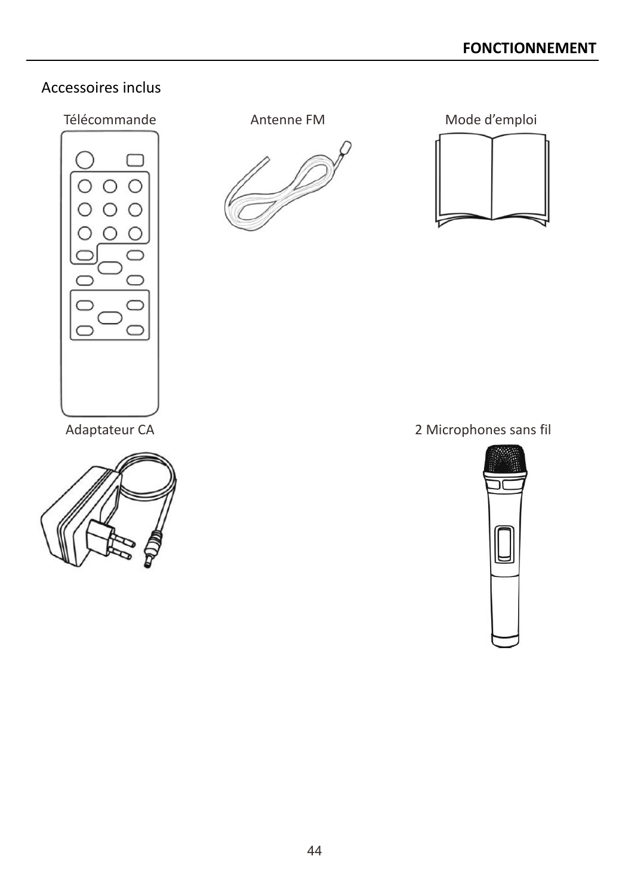## Accessoires inclus

Télécommande

Antenne FM

Mode d'emploi

Adaptateur CA

2 Microphones sans fil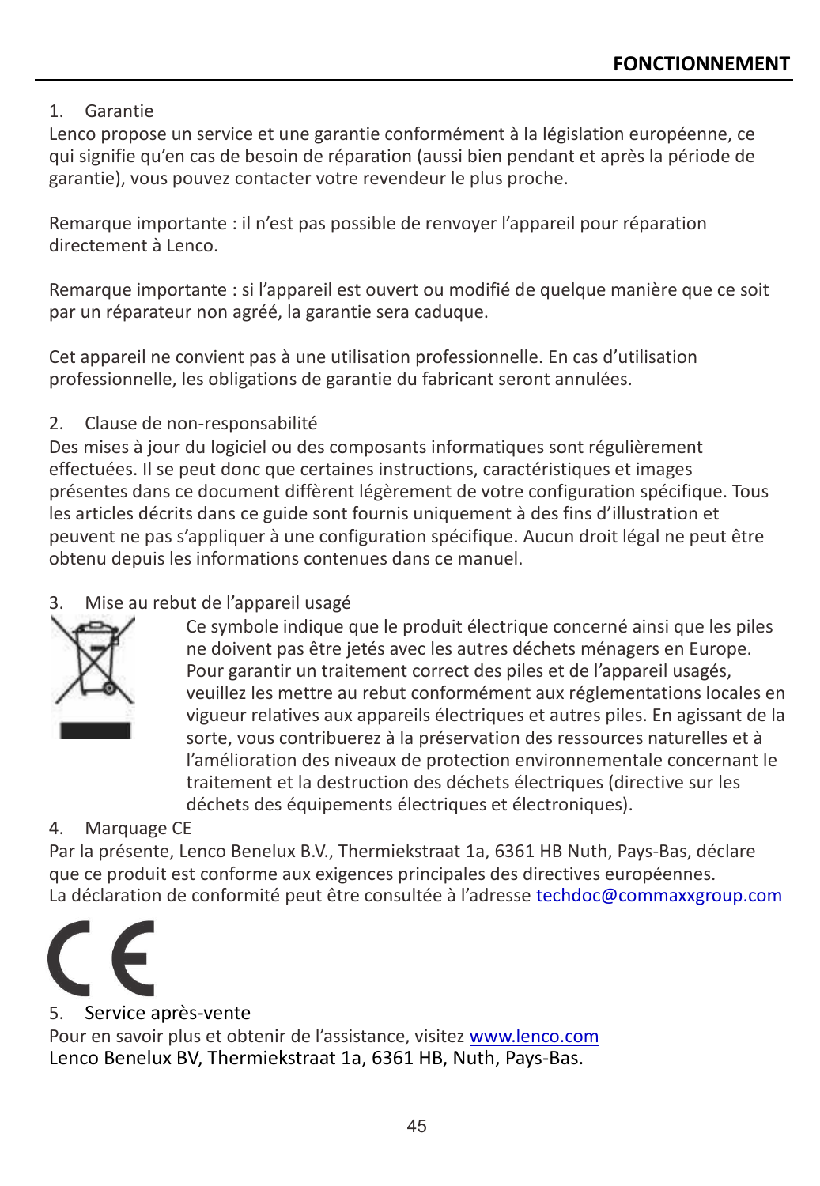1. Garantie

Lenco propose un service et une garantie conformément à la législation européenne, ce qui signifie qu'en cas de besoin de réparation (aussi bien pendant et après la période de garantie), vous pouvez contacter votre revendeur le plus proche.

Remarque importante : il n'est pas possible de renvoyer l'appareil pour réparation directement à Lenco.

Remarque importante : si l'appareil est ouvert ou modifié de quelque manière que ce soit par un réparateur non agréé, la garantie sera caduque.

Cet appareil ne convient pas à une utilisation professionnelle. En cas d'utilisation professionnelle, les obligations de garantie du fabricant seront annulées.

2. Clause de non-responsabilité

Des mises à jour du logiciel ou des composants informatiques sont régulièrement effectuées. Il se peut donc que certaines instructions, caractéristiques et images présentes dans ce document diffèrent légèrement de votre configuration spécifique. Tous les articles décrits dans ce guide sont fournis uniquement à des fins d'illustration et peuvent ne pas s'appliquer à une configuration spécifique. Aucun droit légal ne peut être obtenu depuis les informations contenues dans ce manuel.

3. Mise au rebut de l'appareil usagé

Ce symbole indique que le produit électrique concerné ainsi que les piles ne doivent pas être jetés avec les autres déchets ménagers en Europe. Pour garantir un traitement correct des piles et de l'appareil usagés, veuillez les mettre au rebut conformément aux réglementations locales en vigueur relatives aux appareils électriques et autres piles. En agissant de la sorte, vous contribuerez à la préservation des ressources naturelles et à l'amélioration des niveaux de protection environnementale concernant le traitement et la destruction des déchets électriques (directive sur les déchets des équipements électriques et électroniques).

4. Marquage CE

Par la présente, Lenco Benelux B.V., Thermiekstraat 1a, 6361 HB Nuth, Pays-Bas, déclare que ce produit est conforme aux exigences principales des directives européennes.
La déclaration de conformité peut être consultée à l'adresse techdoc@commaxxgroup.com

5. Service après-vente

Pour en savoir plus et obtenir de l'assistance, visitez www.lenco.com
Lenco Benelux BV, Thermiekstraat 1a, 6361 HB, Nuth, Pays-Bas.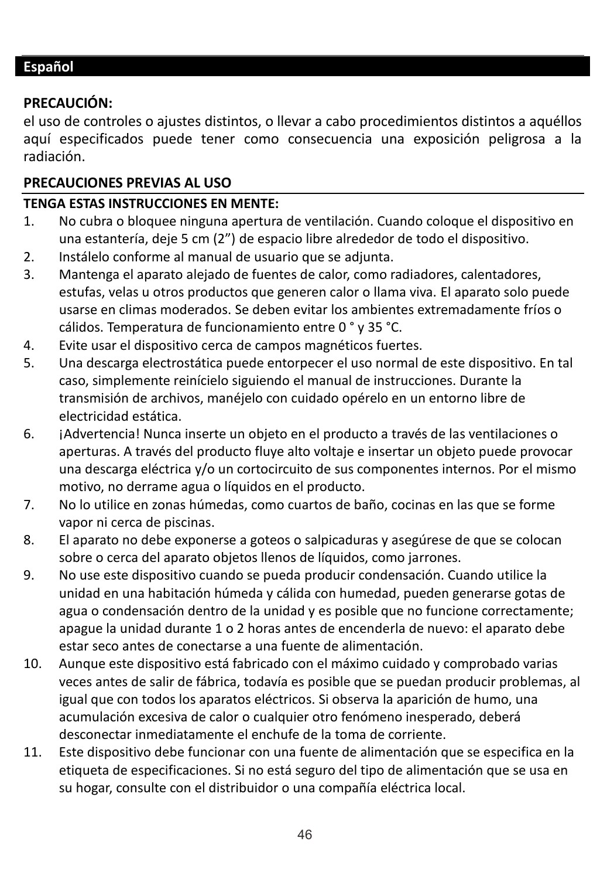## Español

**PRECAUCIÓN:**
el uso de controles o ajustes distintos, o llevar a cabo procedimientos distintos a aquéllos aquí especificados puede tener como consecuencia una exposición peligrosa a la radiación.

**PRECAUCIONES PREVIAS AL USO**

**TENGA ESTAS INSTRUCCIONES EN MENTE:**

1. No cubra o bloquee ninguna apertura de ventilación. Cuando coloque el dispositivo en una estantería, deje 5 cm (2”) de espacio libre alrededor de todo el dispositivo.
2. Instálelo conforme al manual de usuario que se adjunta.
3. Mantenga el aparato alejado de fuentes de calor, como radiadores, calentadores, estufas, velas u otros productos que generen calor o llama viva. El aparato solo puede usarse en climas moderados. Se deben evitar los ambientes extremadamente fríos o cálidos. Temperatura de funcionamiento entre 0 ° y 35 °C.
4. Evite usar el dispositivo cerca de campos magnéticos fuertes.
5. Una descarga electrostática puede entorpecer el uso normal de este dispositivo. En tal caso, simplemente reinícielo siguiendo el manual de instrucciones. Durante la transmisión de archivos, manéjelo con cuidado opérelo en un entorno libre de electricidad estática.
6. ¡Advertencia! Nunca inserte un objeto en el producto a través de las ventilaciones o aperturas. A través del producto fluye alto voltaje e insertar un objeto puede provocar una descarga eléctrica y/o un cortocircuito de sus componentes internos. Por el mismo motivo, no derrame agua o líquidos en el producto.
7. No lo utilice en zonas húmedas, como cuartos de baño, cocinas en las que se forme vapor ni cerca de piscinas.
8. El aparato no debe exponerse a goteos o salpicaduras y asegúrese de que se colocan sobre o cerca del aparato objetos llenos de líquidos, como jarrones.
9. No use este dispositivo cuando se pueda producir condensación. Cuando utilice la unidad en una habitación húmeda y cálida con humedad, pueden generarse gotas de agua o condensación dentro de la unidad y es posible que no funcione correctamente; apague la unidad durante 1 o 2 horas antes de encenderla de nuevo: el aparato debe estar seco antes de conectarse a una fuente de alimentación.
10. Aunque este dispositivo está fabricado con el máximo cuidado y comprobado varias veces antes de salir de fábrica, todavía es posible que se puedan producir problemas, al igual que con todos los aparatos eléctricos. Si observa la aparición de humo, una acumulación excesiva de calor o cualquier otro fenómeno inesperado, deberá desconectar inmediatamente el enchufe de la toma de corriente.
11. Este dispositivo debe funcionar con una fuente de alimentación que se especifica en la etiqueta de especificaciones. Si no está seguro del tipo de alimentación que se usa en su hogar, consulte con el distribuidor o una compañía eléctrica local.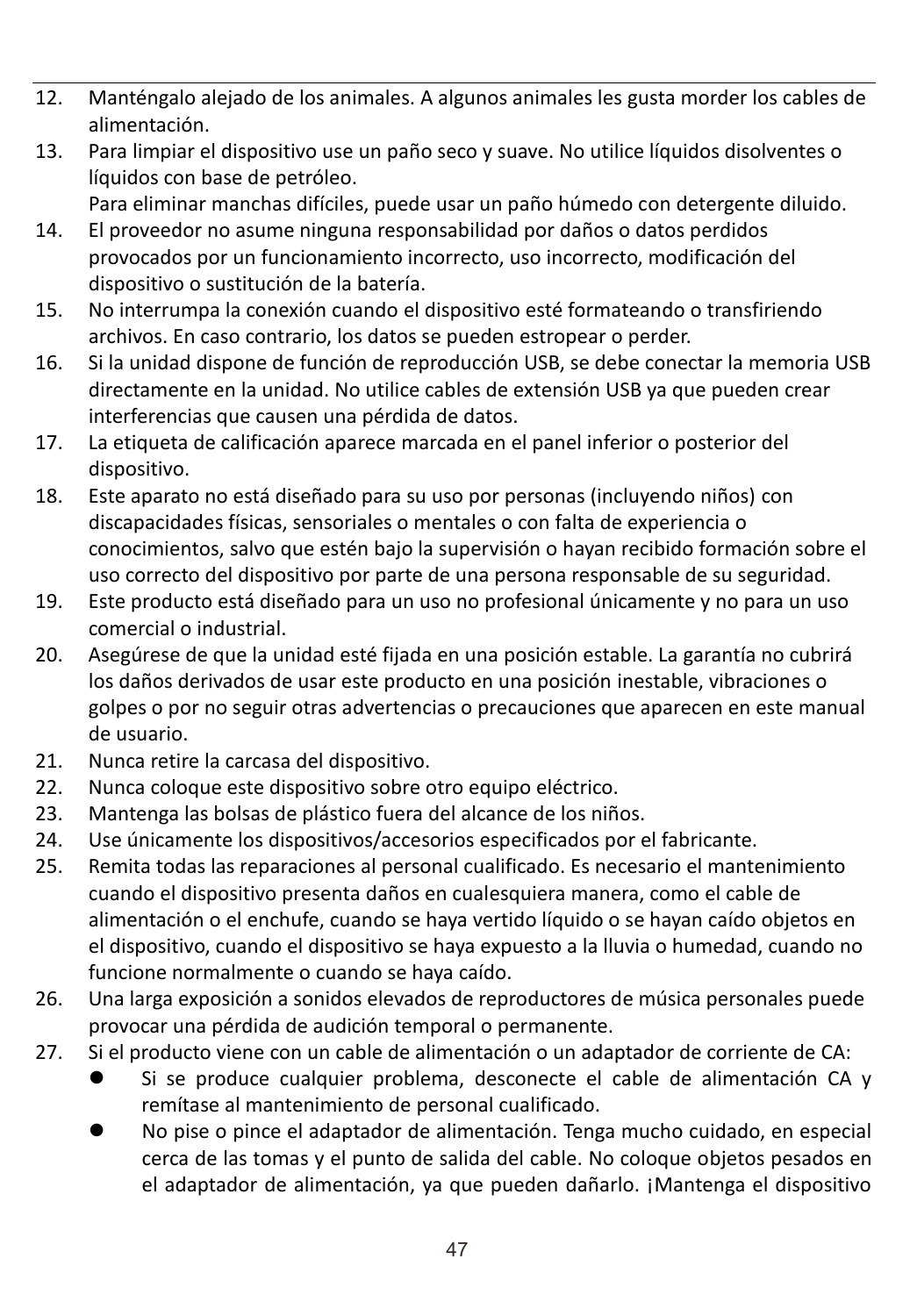12. Manténgalo alejado de los animales. A algunos animales les gusta morder los cables de alimentación.
13. Para limpiar el dispositivo use un paño seco y suave. No utilice líquidos disolventes o líquidos con base de petróleo.
    Para eliminar manchas difíciles, puede usar un paño húmedo con detergente diluido.
14. El proveedor no asume ninguna responsabilidad por daños o datos perdidos provocados por un funcionamiento incorrecto, uso incorrecto, modificación del dispositivo o sustitución de la batería.
15. No interrumpa la conexión cuando el dispositivo esté formateando o transfiriendo archivos. En caso contrario, los datos se pueden estropear o perder.
16. Si la unidad dispone de función de reproducción USB, se debe conectar la memoria USB directamente en la unidad. No utilice cables de extensión USB ya que pueden crear interferencias que causen una pérdida de datos.
17. La etiqueta de calificación aparece marcada en el panel inferior o posterior del dispositivo.
18. Este aparato no está diseñado para su uso por personas (incluyendo niños) con discapacidades físicas, sensoriales o mentales o con falta de experiencia o conocimientos, salvo que estén bajo la supervisión o hayan recibido formación sobre el uso correcto del dispositivo por parte de una persona responsable de su seguridad.
19. Este producto está diseñado para un uso no profesional únicamente y no para un uso comercial o industrial.
20. Asegúrese de que la unidad esté fijada en una posición estable. La garantía no cubrirá los daños derivados de usar este producto en una posición inestable, vibraciones o golpes o por no seguir otras advertencias o precauciones que aparecen en este manual de usuario.
21. Nunca retire la carcasa del dispositivo.
22. Nunca coloque este dispositivo sobre otro equipo eléctrico.
23. Mantenga las bolsas de plástico fuera del alcance de los niños.
24. Use únicamente los dispositivos/accesorios especificados por el fabricante.
25. Remita todas las reparaciones al personal cualificado. Es necesario el mantenimiento cuando el dispositivo presenta daños en cualesquiera manera, como el cable de alimentación o el enchufe, cuando se haya vertido líquido o se hayan caído objetos en el dispositivo, cuando el dispositivo se haya expuesto a la lluvia o humedad, cuando no funcione normalmente o cuando se haya caído.
26. Una larga exposición a sonidos elevados de reproductores de música personales puede provocar una pérdida de audición temporal o permanente.
27. Si el producto viene con un cable de alimentación o un adaptador de corriente de CA:
    - Si se produce cualquier problema, desconecte el cable de alimentación CA y remítase al mantenimiento de personal cualificado.
    - No pise o pince el adaptador de alimentación. Tenga mucho cuidado, en especial cerca de las tomas y el punto de salida del cable. No coloque objetos pesados en el adaptador de alimentación, ya que pueden dañarlo. ¡Mantenga el dispositivo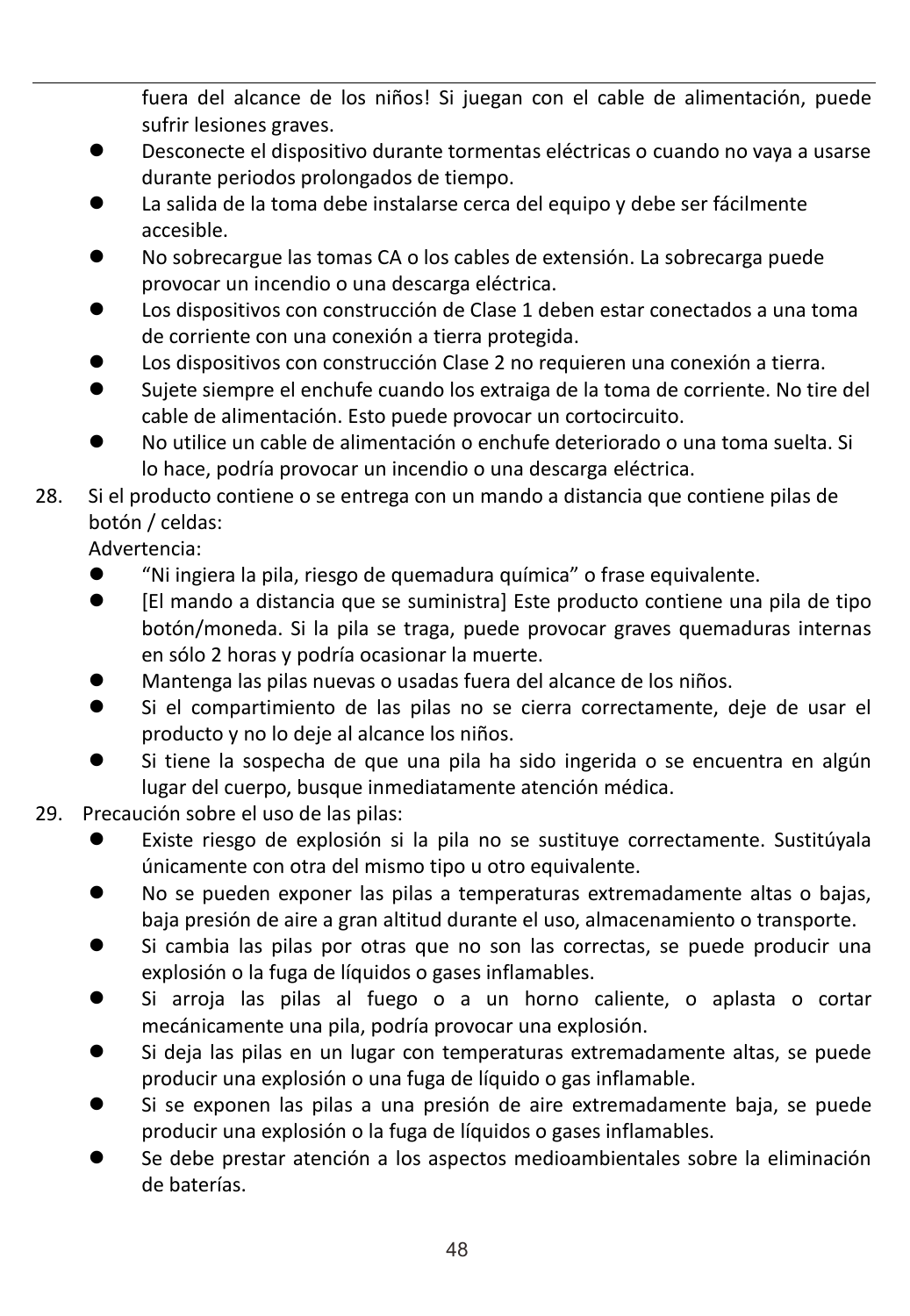fuera del alcance de los niños! Si juegan con el cable de alimentación, puede sufrir lesiones graves.

- Desconecte el dispositivo durante tormentas eléctricas o cuando no vaya a usarse durante periodos prolongados de tiempo.
- La salida de la toma debe instalarse cerca del equipo y debe ser fácilmente accesible.
- No sobrecargue las tomas CA o los cables de extensión. La sobrecarga puede provocar un incendio o una descarga eléctrica.
- Los dispositivos con construcción de Clase 1 deben estar conectados a una toma de corriente con una conexión a tierra protegida.
- Los dispositivos con construcción Clase 2 no requieren una conexión a tierra.
- Sujete siempre el enchufe cuando los extraiga de la toma de corriente. No tire del cable de alimentación. Esto puede provocar un cortocircuito.
- No utilice un cable de alimentación o enchufe deteriorado o una toma suelta. Si lo hace, podría provocar un incendio o una descarga eléctrica.

28. Si el producto contiene o se entrega con un mando a distancia que contiene pilas de botón / celdas:
    Advertencia:
    - "Ni ingiera la pila, riesgo de quemadura química" o frase equivalente.
    - [El mando a distancia que se suministra] Este producto contiene una pila de tipo botón/moneda. Si la pila se traga, puede provocar graves quemaduras internas en sólo 2 horas y podría ocasionar la muerte.
    - Mantenga las pilas nuevas o usadas fuera del alcance de los niños.
    - Si el compartimiento de las pilas no se cierra correctamente, deje de usar el producto y no lo deje al alcance los niños.
    - Si tiene la sospecha de que una pila ha sido ingerida o se encuentra en algún lugar del cuerpo, busque inmediatamente atención médica.
29. Precaución sobre el uso de las pilas:
    - Existe riesgo de explosión si la pila no se sustituye correctamente. Sustitúyala únicamente con otra del mismo tipo u otro equivalente.
    - No se pueden exponer las pilas a temperaturas extremadamente altas o bajas, baja presión de aire a gran altitud durante el uso, almacenamiento o transporte.
    - Si cambia las pilas por otras que no son las correctas, se puede producir una explosión o la fuga de líquidos o gases inflamables.
    - Si arroja las pilas al fuego o a un horno caliente, o aplasta o cortar mecánicamente una pila, podría provocar una explosión.
    - Si deja las pilas en un lugar con temperaturas extremadamente altas, se puede producir una explosión o una fuga de líquido o gas inflamable.
    - Si se exponen las pilas a una presión de aire extremadamente baja, se puede producir una explosión o la fuga de líquidos o gases inflamables.
    - Se debe prestar atención a los aspectos medioambientales sobre la eliminación de baterías.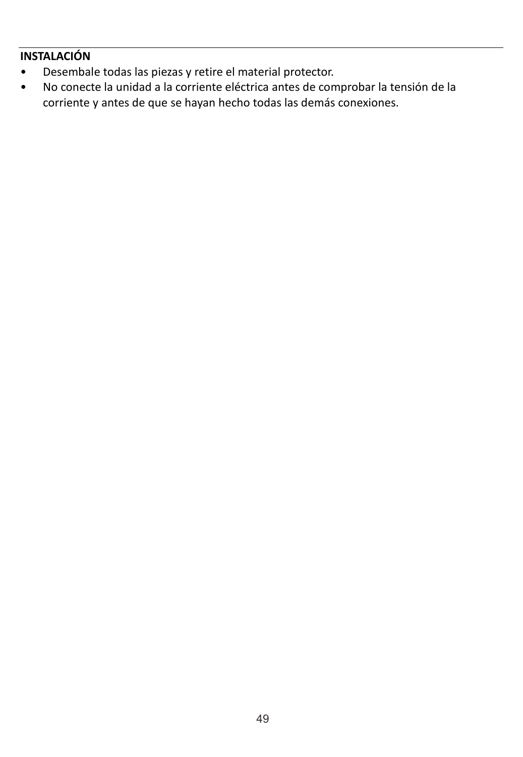**INSTALACIÓN**

- Desembale todas las piezas y retire el material protector.
- No conecte la unidad a la corriente eléctrica antes de comprobar la tensión de la corriente y antes de que se hayan hecho todas las demás conexiones.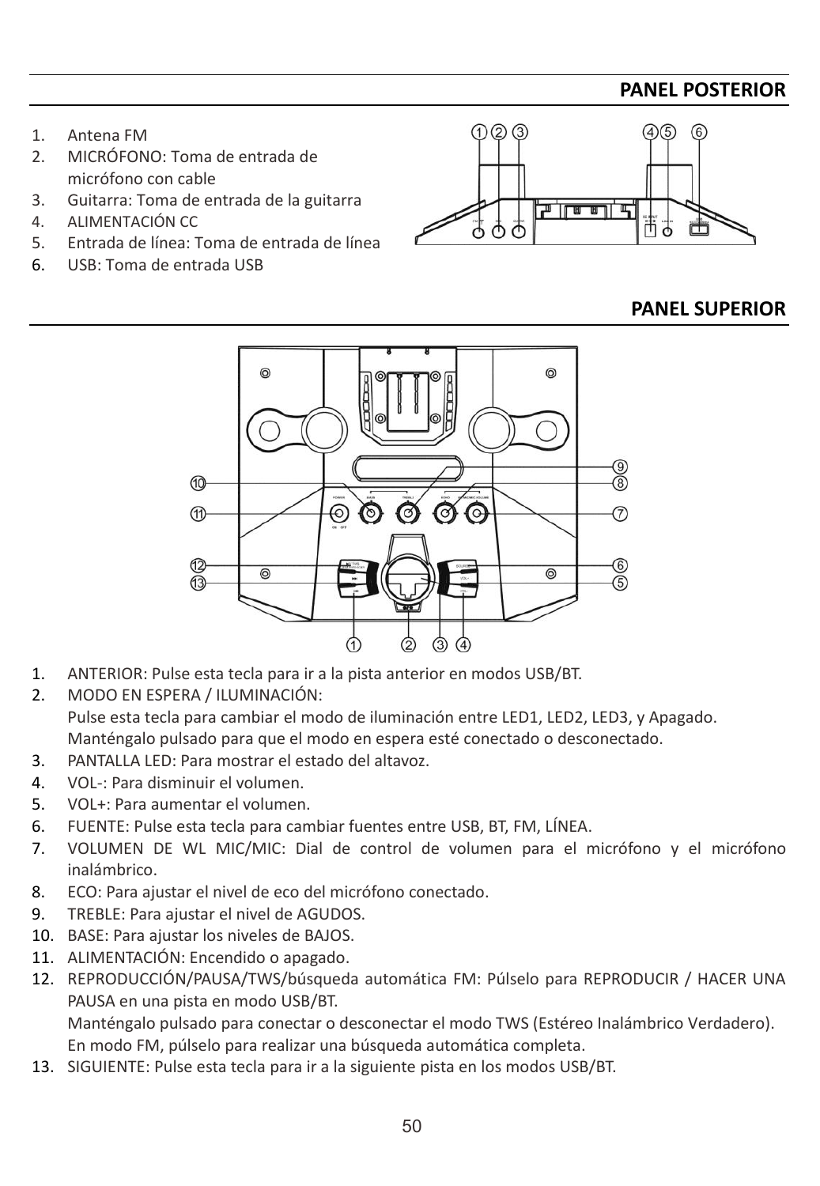## PANEL POSTERIOR

1. Antena FM
2. MICRÓFONO: Toma de entrada de micrófono con cable
3. Guitarra: Toma de entrada de la guitarra
4. ALIMENTACIÓN CC
5. Entrada de línea: Toma de entrada de línea
6. USB: Toma de entrada USB

## PANEL SUPERIOR

1. ANTERIOR: Pulse esta tecla para ir a la pista anterior en modos USB/BT.
2. MODO EN ESPERA / ILUMINACIÓN:
   Pulse esta tecla para cambiar el modo de iluminación entre LED1, LED2, LED3, y Apagado.
   Manténgalo pulsado para que el modo en espera esté conectado o desconectado.
3. PANTALLA LED: Para mostrar el estado del altavoz.
4. VOL-: Para disminuir el volumen.
5. VOL+: Para aumentar el volumen.
6. FUENTE: Pulse esta tecla para cambiar fuentes entre USB, BT, FM, LÍNEA.
7. VOLUMEN DE WL MIC/MIC: Dial de control de volumen para el micrófono y el micrófono inalámbrico.
8. ECO: Para ajustar el nivel de eco del micrófono conectado.
9. TREBLE: Para ajustar el nivel de AGUDOS.
10. BASE: Para ajustar los niveles de BAJOS.
11. ALIMENTACIÓN: Encendido o apagado.
12. REPRODUCCIÓN/PAUSA/TWS/búsqueda automática FM: Púlselo para REPRODUCIR / HACER UNA PAUSA en una pista en modo USB/BT.
    Manténgalo pulsado para conectar o desconectar el modo TWS (Estéreo Inalámbrico Verdadero).
    En modo FM, púlselo para realizar una búsqueda automática completa.
13. SIGUIENTE: Pulse esta tecla para ir a la siguiente pista en los modos USB/BT.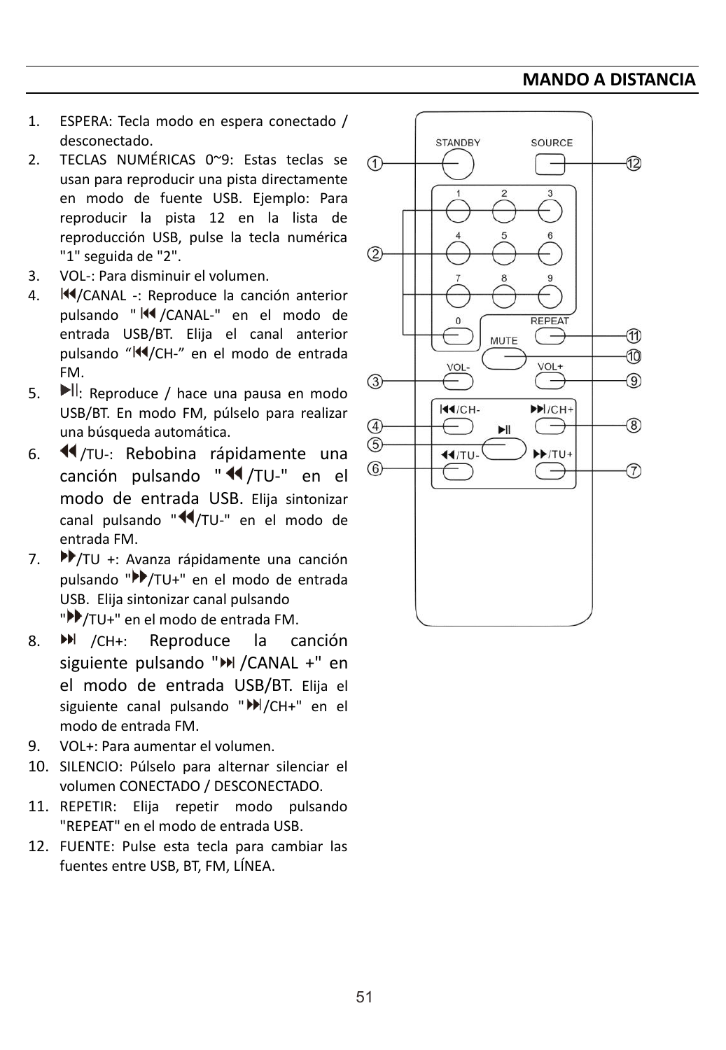## MANDO A DISTANCIA

1. ESPERA: Tecla modo en espera conectado / desconectado.
2. TECLAS NUMÉRICAS 0~9: Estas teclas se usan para reproducir una pista directamente en modo de fuente USB. Ejemplo: Para reproducir la pista 12 en la lista de reproducción USB, pulse la tecla numérica "1" seguida de "2".
3. VOL-: Para disminuir el volumen.
4. ⏮/CANAL -: Reproduce la canción anterior pulsando "⏮/CANAL-" en el modo de entrada USB/BT. Elija el canal anterior pulsando "⏮/CH-" en el modo de entrada FM.
5. ▶||: Reproduce / hace una pausa en modo USB/BT. En modo FM, púlselo para realizar una búsqueda automática.
6. ◀◀/TU-: Rebobina rápidamente una canción pulsando "◀◀/TU-" en el modo de entrada USB. Elija sintonizar canal pulsando "◀◀/TU-" en el modo de entrada FM.
7. ▶▶/TU +: Avanza rápidamente una canción pulsando "▶▶/TU+" en el modo de entrada USB. Elija sintonizar canal pulsando "▶▶/TU+" en el modo de entrada FM.
8. ⏭ /CH+: Reproduce la canción siguiente pulsando "⏭/CANAL +" en el modo de entrada USB/BT. Elija el siguiente canal pulsando "⏭/CH+" en el modo de entrada FM.
9. VOL+: Para aumentar el volumen.
10. SILENCIO: Púlselo para alternar silenciar el volumen CONECTADO / DESCONECTADO.
11. REPETIR: Elija repetir modo pulsando "REPEAT" en el modo de entrada USB.
12. FUENTE: Pulse esta tecla para cambiar las fuentes entre USB, BT, FM, LÍNEA.

STANDBY ① · SOURCE ⑫ · 1 2 3 4 5 6 7 8 9 0 ② · REPEAT ⑪ · MUTE ⑩ · VOL- ③ · VOL+ ⑨ · ⏮/CH- ④ · ⏭/CH+ ⑧ · ▶|| ⑤ · ◀◀/TU- ⑥ · ▶▶/TU+ ⑦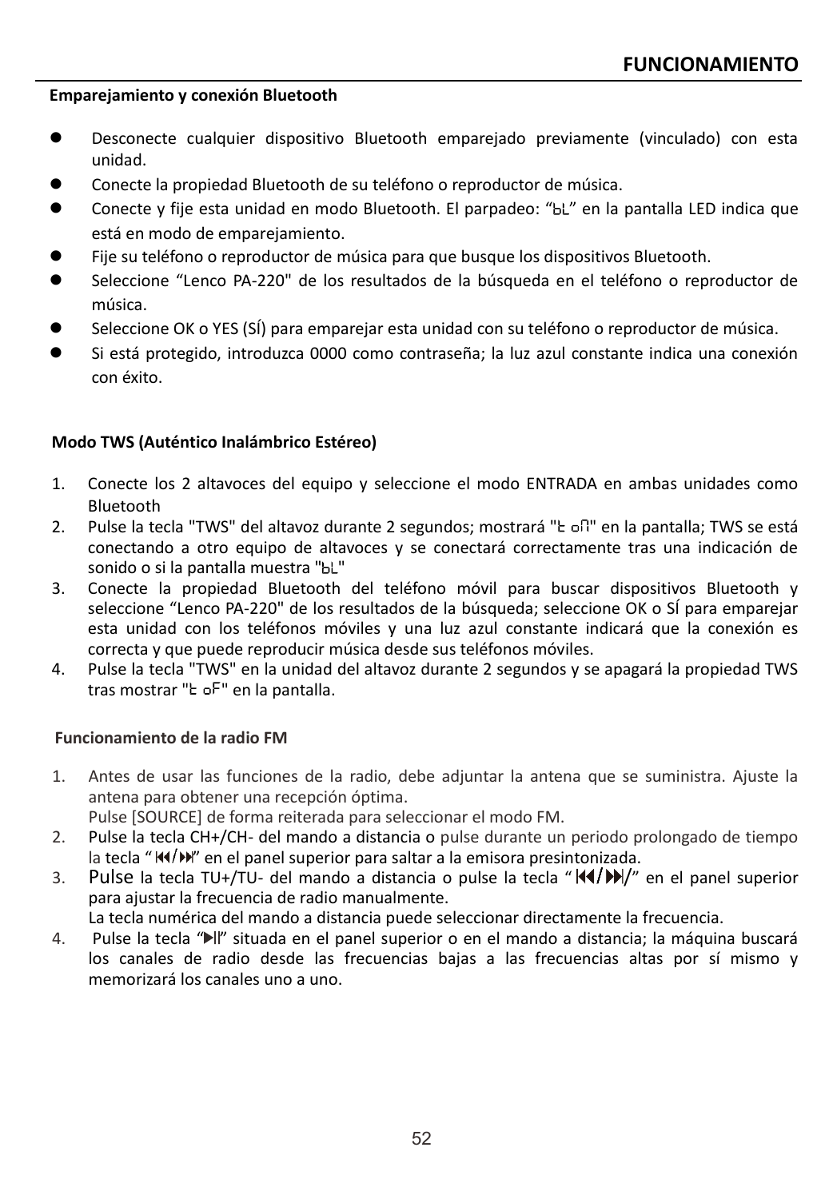## FUNCIONAMIENTO

### Emparejamiento y conexión Bluetooth

- Desconecte cualquier dispositivo Bluetooth emparejado previamente (vinculado) con esta unidad.
- Conecte la propiedad Bluetooth de su teléfono o reproductor de música.
- Conecte y fije esta unidad en modo Bluetooth. El parpadeo: "bL" en la pantalla LED indica que está en modo de emparejamiento.
- Fije su teléfono o reproductor de música para que busque los dispositivos Bluetooth.
- Seleccione "Lenco PA-220" de los resultados de la búsqueda en el teléfono o reproductor de música.
- Seleccione OK o YES (SÍ) para emparejar esta unidad con su teléfono o reproductor de música.
- Si está protegido, introduzca 0000 como contraseña; la luz azul constante indica una conexión con éxito.

### Modo TWS (Auténtico Inalámbrico Estéreo)

1. Conecte los 2 altavoces del equipo y seleccione el modo ENTRADA en ambas unidades como Bluetooth
2. Pulse la tecla "TWS" del altavoz durante 2 segundos; mostrará "t on" en la pantalla; TWS se está conectando a otro equipo de altavoces y se conectará correctamente tras una indicación de sonido o si la pantalla muestra "bL"
3. Conecte la propiedad Bluetooth del teléfono móvil para buscar dispositivos Bluetooth y seleccione "Lenco PA-220" de los resultados de la búsqueda; seleccione OK o SÍ para emparejar esta unidad con los teléfonos móviles y una luz azul constante indicará que la conexión es correcta y que puede reproducir música desde sus teléfonos móviles.
4. Pulse la tecla "TWS" en la unidad del altavoz durante 2 segundos y se apagará la propiedad TWS tras mostrar "t oF" en la pantalla.

### Funcionamiento de la radio FM

1. Antes de usar las funciones de la radio, debe adjuntar la antena que se suministra. Ajuste la antena para obtener una recepción óptima.
   Pulse [SOURCE] de forma reiterada para seleccionar el modo FM.
2. Pulse la tecla CH+/CH- del mando a distancia o pulse durante un periodo prolongado de tiempo la tecla "⏮/⏭" en el panel superior para saltar a la emisora presintonizada.
3. Pulse la tecla TU+/TU- del mando a distancia o pulse la tecla "⏮/⏭/" en el panel superior para ajustar la frecuencia de radio manualmente.
   La tecla numérica del mando a distancia puede seleccionar directamente la frecuencia.
4. Pulse la tecla "⏯" situada en el panel superior o en el mando a distancia; la máquina buscará los canales de radio desde las frecuencias bajas a las frecuencias altas por sí mismo y memorizará los canales uno a uno.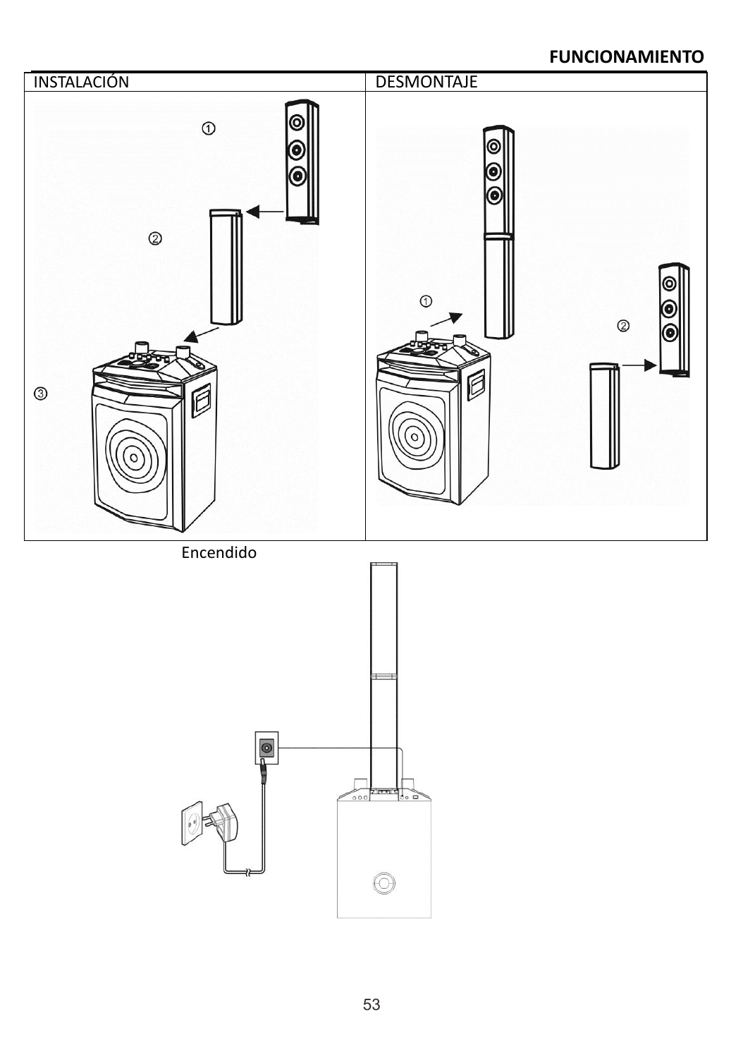**FUNCIONAMIENTO**

| INSTALACIÓN | DESMONTAJE |
| --- | --- |
| ① ② ③ | ① ② |

Encendido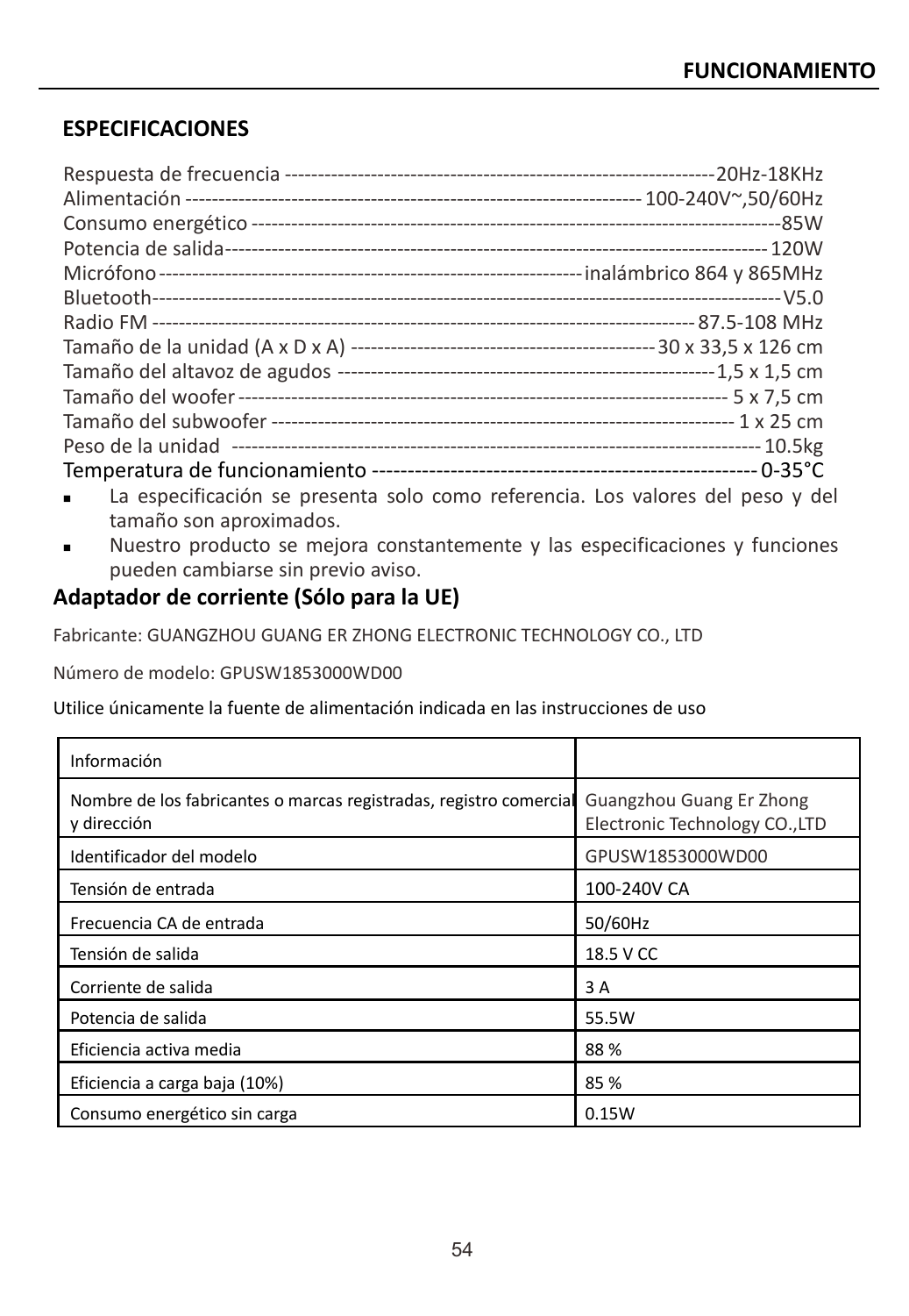## ESPECIFICACIONES

Respuesta de frecuencia -------------------------------------------------------------------20Hz-18KHz
Alimentación ---------------------------------------------------------------------- 100-240V~,50/60Hz
Consumo energético ----------------------------------------------------------------------------------85W
Potencia de salida---------------------------------------------------------------------------------- 120W
Micrófono -------------------------------------------------------------------inalámbrico 864 y 865MHz
Bluetooth---------------------------------------------------------------------------------------------V5.0
Radio FM --------------------------------------------------------------------------------- 87.5-108 MHz
Tamaño de la unidad (A x D x A) -------------------------------------------- 30 x 33,5 x 126 cm
Tamaño del altavoz de agudos --------------------------------------------------------1,5 x 1,5 cm
Tamaño del woofer ---------------------------------------------------------------------------- 5 x 7,5 cm
Tamaño del subwoofer ----------------------------------------------------------------------- 1 x 25 cm
Peso de la unidad ------------------------------------------------------------------------------ 10.5kg
Temperatura de funcionamiento --------------------------------------------------- 0-35°C

- La especificación se presenta solo como referencia. Los valores del peso y del tamaño son aproximados.
- Nuestro producto se mejora constantemente y las especificaciones y funciones pueden cambiarse sin previo aviso.

### Adaptador de corriente (Sólo para la UE)

Fabricante: GUANGZHOU GUANG ER ZHONG ELECTRONIC TECHNOLOGY CO., LTD

Número de modelo: GPUSW1853000WD00

Utilice únicamente la fuente de alimentación indicada en las instrucciones de uso

| Información | |
|---|---|
| Nombre de los fabricantes o marcas registradas, registro comercial y dirección | Guangzhou Guang Er Zhong Electronic Technology CO.,LTD |
| Identificador del modelo | GPUSW1853000WD00 |
| Tensión de entrada | 100-240V CA |
| Frecuencia CA de entrada | 50/60Hz |
| Tensión de salida | 18.5 V CC |
| Corriente de salida | 3 A |
| Potencia de salida | 55.5W |
| Eficiencia activa media | 88 % |
| Eficiencia a carga baja (10%) | 85 % |
| Consumo energético sin carga | 0.15W |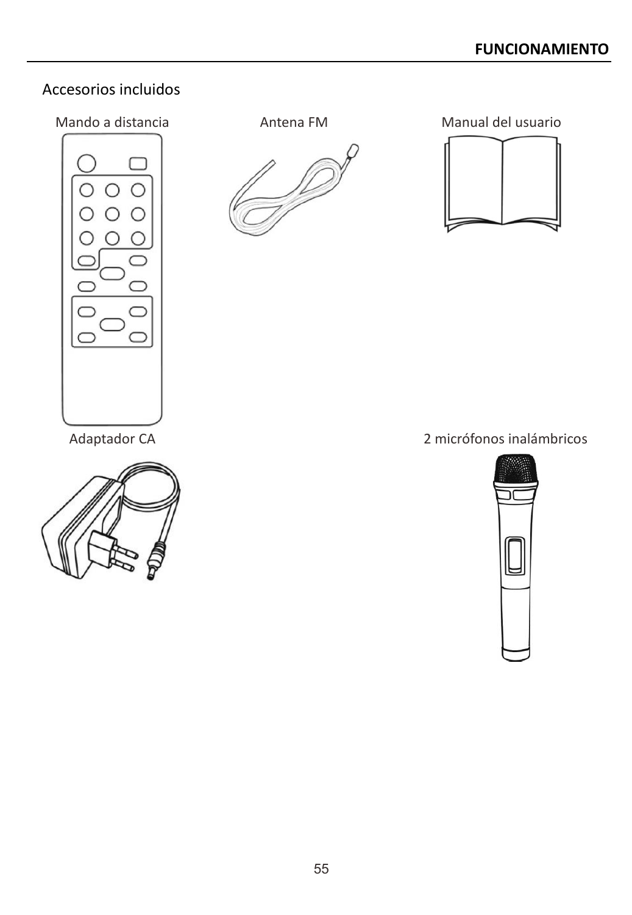## Accesorios incluidos

Mando a distancia

Antena FM

Manual del usuario

Adaptador CA

2 micrófonos inalámbricos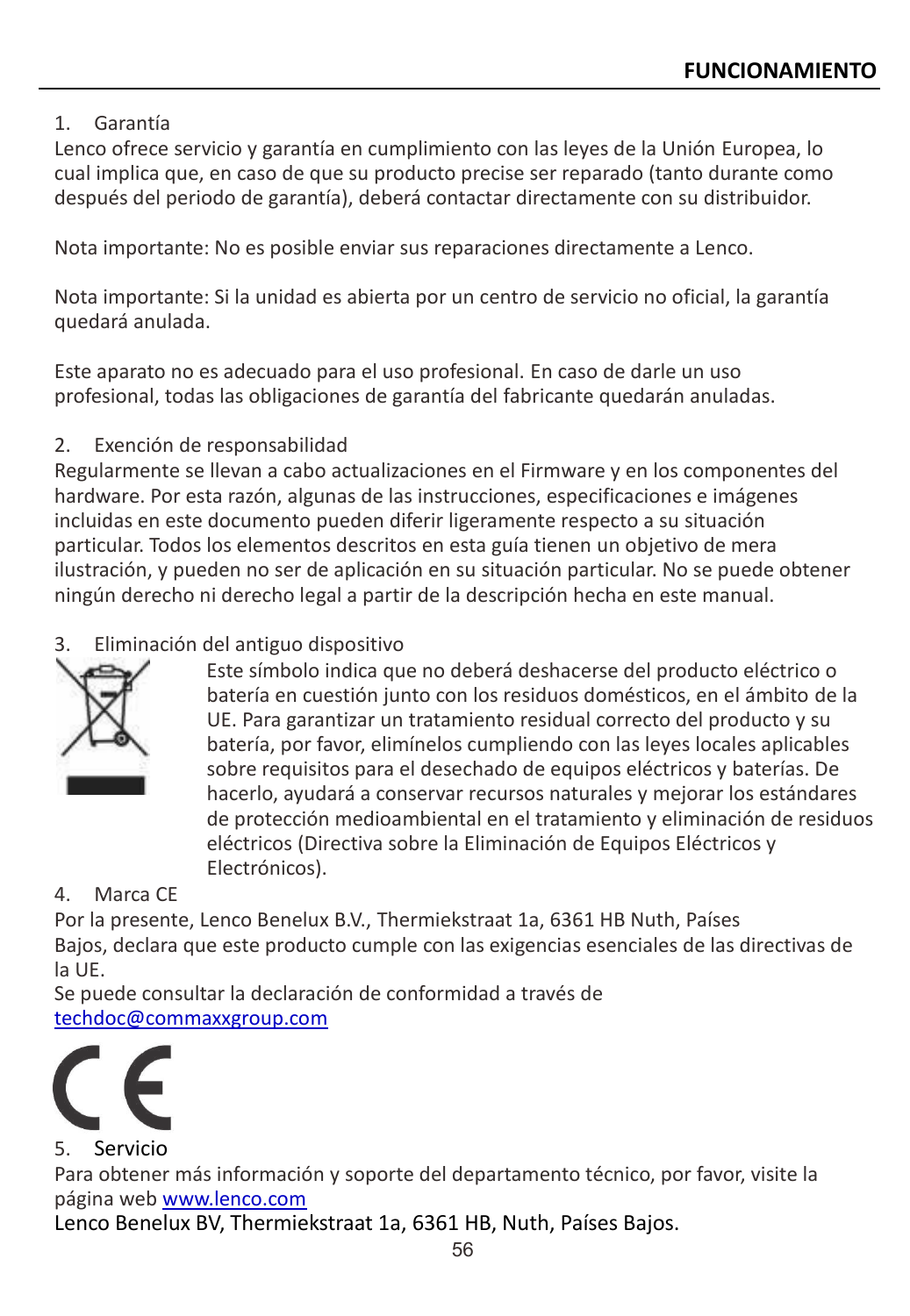1. Garantía

Lenco ofrece servicio y garantía en cumplimiento con las leyes de la Unión Europea, lo cual implica que, en caso de que su producto precise ser reparado (tanto durante como después del periodo de garantía), deberá contactar directamente con su distribuidor.

Nota importante: No es posible enviar sus reparaciones directamente a Lenco.

Nota importante: Si la unidad es abierta por un centro de servicio no oficial, la garantía quedará anulada.

Este aparato no es adecuado para el uso profesional. En caso de darle un uso profesional, todas las obligaciones de garantía del fabricante quedarán anuladas.

2. Exención de responsabilidad

Regularmente se llevan a cabo actualizaciones en el Firmware y en los componentes del hardware. Por esta razón, algunas de las instrucciones, especificaciones e imágenes incluidas en este documento pueden diferir ligeramente respecto a su situación particular. Todos los elementos descritos en esta guía tienen un objetivo de mera ilustración, y pueden no ser de aplicación en su situación particular. No se puede obtener ningún derecho ni derecho legal a partir de la descripción hecha en este manual.

3. Eliminación del antiguo dispositivo

Este símbolo indica que no deberá deshacerse del producto eléctrico o batería en cuestión junto con los residuos domésticos, en el ámbito de la UE. Para garantizar un tratamiento residual correcto del producto y su batería, por favor, elimínelos cumpliendo con las leyes locales aplicables sobre requisitos para el desechado de equipos eléctricos y baterías. De hacerlo, ayudará a conservar recursos naturales y mejorar los estándares de protección medioambiental en el tratamiento y eliminación de residuos eléctricos (Directiva sobre la Eliminación de Equipos Eléctricos y Electrónicos).

4. Marca CE

Por la presente, Lenco Benelux B.V., Thermiekstraat 1a, 6361 HB Nuth, Países Bajos, declara que este producto cumple con las exigencias esenciales de las directivas de la UE.

Se puede consultar la declaración de conformidad a través de techdoc@commaxxgroup.com

5. Servicio

Para obtener más información y soporte del departamento técnico, por favor, visite la página web www.lenco.com

Lenco Benelux BV, Thermiekstraat 1a, 6361 HB, Nuth, Países Bajos.